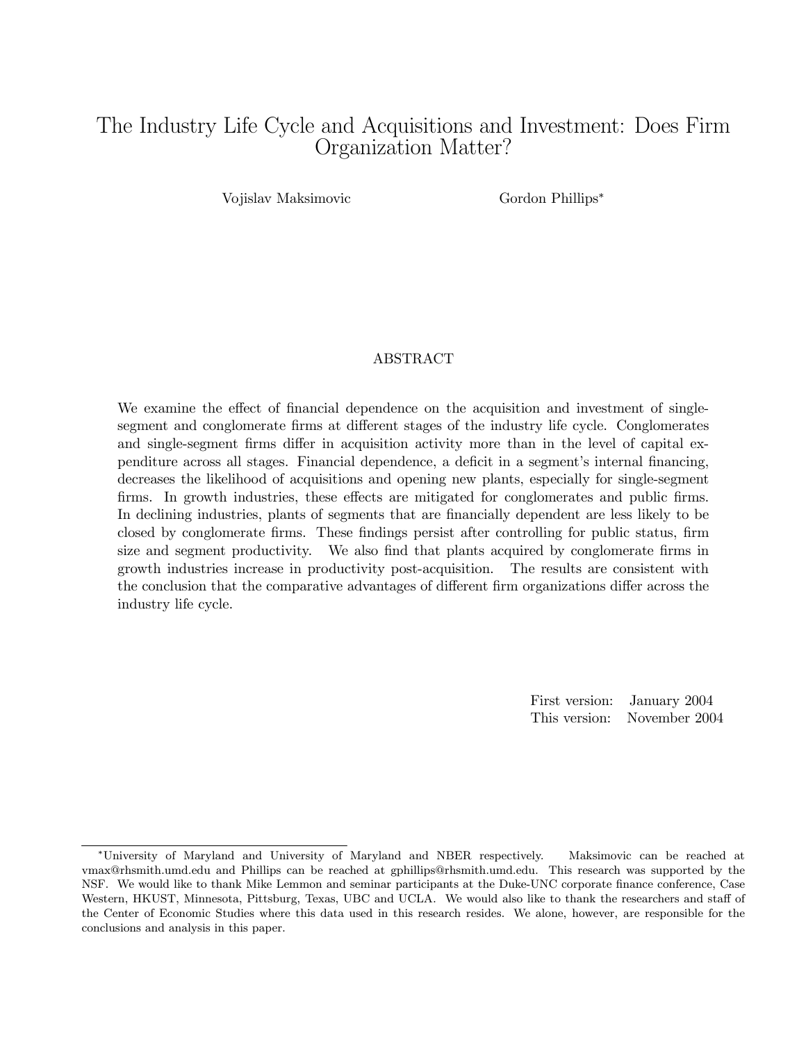# The Industry Life Cycle and Acquisitions and Investment: Does Firm Organization Matter?

Vojislav Maksimovic

Gordon Phillips*

## ABSTRACT

We examine the effect of financial dependence on the acquisition and investment of single-segment and conglomerate firms at different stages of the industry life cycle. Conglomerates and single-segment firms differ in acquisition activity more than in the level of capital expenditure across all stages. Financial dependence, a deficit in a segment's internal financing, decreases the likelihood of acquisitions and opening new plants, especially for single-segment firms. In growth industries, these effects are mitigated for conglomerates and public firms. In declining industries, plants of segments that are financially dependent are less likely to be closed by conglomerate firms. These findings persist after controlling for public status, firm size and segment productivity. We also find that plants acquired by conglomerate firms in growth industries increase in productivity post-acquisition. The results are consistent with the conclusion that the comparative advantages of different firm organizations differ across the industry life cycle.

First version: January 2004
This version: November 2004

---

*University of Maryland and University of Maryland and NBER respectively. Maksimovic can be reached at vmax@rhsmith.umd.edu and Phillips can be reached at gphillips@rhsmith.umd.edu. This research was supported by the NSF. We would like to thank Mike Lemmon and seminar participants at the Duke-UNC corporate finance conference, Case Western, HKUST, Minnesota, Pittsburg, Texas, UBC and UCLA. We would also like to thank the researchers and staff of the Center of Economic Studies where this data used in this research resides. We alone, however, are responsible for the conclusions and analysis in this paper.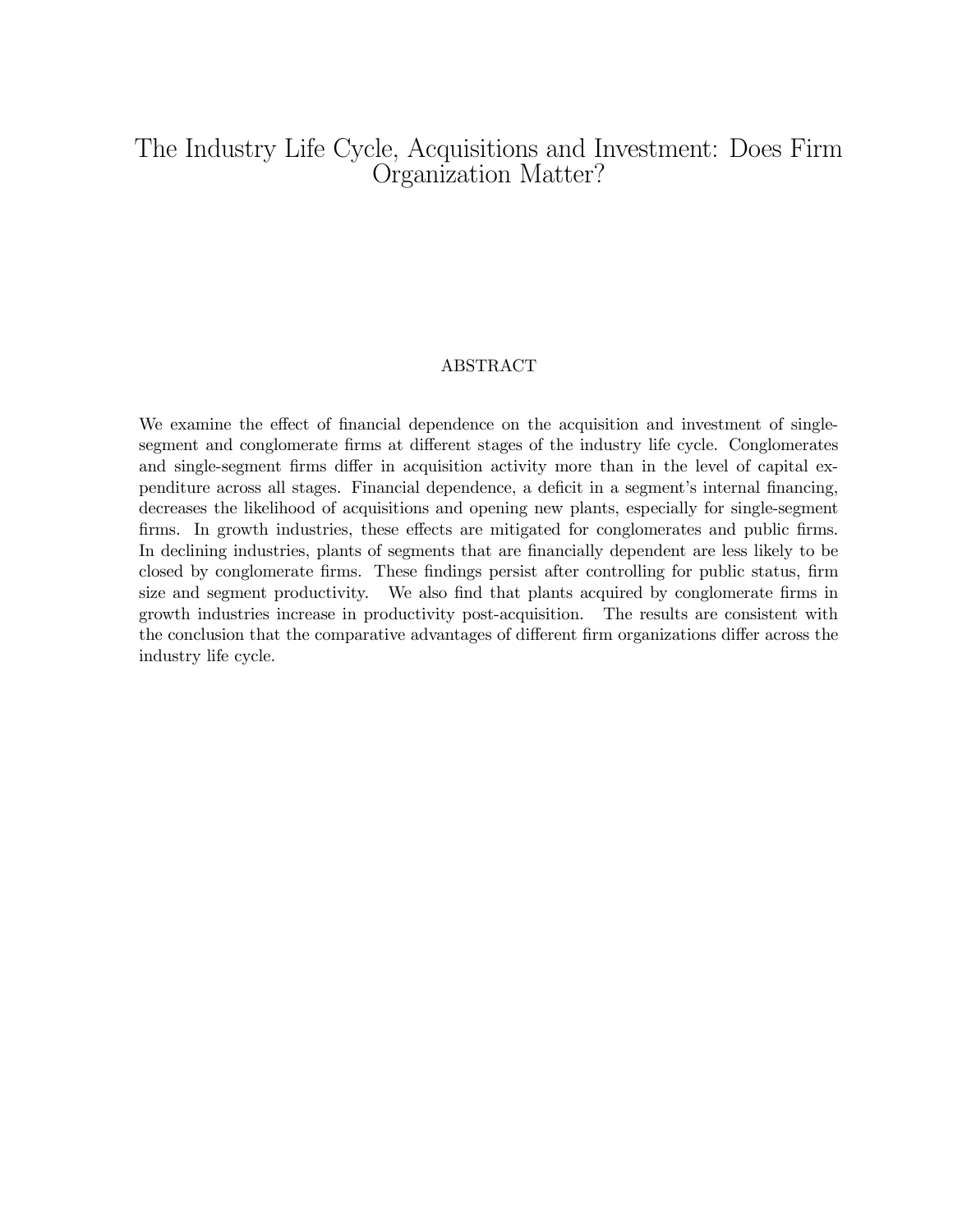# The Industry Life Cycle, Acquisitions and Investment: Does Firm Organization Matter?

## ABSTRACT

We examine the effect of financial dependence on the acquisition and investment of single-segment and conglomerate firms at different stages of the industry life cycle. Conglomerates and single-segment firms differ in acquisition activity more than in the level of capital expenditure across all stages. Financial dependence, a deficit in a segment's internal financing, decreases the likelihood of acquisitions and opening new plants, especially for single-segment firms. In growth industries, these effects are mitigated for conglomerates and public firms. In declining industries, plants of segments that are financially dependent are less likely to be closed by conglomerate firms. These findings persist after controlling for public status, firm size and segment productivity. We also find that plants acquired by conglomerate firms in growth industries increase in productivity post-acquisition. The results are consistent with the conclusion that the comparative advantages of different firm organizations differ across the industry life cycle.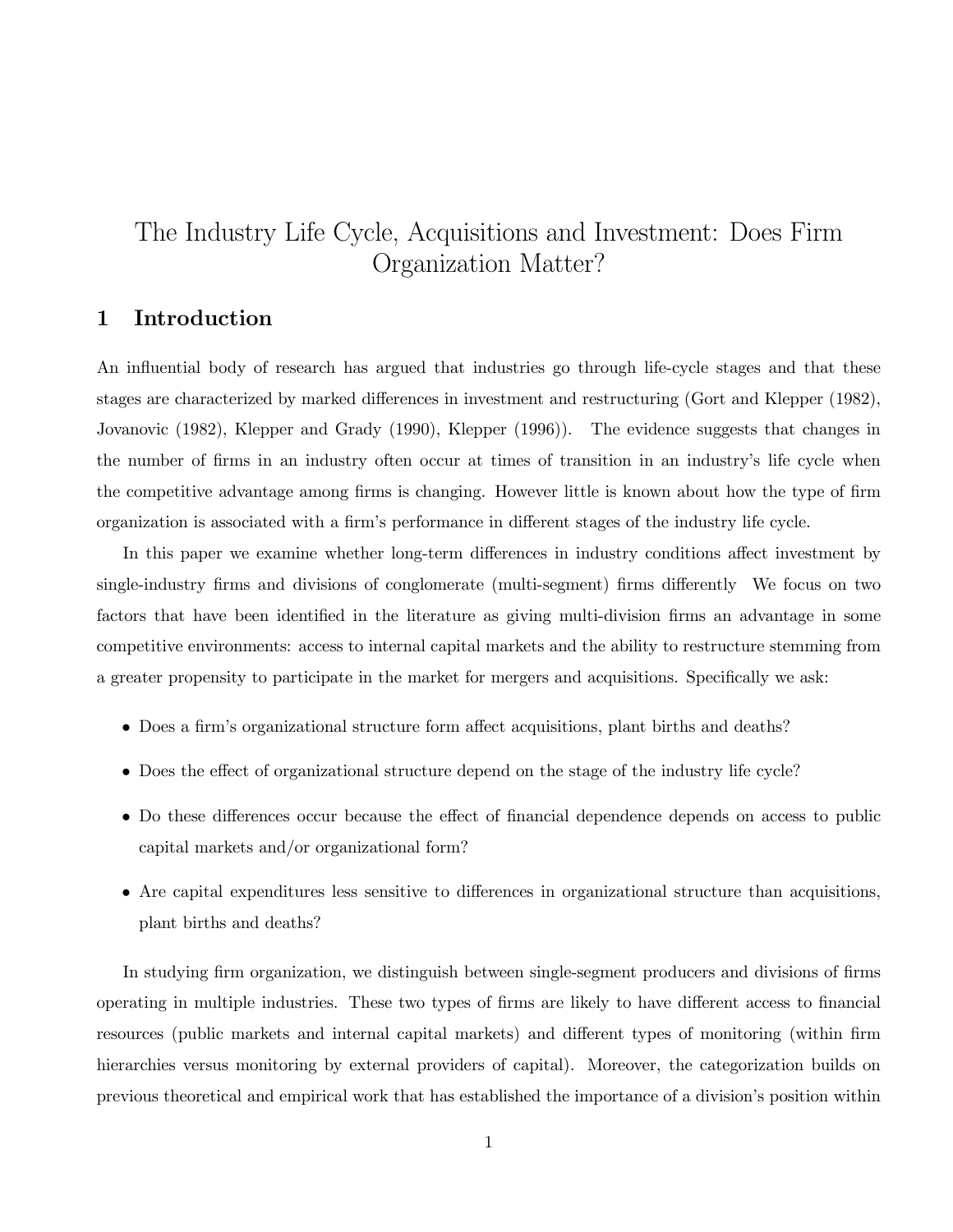# The Industry Life Cycle, Acquisitions and Investment: Does Firm Organization Matter?

## 1 Introduction

An influential body of research has argued that industries go through life-cycle stages and that these stages are characterized by marked differences in investment and restructuring (Gort and Klepper (1982), Jovanovic (1982), Klepper and Grady (1990), Klepper (1996)). The evidence suggests that changes in the number of firms in an industry often occur at times of transition in an industry's life cycle when the competitive advantage among firms is changing. However little is known about how the type of firm organization is associated with a firm's performance in different stages of the industry life cycle.

In this paper we examine whether long-term differences in industry conditions affect investment by single-industry firms and divisions of conglomerate (multi-segment) firms differently We focus on two factors that have been identified in the literature as giving multi-division firms an advantage in some competitive environments: access to internal capital markets and the ability to restructure stemming from a greater propensity to participate in the market for mergers and acquisitions. Specifically we ask:

- Does a firm's organizational structure form affect acquisitions, plant births and deaths?
- Does the effect of organizational structure depend on the stage of the industry life cycle?
- Do these differences occur because the effect of financial dependence depends on access to public capital markets and/or organizational form?
- Are capital expenditures less sensitive to differences in organizational structure than acquisitions, plant births and deaths?

In studying firm organization, we distinguish between single-segment producers and divisions of firms operating in multiple industries. These two types of firms are likely to have different access to financial resources (public markets and internal capital markets) and different types of monitoring (within firm hierarchies versus monitoring by external providers of capital). Moreover, the categorization builds on previous theoretical and empirical work that has established the importance of a division's position within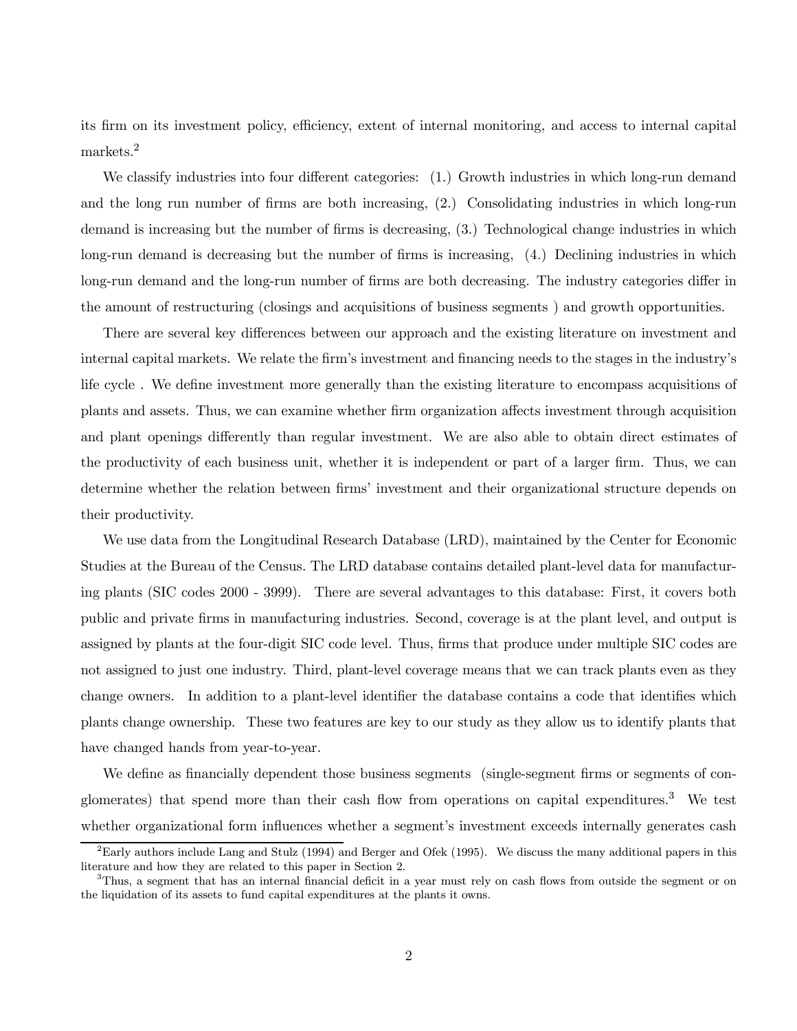its firm on its investment policy, efficiency, extent of internal monitoring, and access to internal capital markets.[2]

We classify industries into four different categories: (1.) Growth industries in which long-run demand and the long run number of firms are both increasing, (2.) Consolidating industries in which long-run demand is increasing but the number of firms is decreasing, (3.) Technological change industries in which long-run demand is decreasing but the number of firms is increasing, (4.) Declining industries in which long-run demand and the long-run number of firms are both decreasing. The industry categories differ in the amount of restructuring (closings and acquisitions of business segments ) and growth opportunities.

There are several key differences between our approach and the existing literature on investment and internal capital markets. We relate the firm's investment and financing needs to the stages in the industry's life cycle . We define investment more generally than the existing literature to encompass acquisitions of plants and assets. Thus, we can examine whether firm organization affects investment through acquisition and plant openings differently than regular investment. We are also able to obtain direct estimates of the productivity of each business unit, whether it is independent or part of a larger firm. Thus, we can determine whether the relation between firms' investment and their organizational structure depends on their productivity.

We use data from the Longitudinal Research Database (LRD), maintained by the Center for Economic Studies at the Bureau of the Census. The LRD database contains detailed plant-level data for manufacturing plants (SIC codes 2000 - 3999). There are several advantages to this database: First, it covers both public and private firms in manufacturing industries. Second, coverage is at the plant level, and output is assigned by plants at the four-digit SIC code level. Thus, firms that produce under multiple SIC codes are not assigned to just one industry. Third, plant-level coverage means that we can track plants even as they change owners. In addition to a plant-level identifier the database contains a code that identifies which plants change ownership. These two features are key to our study as they allow us to identify plants that have changed hands from year-to-year.

We define as financially dependent those business segments (single-segment firms or segments of conglomerates) that spend more than their cash flow from operations on capital expenditures.[3] We test whether organizational form influences whether a segment's investment exceeds internally generates cash

[2]Early authors include Lang and Stulz (1994) and Berger and Ofek (1995). We discuss the many additional papers in this literature and how they are related to this paper in Section 2.

[3]Thus, a segment that has an internal financial deficit in a year must rely on cash flows from outside the segment or on the liquidation of its assets to fund capital expenditures at the plants it owns.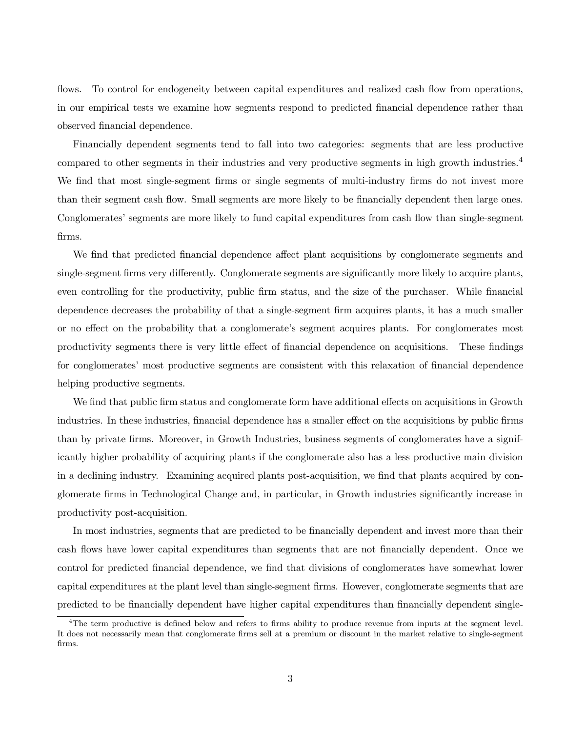flows. To control for endogeneity between capital expenditures and realized cash flow from operations, in our empirical tests we examine how segments respond to predicted financial dependence rather than observed financial dependence.

Financially dependent segments tend to fall into two categories: segments that are less productive compared to other segments in their industries and very productive segments in high growth industries.[4] We find that most single-segment firms or single segments of multi-industry firms do not invest more than their segment cash flow. Small segments are more likely to be financially dependent then large ones. Conglomerates' segments are more likely to fund capital expenditures from cash flow than single-segment firms.

We find that predicted financial dependence affect plant acquisitions by conglomerate segments and single-segment firms very differently. Conglomerate segments are significantly more likely to acquire plants, even controlling for the productivity, public firm status, and the size of the purchaser. While financial dependence decreases the probability of that a single-segment firm acquires plants, it has a much smaller or no effect on the probability that a conglomerate's segment acquires plants. For conglomerates most productivity segments there is very little effect of financial dependence on acquisitions. These findings for conglomerates' most productive segments are consistent with this relaxation of financial dependence helping productive segments.

We find that public firm status and conglomerate form have additional effects on acquisitions in Growth industries. In these industries, financial dependence has a smaller effect on the acquisitions by public firms than by private firms. Moreover, in Growth Industries, business segments of conglomerates have a significantly higher probability of acquiring plants if the conglomerate also has a less productive main division in a declining industry. Examining acquired plants post-acquisition, we find that plants acquired by conglomerate firms in Technological Change and, in particular, in Growth industries significantly increase in productivity post-acquisition.

In most industries, segments that are predicted to be financially dependent and invest more than their cash flows have lower capital expenditures than segments that are not financially dependent. Once we control for predicted financial dependence, we find that divisions of conglomerates have somewhat lower capital expenditures at the plant level than single-segment firms. However, conglomerate segments that are predicted to be financially dependent have higher capital expenditures than financially dependent single-

[4]The term productive is defined below and refers to firms ability to produce revenue from inputs at the segment level. It does not necessarily mean that conglomerate firms sell at a premium or discount in the market relative to single-segment firms.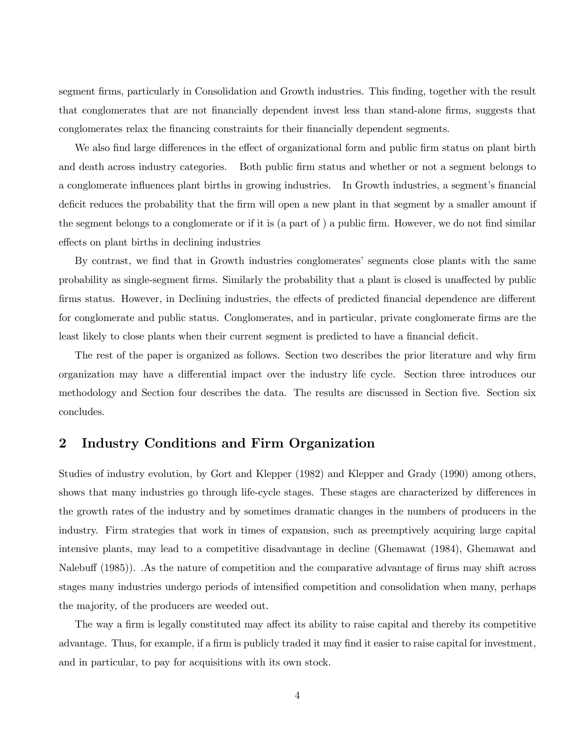segment firms, particularly in Consolidation and Growth industries. This finding, together with the result that conglomerates that are not financially dependent invest less than stand-alone firms, suggests that conglomerates relax the financing constraints for their financially dependent segments.

We also find large differences in the effect of organizational form and public firm status on plant birth and death across industry categories. Both public firm status and whether or not a segment belongs to a conglomerate influences plant births in growing industries. In Growth industries, a segment's financial deficit reduces the probability that the firm will open a new plant in that segment by a smaller amount if the segment belongs to a conglomerate or if it is (a part of ) a public firm. However, we do not find similar effects on plant births in declining industries

By contrast, we find that in Growth industries conglomerates' segments close plants with the same probability as single-segment firms. Similarly the probability that a plant is closed is unaffected by public firms status. However, in Declining industries, the effects of predicted financial dependence are different for conglomerate and public status. Conglomerates, and in particular, private conglomerate firms are the least likely to close plants when their current segment is predicted to have a financial deficit.

The rest of the paper is organized as follows. Section two describes the prior literature and why firm organization may have a differential impact over the industry life cycle. Section three introduces our methodology and Section four describes the data. The results are discussed in Section five. Section six concludes.

## 2 Industry Conditions and Firm Organization

Studies of industry evolution, by Gort and Klepper (1982) and Klepper and Grady (1990) among others, shows that many industries go through life-cycle stages. These stages are characterized by differences in the growth rates of the industry and by sometimes dramatic changes in the numbers of producers in the industry. Firm strategies that work in times of expansion, such as preemptively acquiring large capital intensive plants, may lead to a competitive disadvantage in decline (Ghemawat (1984), Ghemawat and Nalebuff (1985)). .As the nature of competition and the comparative advantage of firms may shift across stages many industries undergo periods of intensified competition and consolidation when many, perhaps the majority, of the producers are weeded out.

The way a firm is legally constituted may affect its ability to raise capital and thereby its competitive advantage. Thus, for example, if a firm is publicly traded it may find it easier to raise capital for investment, and in particular, to pay for acquisitions with its own stock.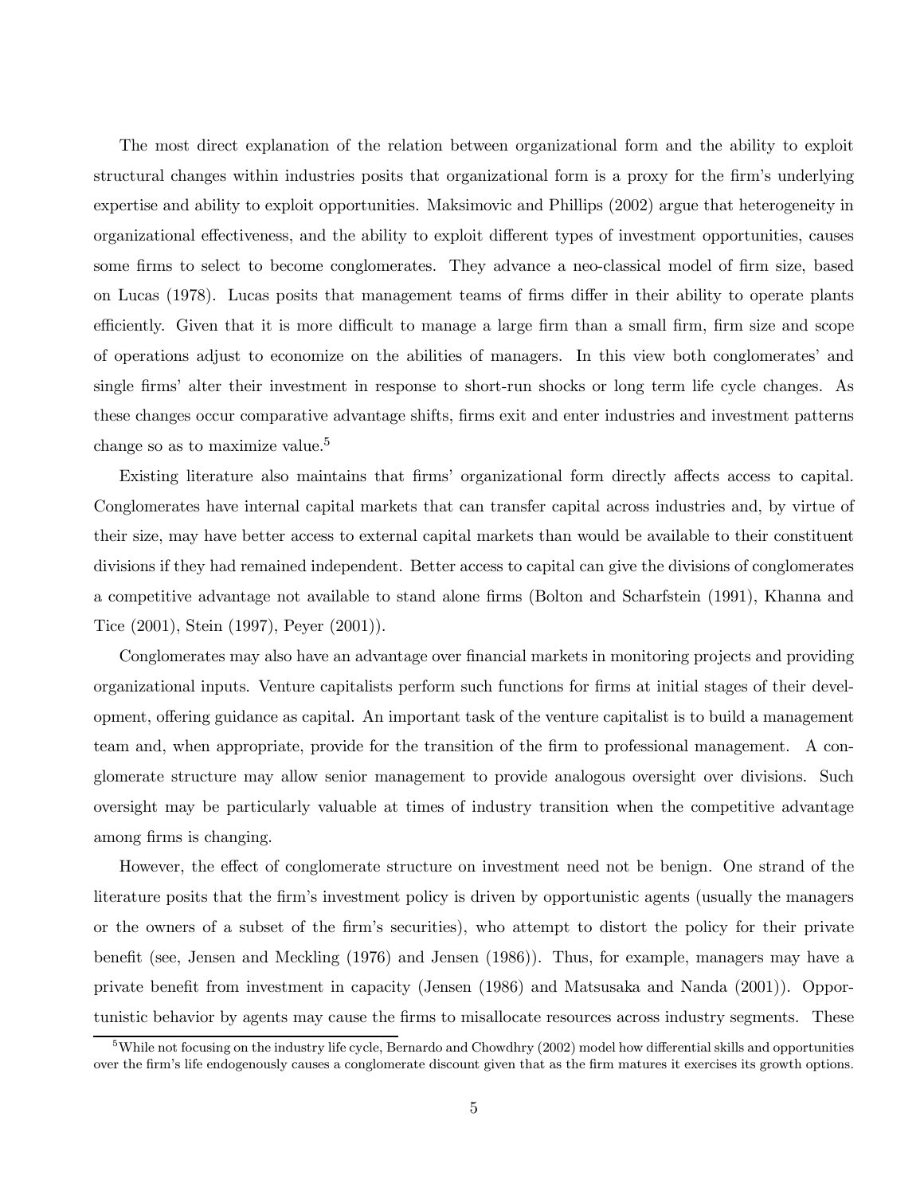The most direct explanation of the relation between organizational form and the ability to exploit structural changes within industries posits that organizational form is a proxy for the firm's underlying expertise and ability to exploit opportunities. Maksimovic and Phillips (2002) argue that heterogeneity in organizational effectiveness, and the ability to exploit different types of investment opportunities, causes some firms to select to become conglomerates. They advance a neo-classical model of firm size, based on Lucas (1978). Lucas posits that management teams of firms differ in their ability to operate plants efficiently. Given that it is more difficult to manage a large firm than a small firm, firm size and scope of operations adjust to economize on the abilities of managers. In this view both conglomerates' and single firms' alter their investment in response to short-run shocks or long term life cycle changes. As these changes occur comparative advantage shifts, firms exit and enter industries and investment patterns change so as to maximize value.[5]

Existing literature also maintains that firms' organizational form directly affects access to capital. Conglomerates have internal capital markets that can transfer capital across industries and, by virtue of their size, may have better access to external capital markets than would be available to their constituent divisions if they had remained independent. Better access to capital can give the divisions of conglomerates a competitive advantage not available to stand alone firms (Bolton and Scharfstein (1991), Khanna and Tice (2001), Stein (1997), Peyer (2001)).

Conglomerates may also have an advantage over financial markets in monitoring projects and providing organizational inputs. Venture capitalists perform such functions for firms at initial stages of their development, offering guidance as capital. An important task of the venture capitalist is to build a management team and, when appropriate, provide for the transition of the firm to professional management. A conglomerate structure may allow senior management to provide analogous oversight over divisions. Such oversight may be particularly valuable at times of industry transition when the competitive advantage among firms is changing.

However, the effect of conglomerate structure on investment need not be benign. One strand of the literature posits that the firm's investment policy is driven by opportunistic agents (usually the managers or the owners of a subset of the firm's securities), who attempt to distort the policy for their private benefit (see, Jensen and Meckling (1976) and Jensen (1986)). Thus, for example, managers may have a private benefit from investment in capacity (Jensen (1986) and Matsusaka and Nanda (2001)). Opportunistic behavior by agents may cause the firms to misallocate resources across industry segments. These

[5] While not focusing on the industry life cycle, Bernardo and Chowdhry (2002) model how differential skills and opportunities over the firm's life endogenously causes a conglomerate discount given that as the firm matures it exercises its growth options.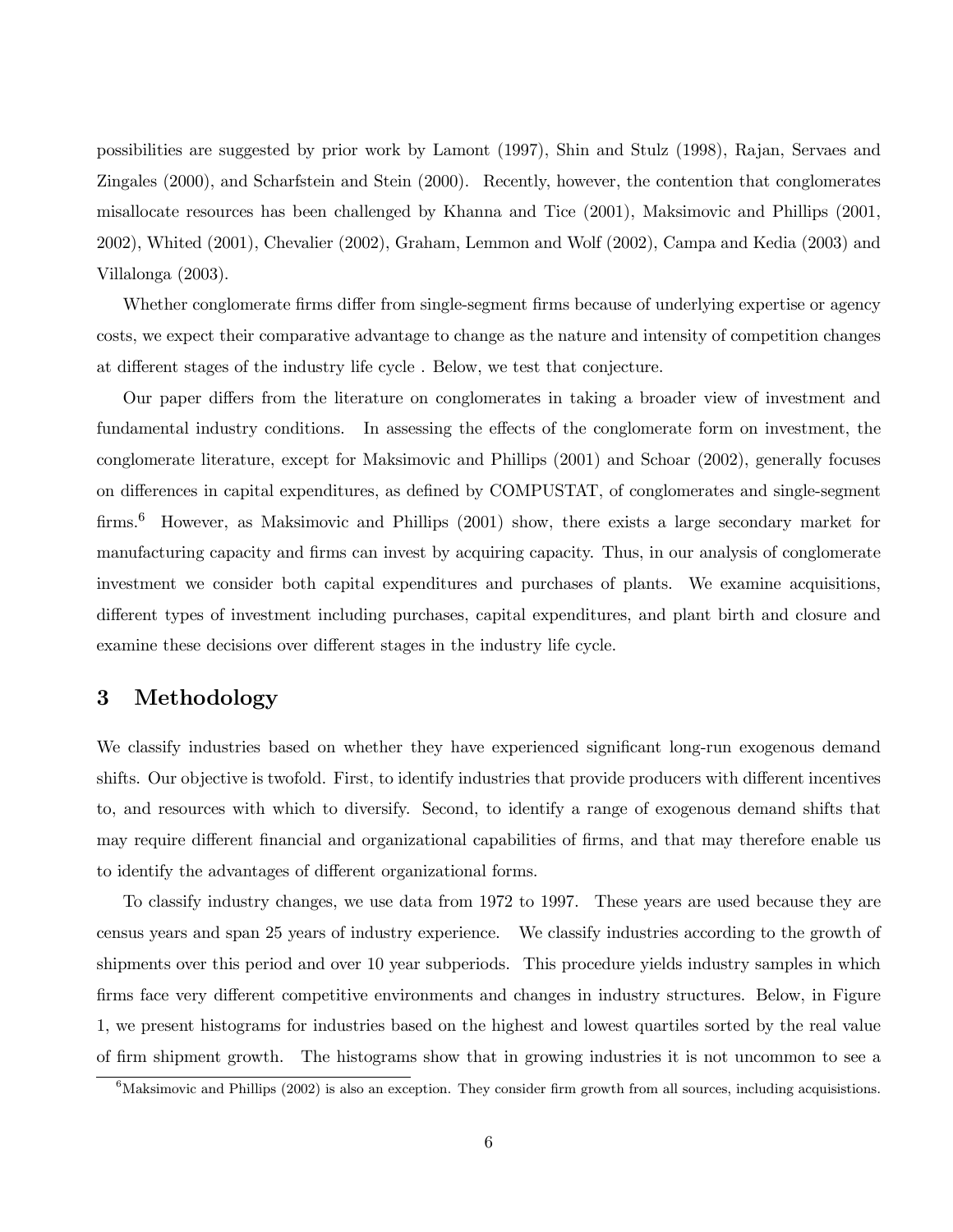possibilities are suggested by prior work by Lamont (1997), Shin and Stulz (1998), Rajan, Servaes and Zingales (2000), and Scharfstein and Stein (2000). Recently, however, the contention that conglomerates misallocate resources has been challenged by Khanna and Tice (2001), Maksimovic and Phillips (2001, 2002), Whited (2001), Chevalier (2002), Graham, Lemmon and Wolf (2002), Campa and Kedia (2003) and Villalonga (2003).

Whether conglomerate firms differ from single-segment firms because of underlying expertise or agency costs, we expect their comparative advantage to change as the nature and intensity of competition changes at different stages of the industry life cycle . Below, we test that conjecture.

Our paper differs from the literature on conglomerates in taking a broader view of investment and fundamental industry conditions. In assessing the effects of the conglomerate form on investment, the conglomerate literature, except for Maksimovic and Phillips (2001) and Schoar (2002), generally focuses on differences in capital expenditures, as defined by COMPUSTAT, of conglomerates and single-segment firms.[6] However, as Maksimovic and Phillips (2001) show, there exists a large secondary market for manufacturing capacity and firms can invest by acquiring capacity. Thus, in our analysis of conglomerate investment we consider both capital expenditures and purchases of plants. We examine acquisitions, different types of investment including purchases, capital expenditures, and plant birth and closure and examine these decisions over different stages in the industry life cycle.

## 3 Methodology

We classify industries based on whether they have experienced significant long-run exogenous demand shifts. Our objective is twofold. First, to identify industries that provide producers with different incentives to, and resources with which to diversify. Second, to identify a range of exogenous demand shifts that may require different financial and organizational capabilities of firms, and that may therefore enable us to identify the advantages of different organizational forms.

To classify industry changes, we use data from 1972 to 1997. These years are used because they are census years and span 25 years of industry experience. We classify industries according to the growth of shipments over this period and over 10 year subperiods. This procedure yields industry samples in which firms face very different competitive environments and changes in industry structures. Below, in Figure 1, we present histograms for industries based on the highest and lowest quartiles sorted by the real value of firm shipment growth. The histograms show that in growing industries it is not uncommon to see a

[6] Maksimovic and Phillips (2002) is also an exception. They consider firm growth from all sources, including acquisistions.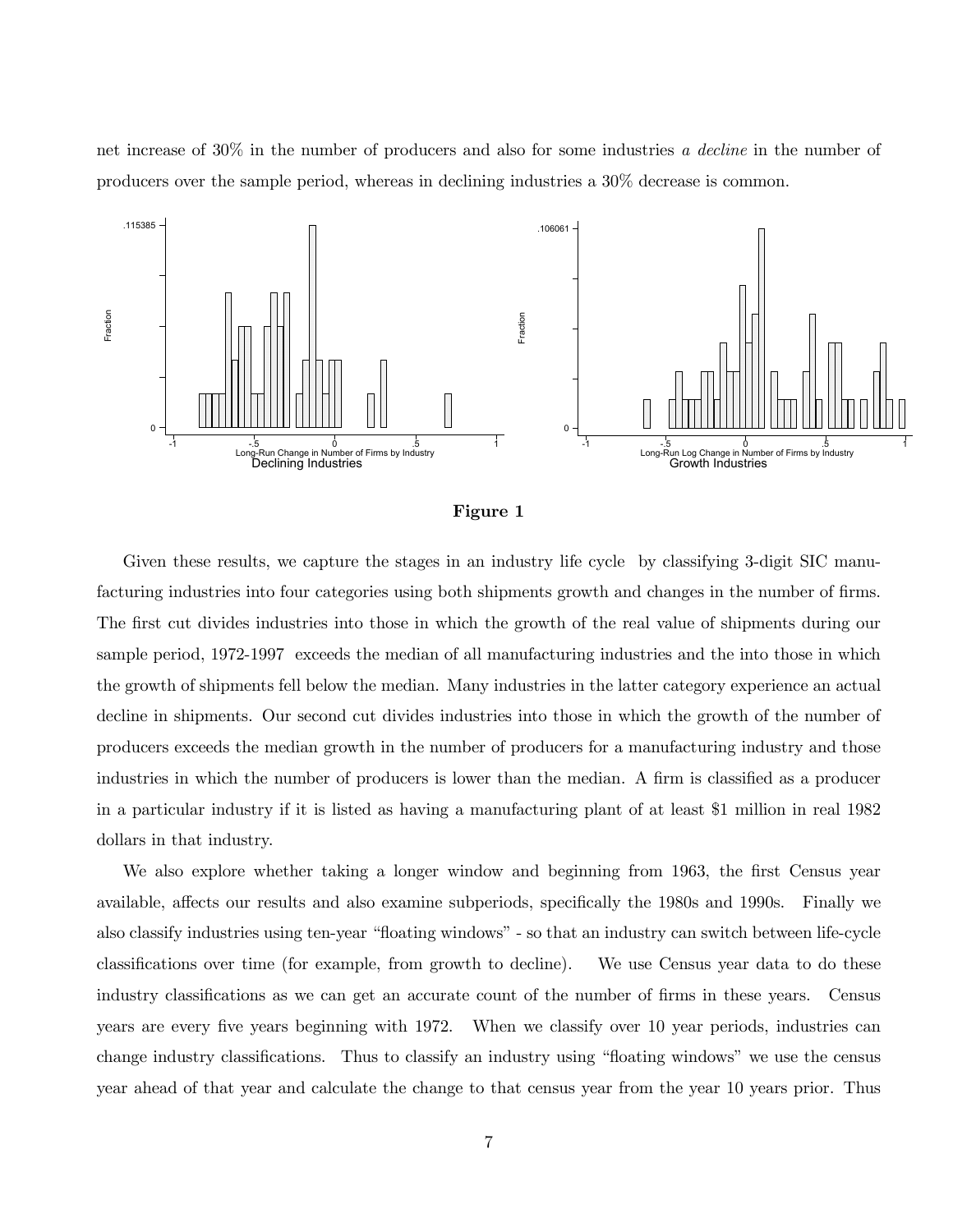net increase of 30% in the number of producers and also for some industries *a decline* in the number of producers over the sample period, whereas in declining industries a 30% decrease is common.

**Figure 1**

Given these results, we capture the stages in an industry life cycle by classifying 3-digit SIC manufacturing industries into four categories using both shipments growth and changes in the number of firms. The first cut divides industries into those in which the growth of the real value of shipments during our sample period, 1972-1997 exceeds the median of all manufacturing industries and the into those in which the growth of shipments fell below the median. Many industries in the latter category experience an actual decline in shipments. Our second cut divides industries into those in which the growth of the number of producers exceeds the median growth in the number of producers for a manufacturing industry and those industries in which the number of producers is lower than the median. A firm is classified as a producer in a particular industry if it is listed as having a manufacturing plant of at least $1 million in real 1982 dollars in that industry.

We also explore whether taking a longer window and beginning from 1963, the first Census year available, affects our results and also examine subperiods, specifically the 1980s and 1990s. Finally we also classify industries using ten-year "floating windows" - so that an industry can switch between life-cycle classifications over time (for example, from growth to decline). We use Census year data to do these industry classifications as we can get an accurate count of the number of firms in these years. Census years are every five years beginning with 1972. When we classify over 10 year periods, industries can change industry classifications. Thus to classify an industry using "floating windows" we use the census year ahead of that year and calculate the change to that census year from the year 10 years prior. Thus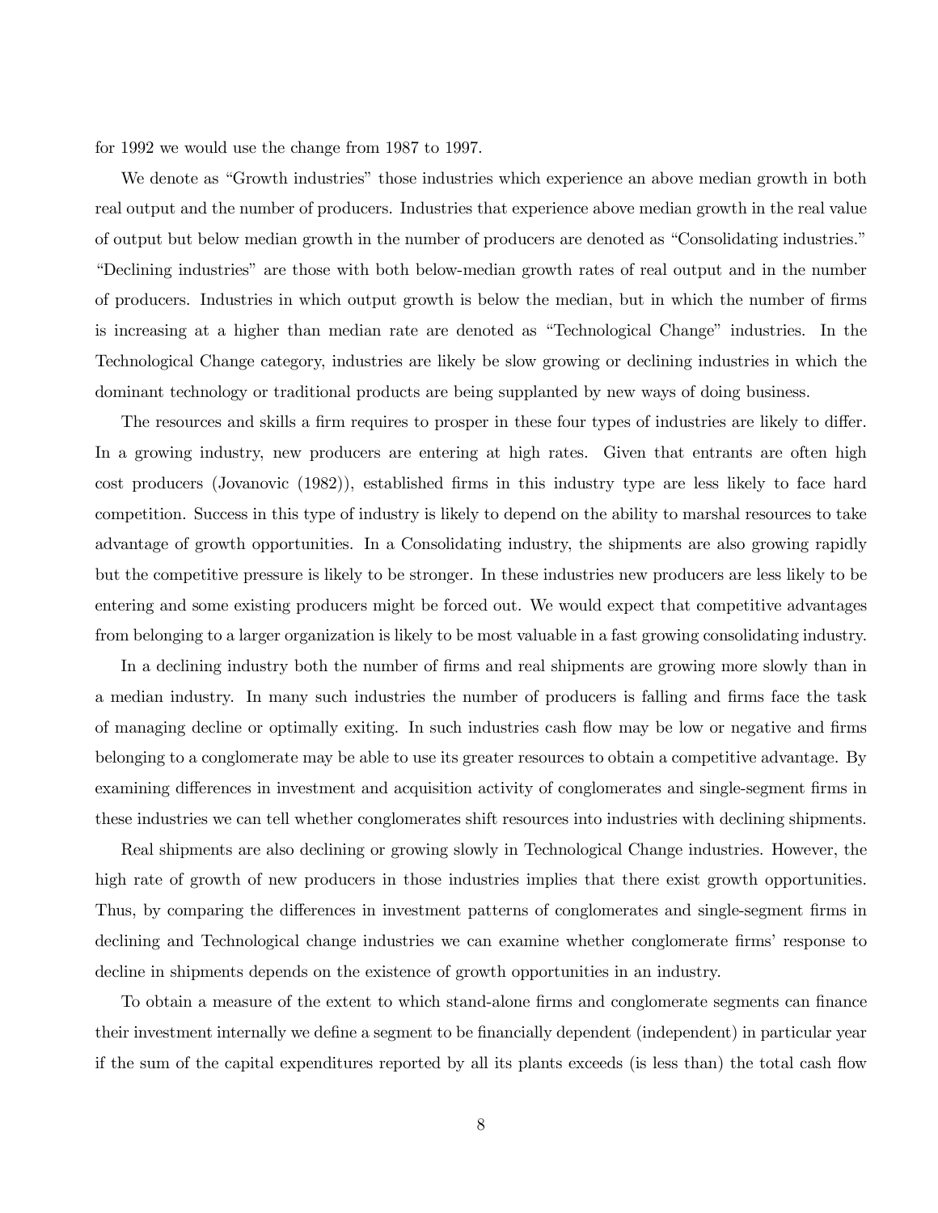for 1992 we would use the change from 1987 to 1997.

We denote as "Growth industries" those industries which experience an above median growth in both real output and the number of producers. Industries that experience above median growth in the real value of output but below median growth in the number of producers are denoted as "Consolidating industries." "Declining industries" are those with both below-median growth rates of real output and in the number of producers. Industries in which output growth is below the median, but in which the number of firms is increasing at a higher than median rate are denoted as "Technological Change" industries. In the Technological Change category, industries are likely be slow growing or declining industries in which the dominant technology or traditional products are being supplanted by new ways of doing business.

The resources and skills a firm requires to prosper in these four types of industries are likely to differ. In a growing industry, new producers are entering at high rates. Given that entrants are often high cost producers (Jovanovic (1982)), established firms in this industry type are less likely to face hard competition. Success in this type of industry is likely to depend on the ability to marshal resources to take advantage of growth opportunities. In a Consolidating industry, the shipments are also growing rapidly but the competitive pressure is likely to be stronger. In these industries new producers are less likely to be entering and some existing producers might be forced out. We would expect that competitive advantages from belonging to a larger organization is likely to be most valuable in a fast growing consolidating industry.

In a declining industry both the number of firms and real shipments are growing more slowly than in a median industry. In many such industries the number of producers is falling and firms face the task of managing decline or optimally exiting. In such industries cash flow may be low or negative and firms belonging to a conglomerate may be able to use its greater resources to obtain a competitive advantage. By examining differences in investment and acquisition activity of conglomerates and single-segment firms in these industries we can tell whether conglomerates shift resources into industries with declining shipments.

Real shipments are also declining or growing slowly in Technological Change industries. However, the high rate of growth of new producers in those industries implies that there exist growth opportunities. Thus, by comparing the differences in investment patterns of conglomerates and single-segment firms in declining and Technological change industries we can examine whether conglomerate firms' response to decline in shipments depends on the existence of growth opportunities in an industry.

To obtain a measure of the extent to which stand-alone firms and conglomerate segments can finance their investment internally we define a segment to be financially dependent (independent) in particular year if the sum of the capital expenditures reported by all its plants exceeds (is less than) the total cash flow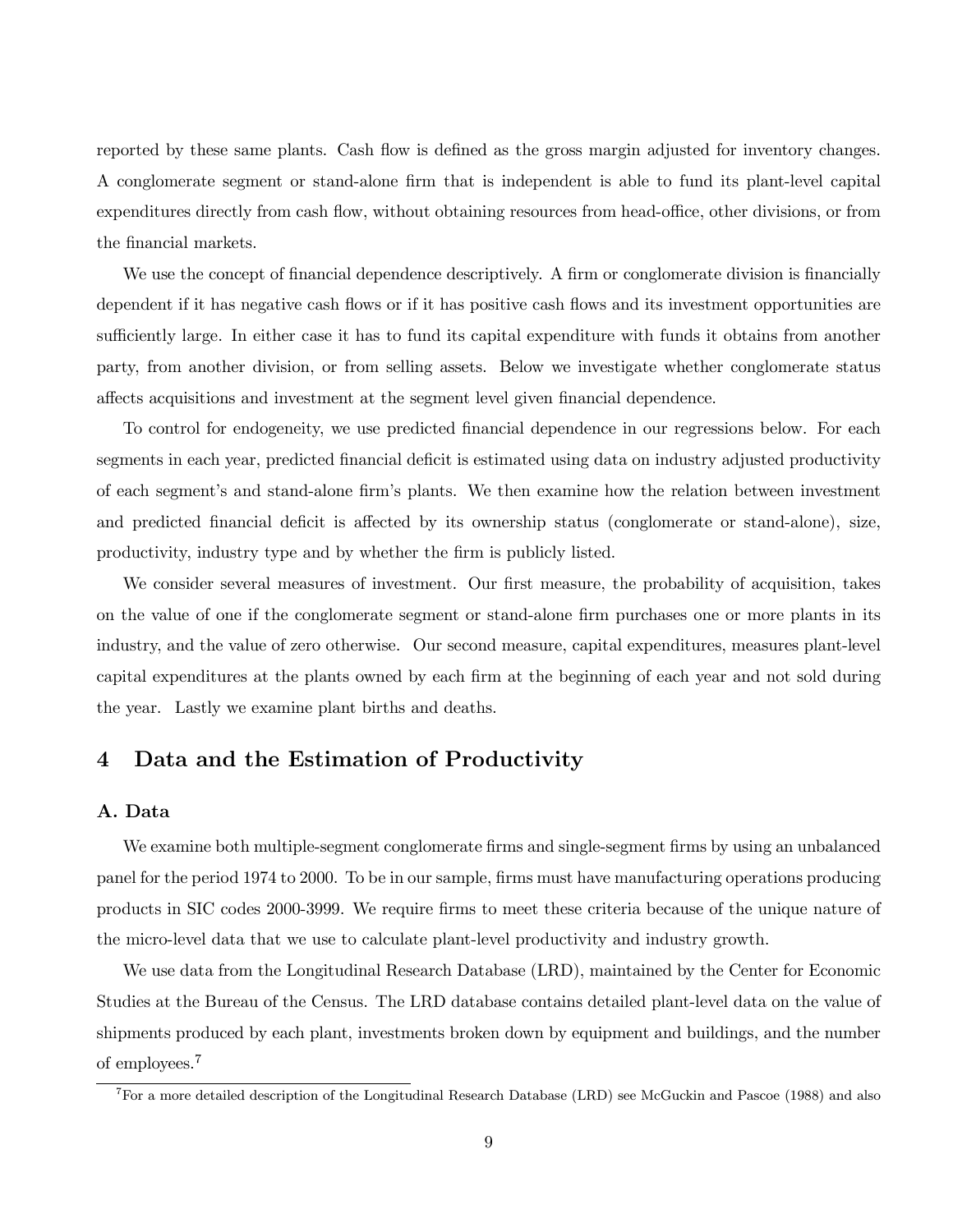reported by these same plants. Cash flow is defined as the gross margin adjusted for inventory changes. A conglomerate segment or stand-alone firm that is independent is able to fund its plant-level capital expenditures directly from cash flow, without obtaining resources from head-office, other divisions, or from the financial markets.

We use the concept of financial dependence descriptively. A firm or conglomerate division is financially dependent if it has negative cash flows or if it has positive cash flows and its investment opportunities are sufficiently large. In either case it has to fund its capital expenditure with funds it obtains from another party, from another division, or from selling assets. Below we investigate whether conglomerate status affects acquisitions and investment at the segment level given financial dependence.

To control for endogeneity, we use predicted financial dependence in our regressions below. For each segments in each year, predicted financial deficit is estimated using data on industry adjusted productivity of each segment's and stand-alone firm's plants. We then examine how the relation between investment and predicted financial deficit is affected by its ownership status (conglomerate or stand-alone), size, productivity, industry type and by whether the firm is publicly listed.

We consider several measures of investment. Our first measure, the probability of acquisition, takes on the value of one if the conglomerate segment or stand-alone firm purchases one or more plants in its industry, and the value of zero otherwise. Our second measure, capital expenditures, measures plant-level capital expenditures at the plants owned by each firm at the beginning of each year and not sold during the year. Lastly we examine plant births and deaths.

# 4 Data and the Estimation of Productivity

### A. Data

We examine both multiple-segment conglomerate firms and single-segment firms by using an unbalanced panel for the period 1974 to 2000. To be in our sample, firms must have manufacturing operations producing products in SIC codes 2000-3999. We require firms to meet these criteria because of the unique nature of the micro-level data that we use to calculate plant-level productivity and industry growth.

We use data from the Longitudinal Research Database (LRD), maintained by the Center for Economic Studies at the Bureau of the Census. The LRD database contains detailed plant-level data on the value of shipments produced by each plant, investments broken down by equipment and buildings, and the number of employees.[7]

[7]For a more detailed description of the Longitudinal Research Database (LRD) see McGuckin and Pascoe (1988) and also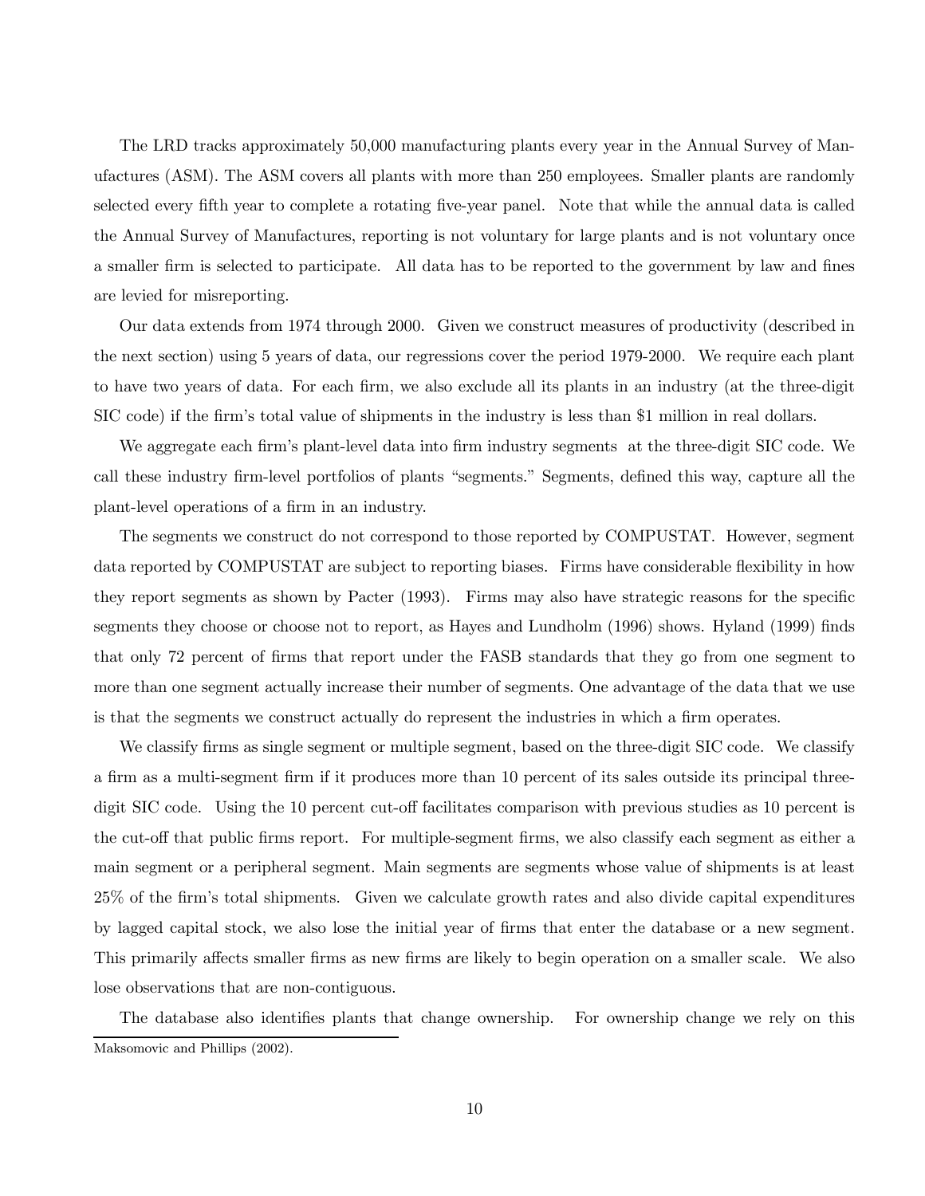The LRD tracks approximately 50,000 manufacturing plants every year in the Annual Survey of Manufactures (ASM). The ASM covers all plants with more than 250 employees. Smaller plants are randomly selected every fifth year to complete a rotating five-year panel. Note that while the annual data is called the Annual Survey of Manufactures, reporting is not voluntary for large plants and is not voluntary once a smaller firm is selected to participate. All data has to be reported to the government by law and fines are levied for misreporting.

Our data extends from 1974 through 2000. Given we construct measures of productivity (described in the next section) using 5 years of data, our regressions cover the period 1979-2000. We require each plant to have two years of data. For each firm, we also exclude all its plants in an industry (at the three-digit SIC code) if the firm's total value of shipments in the industry is less than $1 million in real dollars.

We aggregate each firm's plant-level data into firm industry segments at the three-digit SIC code. We call these industry firm-level portfolios of plants "segments." Segments, defined this way, capture all the plant-level operations of a firm in an industry.

The segments we construct do not correspond to those reported by COMPUSTAT. However, segment data reported by COMPUSTAT are subject to reporting biases. Firms have considerable flexibility in how they report segments as shown by Pacter (1993). Firms may also have strategic reasons for the specific segments they choose or choose not to report, as Hayes and Lundholm (1996) shows. Hyland (1999) finds that only 72 percent of firms that report under the FASB standards that they go from one segment to more than one segment actually increase their number of segments. One advantage of the data that we use is that the segments we construct actually do represent the industries in which a firm operates.

We classify firms as single segment or multiple segment, based on the three-digit SIC code. We classify a firm as a multi-segment firm if it produces more than 10 percent of its sales outside its principal three-digit SIC code. Using the 10 percent cut-off facilitates comparison with previous studies as 10 percent is the cut-off that public firms report. For multiple-segment firms, we also classify each segment as either a main segment or a peripheral segment. Main segments are segments whose value of shipments is at least 25% of the firm's total shipments. Given we calculate growth rates and also divide capital expenditures by lagged capital stock, we also lose the initial year of firms that enter the database or a new segment. This primarily affects smaller firms as new firms are likely to begin operation on a smaller scale. We also lose observations that are non-contiguous.

The database also identifies plants that change ownership. For ownership change we rely on this

---

Maksomovic and Phillips (2002).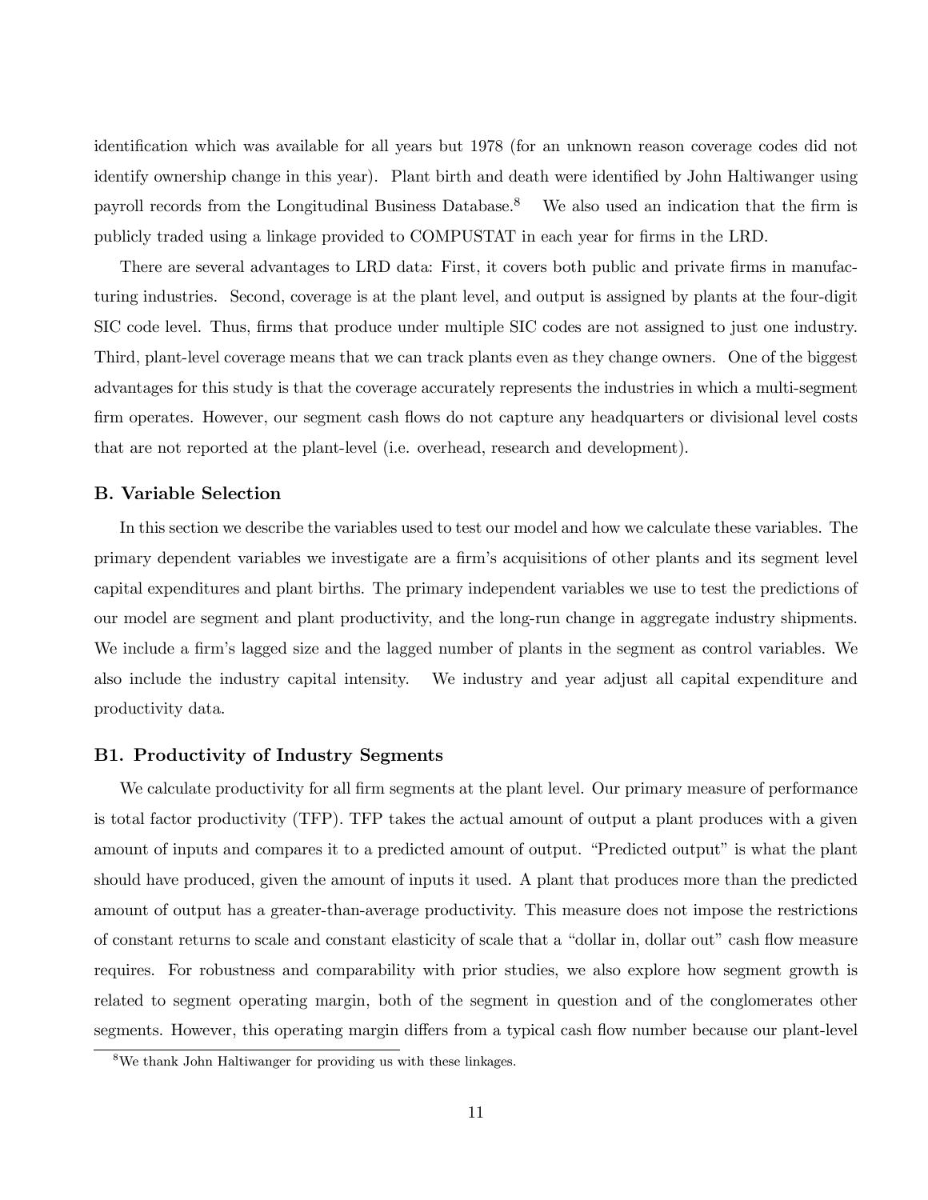identification which was available for all years but 1978 (for an unknown reason coverage codes did not identify ownership change in this year). Plant birth and death were identified by John Haltiwanger using payroll records from the Longitudinal Business Database.[8] We also used an indication that the firm is publicly traded using a linkage provided to COMPUSTAT in each year for firms in the LRD.

There are several advantages to LRD data: First, it covers both public and private firms in manufacturing industries. Second, coverage is at the plant level, and output is assigned by plants at the four-digit SIC code level. Thus, firms that produce under multiple SIC codes are not assigned to just one industry. Third, plant-level coverage means that we can track plants even as they change owners. One of the biggest advantages for this study is that the coverage accurately represents the industries in which a multi-segment firm operates. However, our segment cash flows do not capture any headquarters or divisional level costs that are not reported at the plant-level (i.e. overhead, research and development).

### B. Variable Selection

In this section we describe the variables used to test our model and how we calculate these variables. The primary dependent variables we investigate are a firm's acquisitions of other plants and its segment level capital expenditures and plant births. The primary independent variables we use to test the predictions of our model are segment and plant productivity, and the long-run change in aggregate industry shipments. We include a firm's lagged size and the lagged number of plants in the segment as control variables. We also include the industry capital intensity. We industry and year adjust all capital expenditure and productivity data.

### B1. Productivity of Industry Segments

We calculate productivity for all firm segments at the plant level. Our primary measure of performance is total factor productivity (TFP). TFP takes the actual amount of output a plant produces with a given amount of inputs and compares it to a predicted amount of output. "Predicted output" is what the plant should have produced, given the amount of inputs it used. A plant that produces more than the predicted amount of output has a greater-than-average productivity. This measure does not impose the restrictions of constant returns to scale and constant elasticity of scale that a "dollar in, dollar out" cash flow measure requires. For robustness and comparability with prior studies, we also explore how segment growth is related to segment operating margin, both of the segment in question and of the conglomerates other segments. However, this operating margin differs from a typical cash flow number because our plant-level

[8] We thank John Haltiwanger for providing us with these linkages.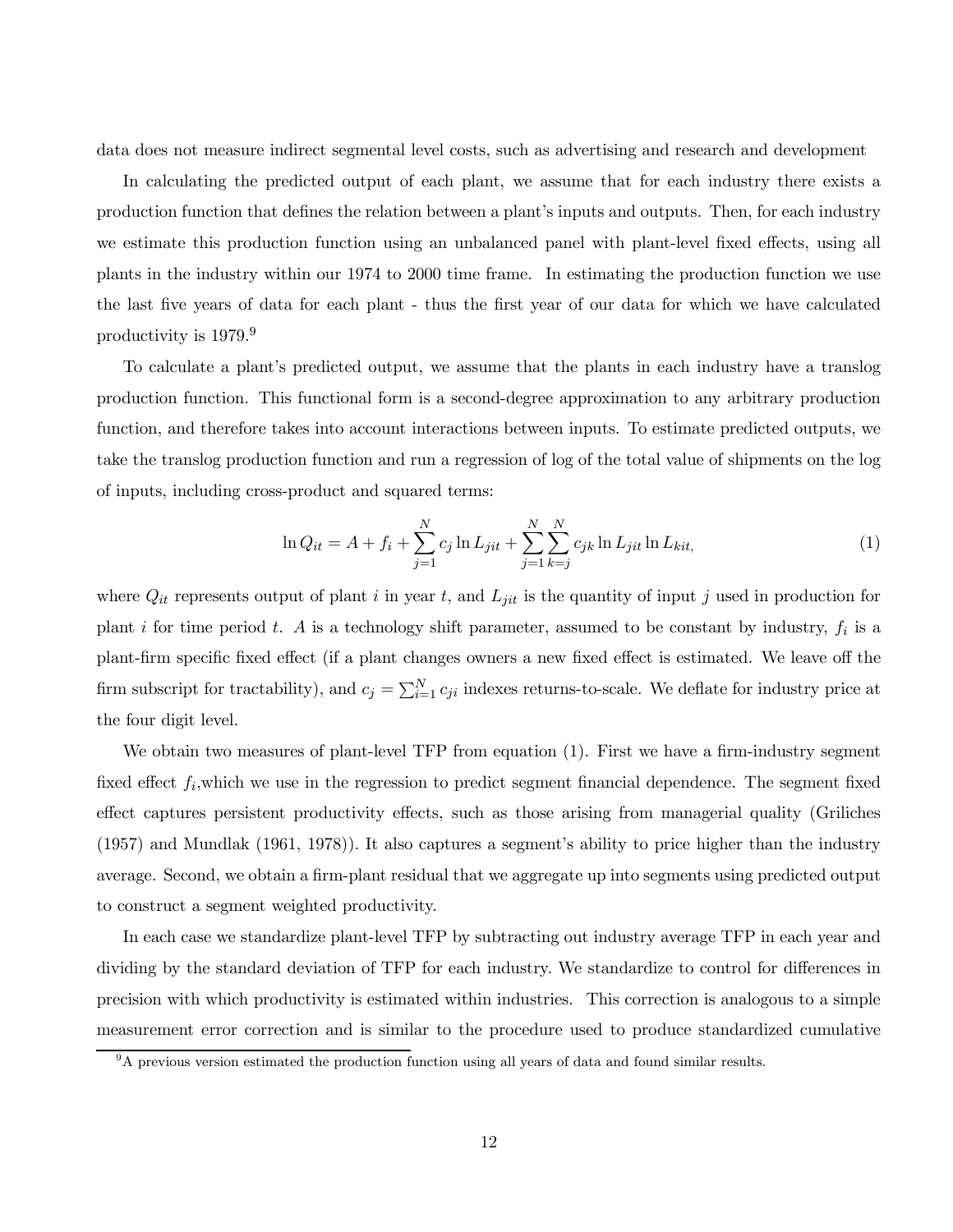data does not measure indirect segmental level costs, such as advertising and research and development

In calculating the predicted output of each plant, we assume that for each industry there exists a production function that defines the relation between a plant's inputs and outputs. Then, for each industry we estimate this production function using an unbalanced panel with plant-level fixed effects, using all plants in the industry within our 1974 to 2000 time frame. In estimating the production function we use the last five years of data for each plant - thus the first year of our data for which we have calculated productivity is 1979.[9]

To calculate a plant's predicted output, we assume that the plants in each industry have a translog production function. This functional form is a second-degree approximation to any arbitrary production function, and therefore takes into account interactions between inputs. To estimate predicted outputs, we take the translog production function and run a regression of log of the total value of shipments on the log of inputs, including cross-product and squared terms:

$$\ln Q_{it} = A + f_i + \sum_{j=1}^{N} c_j \ln L_{jit} + \sum_{j=1}^{N} \sum_{k=j}^{N} c_{jk} \ln L_{jit} \ln L_{kit}, \tag{1}$$

where $Q_{it}$ represents output of plant $i$ in year $t$, and $L_{jit}$ is the quantity of input $j$ used in production for plant $i$ for time period $t$. $A$ is a technology shift parameter, assumed to be constant by industry, $f_i$ is a plant-firm specific fixed effect (if a plant changes owners a new fixed effect is estimated. We leave off the firm subscript for tractability), and $c_j = \sum_{i=1}^{N} c_{ji}$ indexes returns-to-scale. We deflate for industry price at the four digit level.

We obtain two measures of plant-level TFP from equation (1). First we have a firm-industry segment fixed effect $f_i$,which we use in the regression to predict segment financial dependence. The segment fixed effect captures persistent productivity effects, such as those arising from managerial quality (Griliches (1957) and Mundlak (1961, 1978)). It also captures a segment's ability to price higher than the industry average. Second, we obtain a firm-plant residual that we aggregate up into segments using predicted output to construct a segment weighted productivity.

In each case we standardize plant-level TFP by subtracting out industry average TFP in each year and dividing by the standard deviation of TFP for each industry. We standardize to control for differences in precision with which productivity is estimated within industries. This correction is analogous to a simple measurement error correction and is similar to the procedure used to produce standardized cumulative

[9] A previous version estimated the production function using all years of data and found similar results.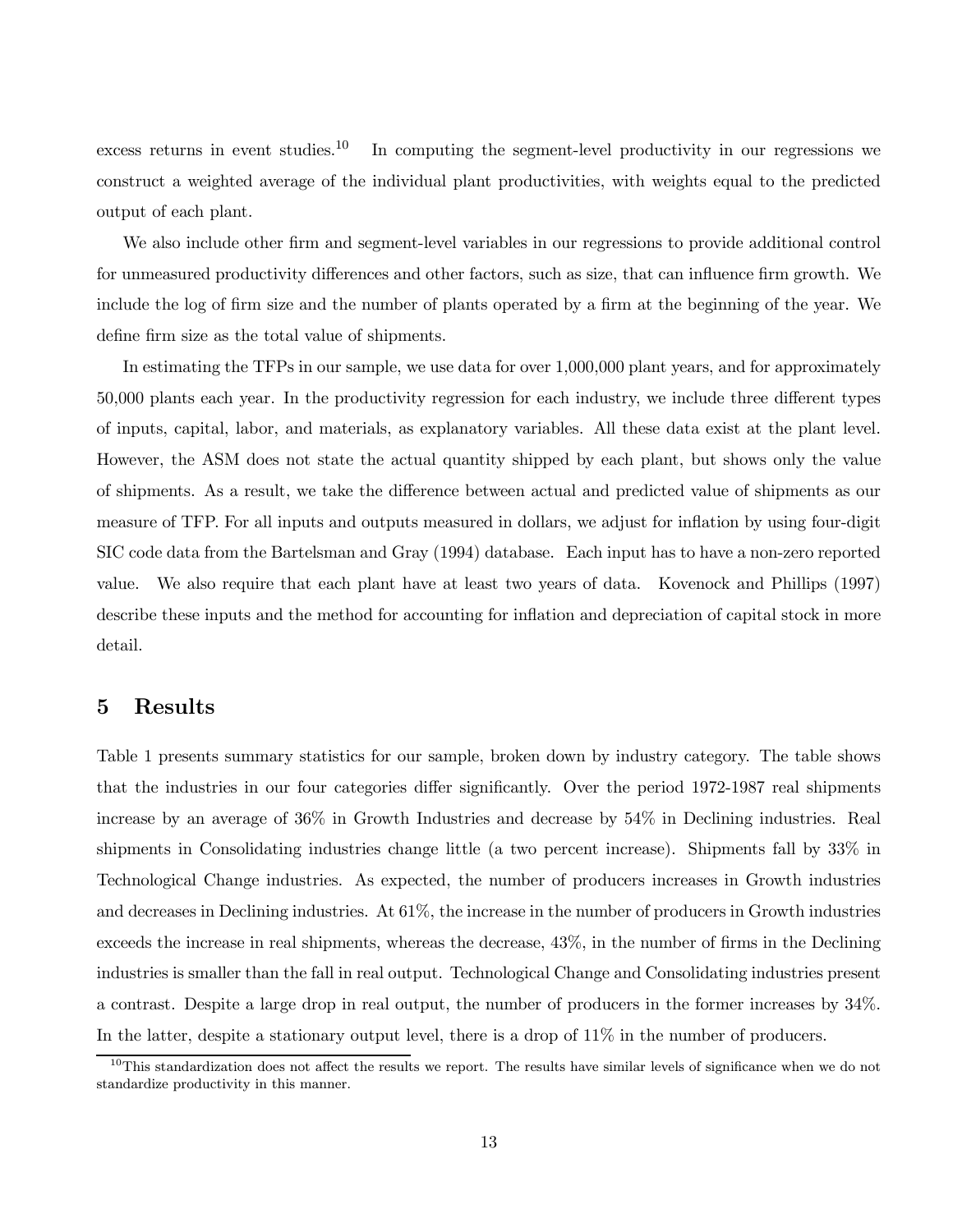excess returns in event studies.[10] In computing the segment-level productivity in our regressions we construct a weighted average of the individual plant productivities, with weights equal to the predicted output of each plant.

We also include other firm and segment-level variables in our regressions to provide additional control for unmeasured productivity differences and other factors, such as size, that can influence firm growth. We include the log of firm size and the number of plants operated by a firm at the beginning of the year. We define firm size as the total value of shipments.

In estimating the TFPs in our sample, we use data for over 1,000,000 plant years, and for approximately 50,000 plants each year. In the productivity regression for each industry, we include three different types of inputs, capital, labor, and materials, as explanatory variables. All these data exist at the plant level. However, the ASM does not state the actual quantity shipped by each plant, but shows only the value of shipments. As a result, we take the difference between actual and predicted value of shipments as our measure of TFP. For all inputs and outputs measured in dollars, we adjust for inflation by using four-digit SIC code data from the Bartelsman and Gray (1994) database. Each input has to have a non-zero reported value. We also require that each plant have at least two years of data. Kovenock and Phillips (1997) describe these inputs and the method for accounting for inflation and depreciation of capital stock in more detail.

## 5 Results

Table 1 presents summary statistics for our sample, broken down by industry category. The table shows that the industries in our four categories differ significantly. Over the period 1972-1987 real shipments increase by an average of 36% in Growth Industries and decrease by 54% in Declining industries. Real shipments in Consolidating industries change little (a two percent increase). Shipments fall by 33% in Technological Change industries. As expected, the number of producers increases in Growth industries and decreases in Declining industries. At 61%, the increase in the number of producers in Growth industries exceeds the increase in real shipments, whereas the decrease, 43%, in the number of firms in the Declining industries is smaller than the fall in real output. Technological Change and Consolidating industries present a contrast. Despite a large drop in real output, the number of producers in the former increases by 34%. In the latter, despite a stationary output level, there is a drop of 11% in the number of producers.

[10] This standardization does not affect the results we report. The results have similar levels of significance when we do not standardize productivity in this manner.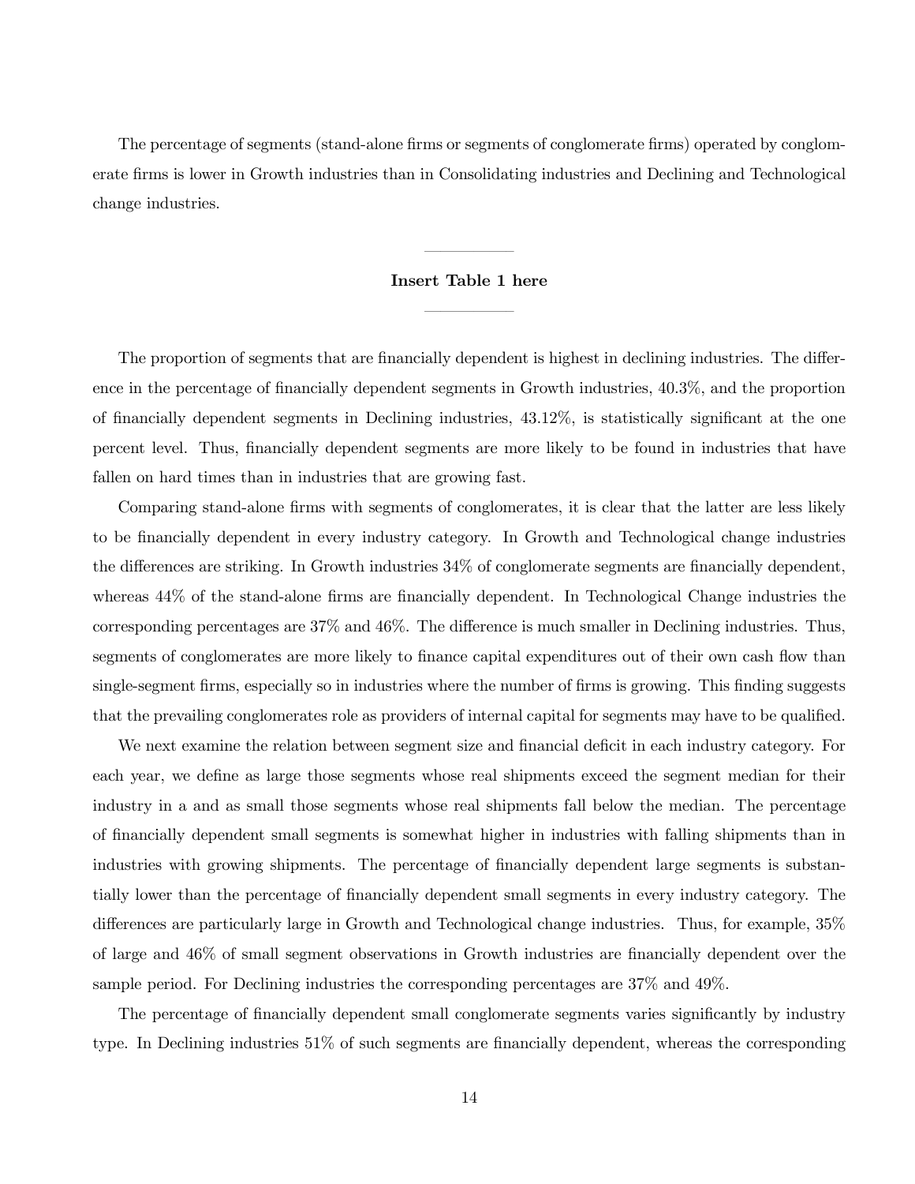The percentage of segments (stand-alone firms or segments of conglomerate firms) operated by conglomerate firms is lower in Growth industries than in Consolidating industries and Declining and Technological change industries.

---

**Insert Table 1 here**

---

The proportion of segments that are financially dependent is highest in declining industries. The difference in the percentage of financially dependent segments in Growth industries, 40.3%, and the proportion of financially dependent segments in Declining industries, 43.12%, is statistically significant at the one percent level. Thus, financially dependent segments are more likely to be found in industries that have fallen on hard times than in industries that are growing fast.

Comparing stand-alone firms with segments of conglomerates, it is clear that the latter are less likely to be financially dependent in every industry category. In Growth and Technological change industries the differences are striking. In Growth industries 34% of conglomerate segments are financially dependent, whereas 44% of the stand-alone firms are financially dependent. In Technological Change industries the corresponding percentages are 37% and 46%. The difference is much smaller in Declining industries. Thus, segments of conglomerates are more likely to finance capital expenditures out of their own cash flow than single-segment firms, especially so in industries where the number of firms is growing. This finding suggests that the prevailing conglomerates role as providers of internal capital for segments may have to be qualified.

We next examine the relation between segment size and financial deficit in each industry category. For each year, we define as large those segments whose real shipments exceed the segment median for their industry in a and as small those segments whose real shipments fall below the median. The percentage of financially dependent small segments is somewhat higher in industries with falling shipments than in industries with growing shipments. The percentage of financially dependent large segments is substantially lower than the percentage of financially dependent small segments in every industry category. The differences are particularly large in Growth and Technological change industries. Thus, for example, 35% of large and 46% of small segment observations in Growth industries are financially dependent over the sample period. For Declining industries the corresponding percentages are 37% and 49%.

The percentage of financially dependent small conglomerate segments varies significantly by industry type. In Declining industries 51% of such segments are financially dependent, whereas the corresponding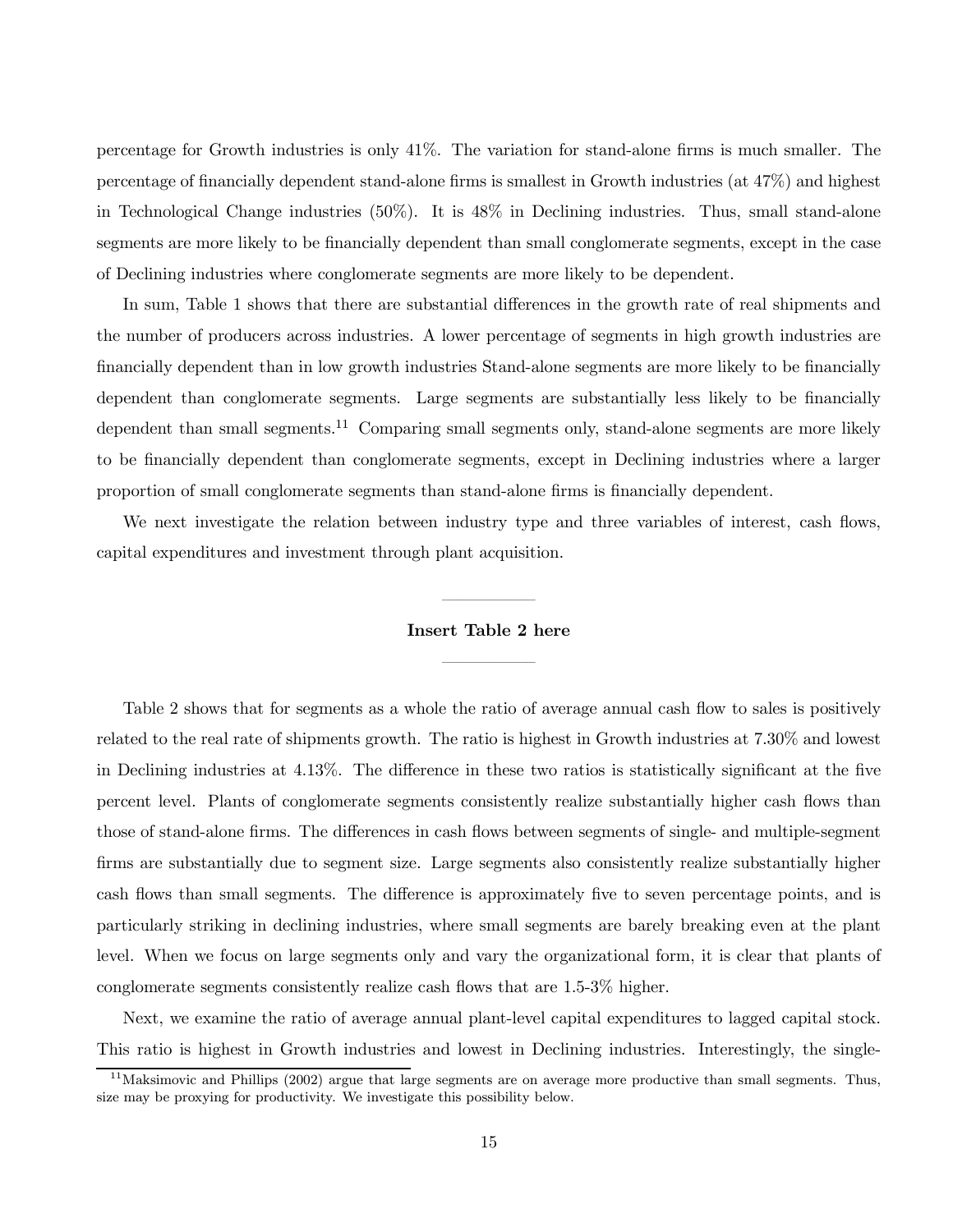percentage for Growth industries is only 41%. The variation for stand-alone firms is much smaller. The percentage of financially dependent stand-alone firms is smallest in Growth industries (at 47%) and highest in Technological Change industries (50%). It is 48% in Declining industries. Thus, small stand-alone segments are more likely to be financially dependent than small conglomerate segments, except in the case of Declining industries where conglomerate segments are more likely to be dependent.

In sum, Table 1 shows that there are substantial differences in the growth rate of real shipments and the number of producers across industries. A lower percentage of segments in high growth industries are financially dependent than in low growth industries Stand-alone segments are more likely to be financially dependent than conglomerate segments. Large segments are substantially less likely to be financially dependent than small segments.[11] Comparing small segments only, stand-alone segments are more likely to be financially dependent than conglomerate segments, except in Declining industries where a larger proportion of small conglomerate segments than stand-alone firms is financially dependent.

We next investigate the relation between industry type and three variables of interest, cash flows, capital expenditures and investment through plant acquisition.

**Insert Table 2 here**

Table 2 shows that for segments as a whole the ratio of average annual cash flow to sales is positively related to the real rate of shipments growth. The ratio is highest in Growth industries at 7.30% and lowest in Declining industries at 4.13%. The difference in these two ratios is statistically significant at the five percent level. Plants of conglomerate segments consistently realize substantially higher cash flows than those of stand-alone firms. The differences in cash flows between segments of single- and multiple-segment firms are substantially due to segment size. Large segments also consistently realize substantially higher cash flows than small segments. The difference is approximately five to seven percentage points, and is particularly striking in declining industries, where small segments are barely breaking even at the plant level. When we focus on large segments only and vary the organizational form, it is clear that plants of conglomerate segments consistently realize cash flows that are 1.5-3% higher.

Next, we examine the ratio of average annual plant-level capital expenditures to lagged capital stock. This ratio is highest in Growth industries and lowest in Declining industries. Interestingly, the single-

[11] Maksimovic and Phillips (2002) argue that large segments are on average more productive than small segments. Thus, size may be proxying for productivity. We investigate this possibility below.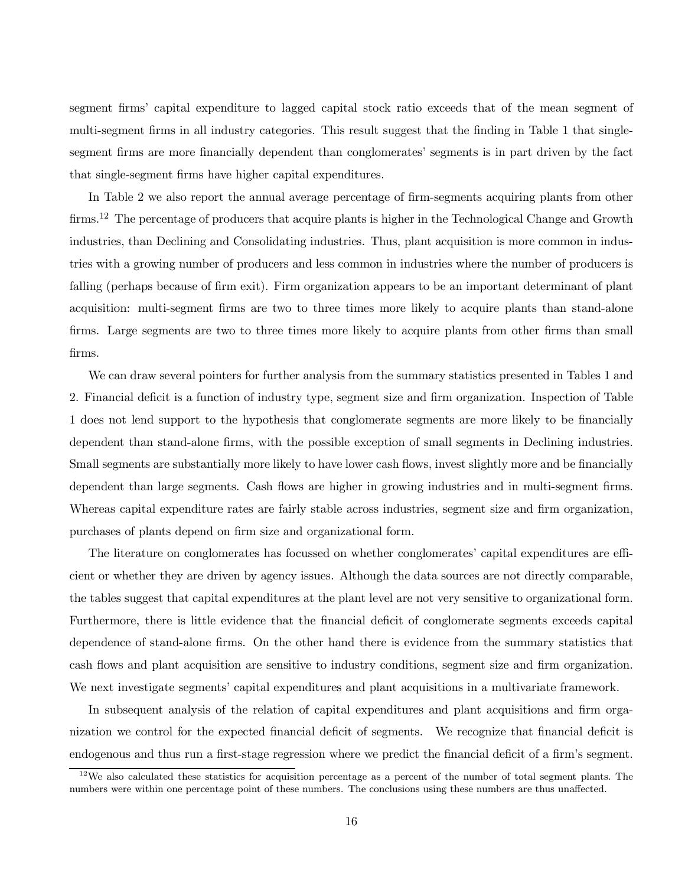segment firms' capital expenditure to lagged capital stock ratio exceeds that of the mean segment of multi-segment firms in all industry categories. This result suggest that the finding in Table 1 that single-segment firms are more financially dependent than conglomerates' segments is in part driven by the fact that single-segment firms have higher capital expenditures.

In Table 2 we also report the annual average percentage of firm-segments acquiring plants from other firms.[12] The percentage of producers that acquire plants is higher in the Technological Change and Growth industries, than Declining and Consolidating industries. Thus, plant acquisition is more common in industries with a growing number of producers and less common in industries where the number of producers is falling (perhaps because of firm exit). Firm organization appears to be an important determinant of plant acquisition: multi-segment firms are two to three times more likely to acquire plants than stand-alone firms. Large segments are two to three times more likely to acquire plants from other firms than small firms.

We can draw several pointers for further analysis from the summary statistics presented in Tables 1 and 2. Financial deficit is a function of industry type, segment size and firm organization. Inspection of Table 1 does not lend support to the hypothesis that conglomerate segments are more likely to be financially dependent than stand-alone firms, with the possible exception of small segments in Declining industries. Small segments are substantially more likely to have lower cash flows, invest slightly more and be financially dependent than large segments. Cash flows are higher in growing industries and in multi-segment firms. Whereas capital expenditure rates are fairly stable across industries, segment size and firm organization, purchases of plants depend on firm size and organizational form.

The literature on conglomerates has focussed on whether conglomerates' capital expenditures are efficient or whether they are driven by agency issues. Although the data sources are not directly comparable, the tables suggest that capital expenditures at the plant level are not very sensitive to organizational form. Furthermore, there is little evidence that the financial deficit of conglomerate segments exceeds capital dependence of stand-alone firms. On the other hand there is evidence from the summary statistics that cash flows and plant acquisition are sensitive to industry conditions, segment size and firm organization. We next investigate segments' capital expenditures and plant acquisitions in a multivariate framework.

In subsequent analysis of the relation of capital expenditures and plant acquisitions and firm organization we control for the expected financial deficit of segments. We recognize that financial deficit is endogenous and thus run a first-stage regression where we predict the financial deficit of a firm's segment.

[12] We also calculated these statistics for acquisition percentage as a percent of the number of total segment plants. The numbers were within one percentage point of these numbers. The conclusions using these numbers are thus unaffected.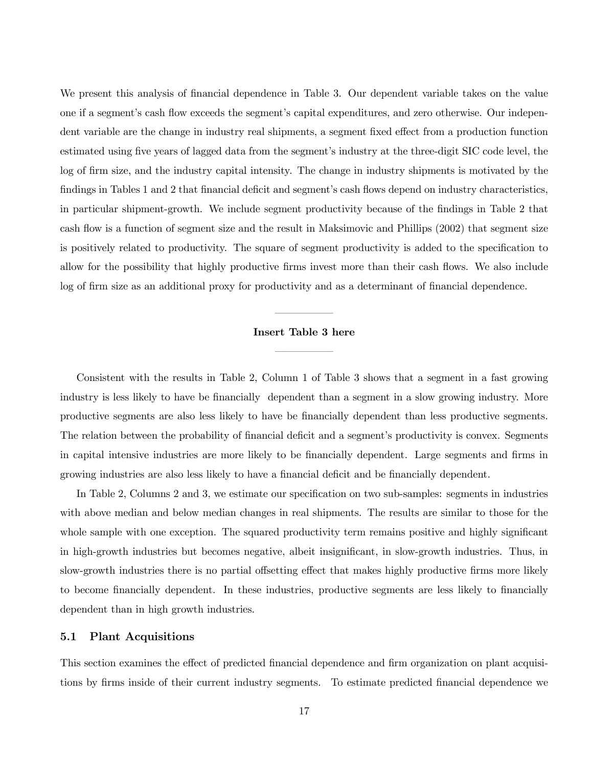We present this analysis of financial dependence in Table 3. Our dependent variable takes on the value one if a segment's cash flow exceeds the segment's capital expenditures, and zero otherwise. Our independent variable are the change in industry real shipments, a segment fixed effect from a production function estimated using five years of lagged data from the segment's industry at the three-digit SIC code level, the log of firm size, and the industry capital intensity. The change in industry shipments is motivated by the findings in Tables 1 and 2 that financial deficit and segment's cash flows depend on industry characteristics, in particular shipment-growth. We include segment productivity because of the findings in Table 2 that cash flow is a function of segment size and the result in Maksimovic and Phillips (2002) that segment size is positively related to productivity. The square of segment productivity is added to the specification to allow for the possibility that highly productive firms invest more than their cash flows. We also include log of firm size as an additional proxy for productivity and as a determinant of financial dependence.

**Insert Table 3 here**

Consistent with the results in Table 2, Column 1 of Table 3 shows that a segment in a fast growing industry is less likely to have be financially dependent than a segment in a slow growing industry. More productive segments are also less likely to have be financially dependent than less productive segments. The relation between the probability of financial deficit and a segment's productivity is convex. Segments in capital intensive industries are more likely to be financially dependent. Large segments and firms in growing industries are also less likely to have a financial deficit and be financially dependent.

In Table 2, Columns 2 and 3, we estimate our specification on two sub-samples: segments in industries with above median and below median changes in real shipments. The results are similar to those for the whole sample with one exception. The squared productivity term remains positive and highly significant in high-growth industries but becomes negative, albeit insignificant, in slow-growth industries. Thus, in slow-growth industries there is no partial offsetting effect that makes highly productive firms more likely to become financially dependent. In these industries, productive segments are less likely to financially dependent than in high growth industries.

## 5.1 Plant Acquisitions

This section examines the effect of predicted financial dependence and firm organization on plant acquisitions by firms inside of their current industry segments. To estimate predicted financial dependence we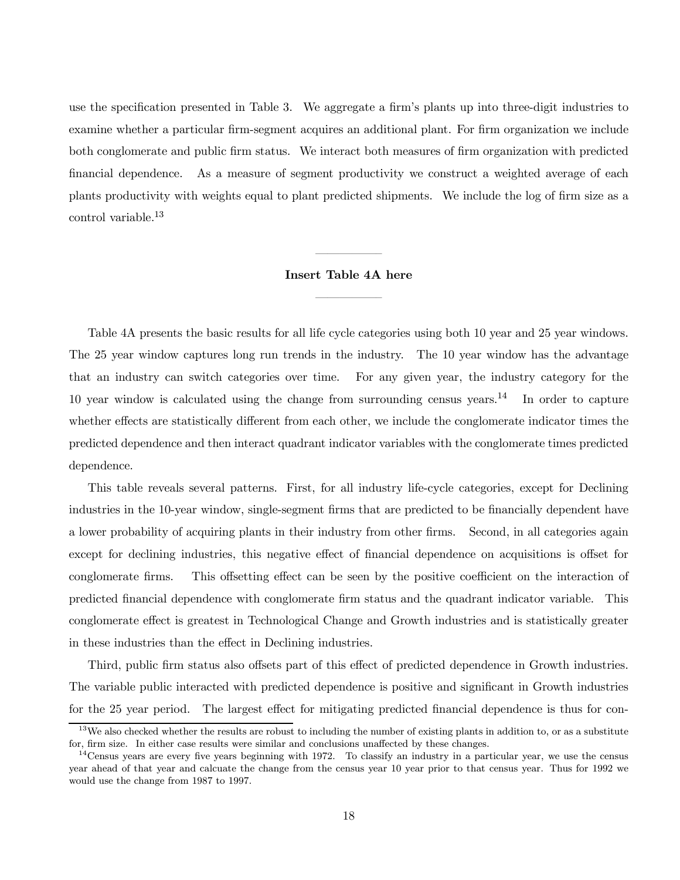use the specification presented in Table 3. We aggregate a firm's plants up into three-digit industries to examine whether a particular firm-segment acquires an additional plant. For firm organization we include both conglomerate and public firm status. We interact both measures of firm organization with predicted financial dependence. As a measure of segment productivity we construct a weighted average of each plants productivity with weights equal to plant predicted shipments. We include the log of firm size as a control variable.[13]

---

**Insert Table 4A here**

---

Table 4A presents the basic results for all life cycle categories using both 10 year and 25 year windows. The 25 year window captures long run trends in the industry. The 10 year window has the advantage that an industry can switch categories over time. For any given year, the industry category for the 10 year window is calculated using the change from surrounding census years.[14] In order to capture whether effects are statistically different from each other, we include the conglomerate indicator times the predicted dependence and then interact quadrant indicator variables with the conglomerate times predicted dependence.

This table reveals several patterns. First, for all industry life-cycle categories, except for Declining industries in the 10-year window, single-segment firms that are predicted to be financially dependent have a lower probability of acquiring plants in their industry from other firms. Second, in all categories again except for declining industries, this negative effect of financial dependence on acquisitions is offset for conglomerate firms. This offsetting effect can be seen by the positive coefficient on the interaction of predicted financial dependence with conglomerate firm status and the quadrant indicator variable. This conglomerate effect is greatest in Technological Change and Growth industries and is statistically greater in these industries than the effect in Declining industries.

Third, public firm status also offsets part of this effect of predicted dependence in Growth industries. The variable public interacted with predicted dependence is positive and significant in Growth industries for the 25 year period. The largest effect for mitigating predicted financial dependence is thus for con-

[13] We also checked whether the results are robust to including the number of existing plants in addition to, or as a substitute for, firm size. In either case results were similar and conclusions unaffected by these changes.

[14] Census years are every five years beginning with 1972. To classify an industry in a particular year, we use the census year ahead of that year and calcuate the change from the census year 10 year prior to that census year. Thus for 1992 we would use the change from 1987 to 1997.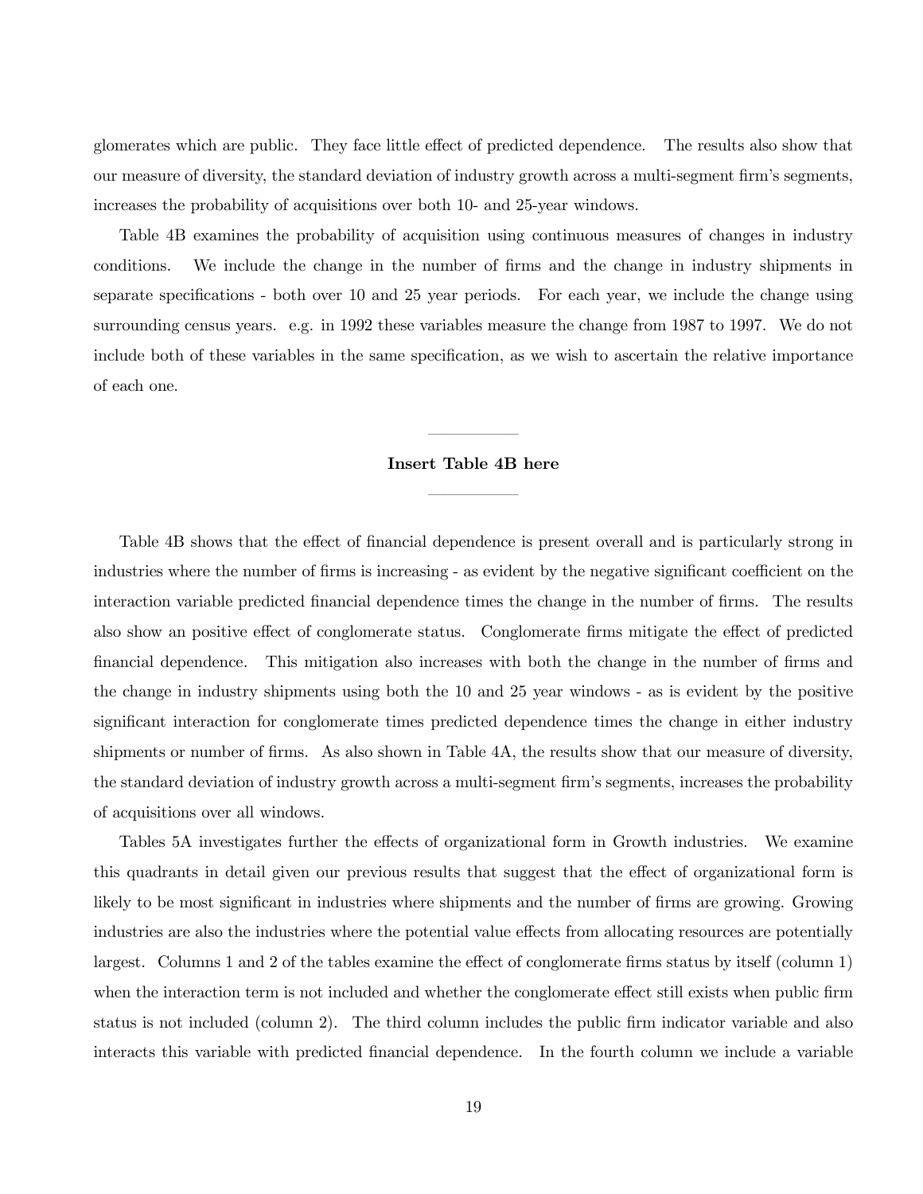glomerates which are public. They face little effect of predicted dependence. The results also show that our measure of diversity, the standard deviation of industry growth across a multi-segment firm's segments, increases the probability of acquisitions over both 10- and 25-year windows.

Table 4B examines the probability of acquisition using continuous measures of changes in industry conditions. We include the change in the number of firms and the change in industry shipments in separate specifications - both over 10 and 25 year periods. For each year, we include the change using surrounding census years. e.g. in 1992 these variables measure the change from 1987 to 1997. We do not include both of these variables in the same specification, as we wish to ascertain the relative importance of each one.

**Insert Table 4B here**

Table 4B shows that the effect of financial dependence is present overall and is particularly strong in industries where the number of firms is increasing - as evident by the negative significant coefficient on the interaction variable predicted financial dependence times the change in the number of firms. The results also show an positive effect of conglomerate status. Conglomerate firms mitigate the effect of predicted financial dependence. This mitigation also increases with both the change in the number of firms and the change in industry shipments using both the 10 and 25 year windows - as is evident by the positive significant interaction for conglomerate times predicted dependence times the change in either industry shipments or number of firms. As also shown in Table 4A, the results show that our measure of diversity, the standard deviation of industry growth across a multi-segment firm's segments, increases the probability of acquisitions over all windows.

Tables 5A investigates further the effects of organizational form in Growth industries. We examine this quadrants in detail given our previous results that suggest that the effect of organizational form is likely to be most significant in industries where shipments and the number of firms are growing. Growing industries are also the industries where the potential value effects from allocating resources are potentially largest. Columns 1 and 2 of the tables examine the effect of conglomerate firms status by itself (column 1) when the interaction term is not included and whether the conglomerate effect still exists when public firm status is not included (column 2). The third column includes the public firm indicator variable and also interacts this variable with predicted financial dependence. In the fourth column we include a variable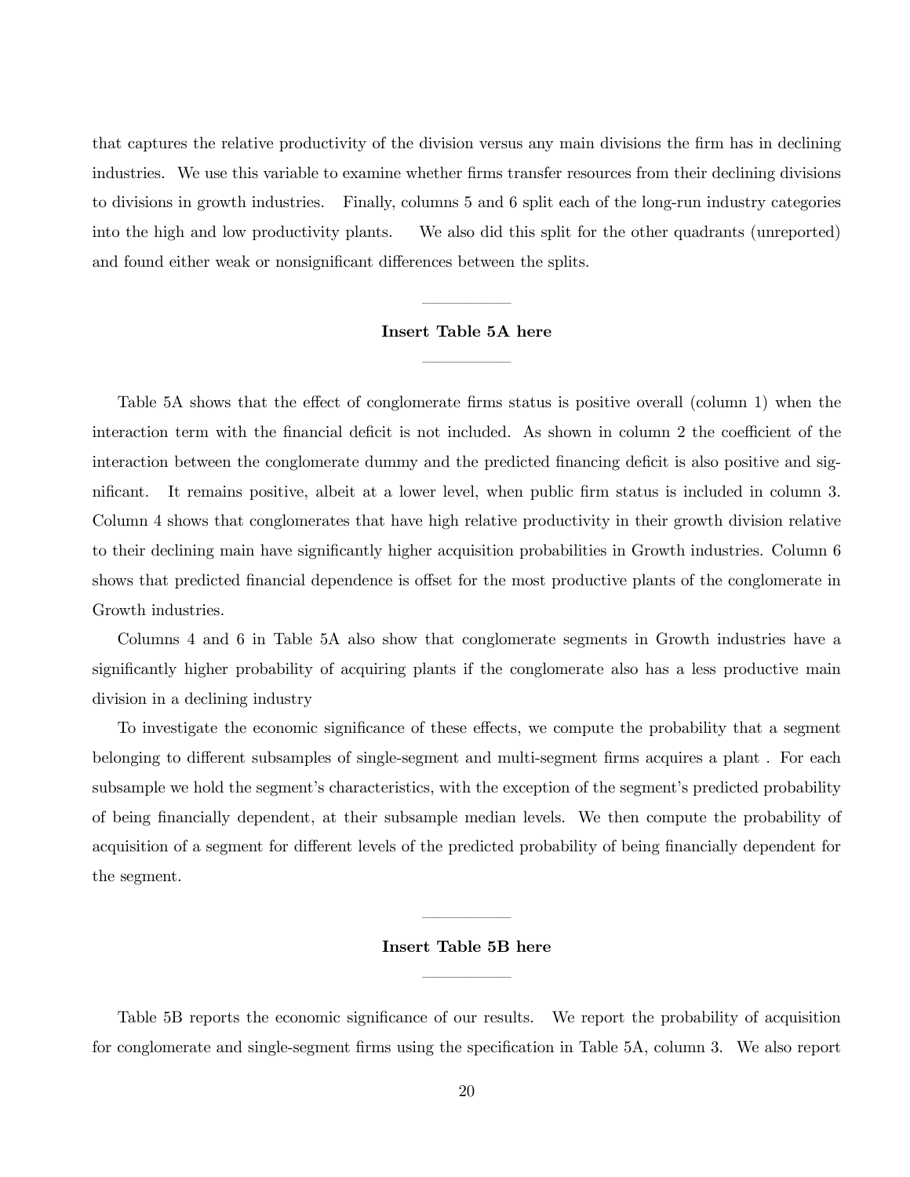that captures the relative productivity of the division versus any main divisions the firm has in declining industries. We use this variable to examine whether firms transfer resources from their declining divisions to divisions in growth industries. Finally, columns 5 and 6 split each of the long-run industry categories into the high and low productivity plants. We also did this split for the other quadrants (unreported) and found either weak or nonsignificant differences between the splits.

---

**Insert Table 5A here**

---

Table 5A shows that the effect of conglomerate firms status is positive overall (column 1) when the interaction term with the financial deficit is not included. As shown in column 2 the coefficient of the interaction between the conglomerate dummy and the predicted financing deficit is also positive and significant. It remains positive, albeit at a lower level, when public firm status is included in column 3. Column 4 shows that conglomerates that have high relative productivity in their growth division relative to their declining main have significantly higher acquisition probabilities in Growth industries. Column 6 shows that predicted financial dependence is offset for the most productive plants of the conglomerate in Growth industries.

Columns 4 and 6 in Table 5A also show that conglomerate segments in Growth industries have a significantly higher probability of acquiring plants if the conglomerate also has a less productive main division in a declining industry

To investigate the economic significance of these effects, we compute the probability that a segment belonging to different subsamples of single-segment and multi-segment firms acquires a plant . For each subsample we hold the segment's characteristics, with the exception of the segment's predicted probability of being financially dependent, at their subsample median levels. We then compute the probability of acquisition of a segment for different levels of the predicted probability of being financially dependent for the segment.

---

**Insert Table 5B here**

---

Table 5B reports the economic significance of our results. We report the probability of acquisition for conglomerate and single-segment firms using the specification in Table 5A, column 3. We also report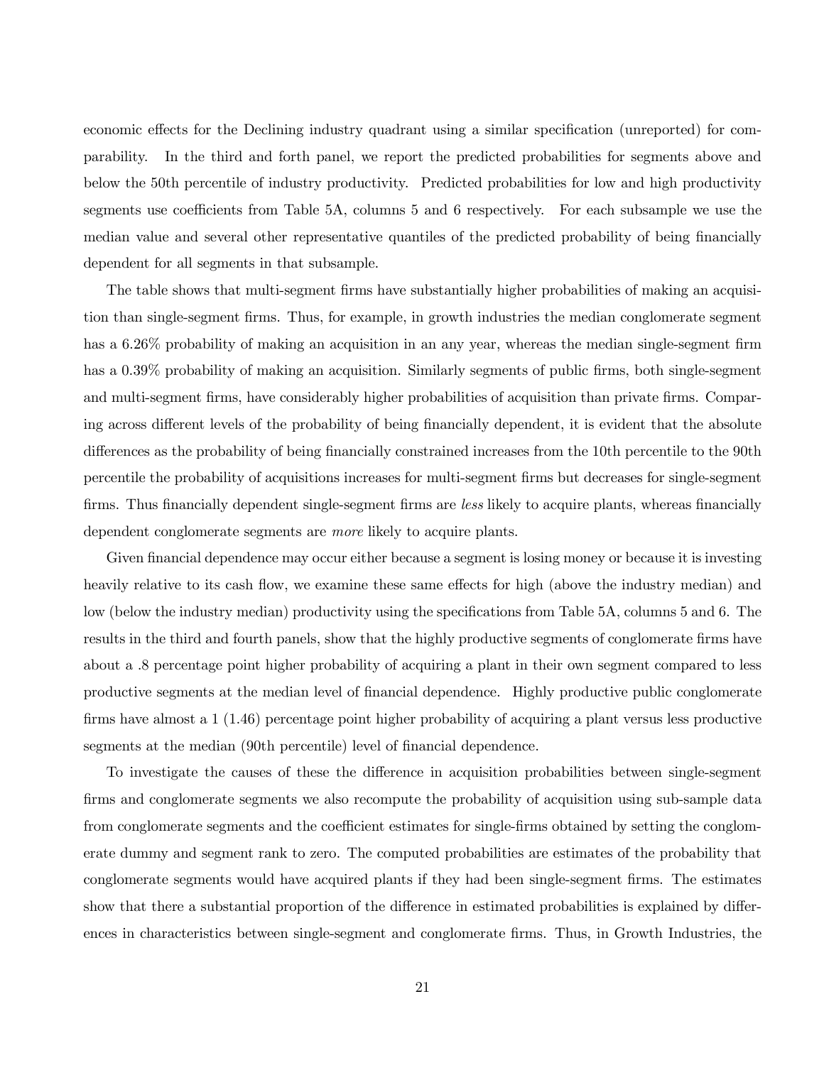economic effects for the Declining industry quadrant using a similar specification (unreported) for comparability. In the third and forth panel, we report the predicted probabilities for segments above and below the 50th percentile of industry productivity. Predicted probabilities for low and high productivity segments use coefficients from Table 5A, columns 5 and 6 respectively. For each subsample we use the median value and several other representative quantiles of the predicted probability of being financially dependent for all segments in that subsample.

The table shows that multi-segment firms have substantially higher probabilities of making an acquisition than single-segment firms. Thus, for example, in growth industries the median conglomerate segment has a 6.26% probability of making an acquisition in an any year, whereas the median single-segment firm has a 0.39% probability of making an acquisition. Similarly segments of public firms, both single-segment and multi-segment firms, have considerably higher probabilities of acquisition than private firms. Comparing across different levels of the probability of being financially dependent, it is evident that the absolute differences as the probability of being financially constrained increases from the 10th percentile to the 90th percentile the probability of acquisitions increases for multi-segment firms but decreases for single-segment firms. Thus financially dependent single-segment firms are *less* likely to acquire plants, whereas financially dependent conglomerate segments are *more* likely to acquire plants.

Given financial dependence may occur either because a segment is losing money or because it is investing heavily relative to its cash flow, we examine these same effects for high (above the industry median) and low (below the industry median) productivity using the specifications from Table 5A, columns 5 and 6. The results in the third and fourth panels, show that the highly productive segments of conglomerate firms have about a .8 percentage point higher probability of acquiring a plant in their own segment compared to less productive segments at the median level of financial dependence. Highly productive public conglomerate firms have almost a 1 (1.46) percentage point higher probability of acquiring a plant versus less productive segments at the median (90th percentile) level of financial dependence.

To investigate the causes of these the difference in acquisition probabilities between single-segment firms and conglomerate segments we also recompute the probability of acquisition using sub-sample data from conglomerate segments and the coefficient estimates for single-firms obtained by setting the conglomerate dummy and segment rank to zero. The computed probabilities are estimates of the probability that conglomerate segments would have acquired plants if they had been single-segment firms. The estimates show that there a substantial proportion of the difference in estimated probabilities is explained by differences in characteristics between single-segment and conglomerate firms. Thus, in Growth Industries, the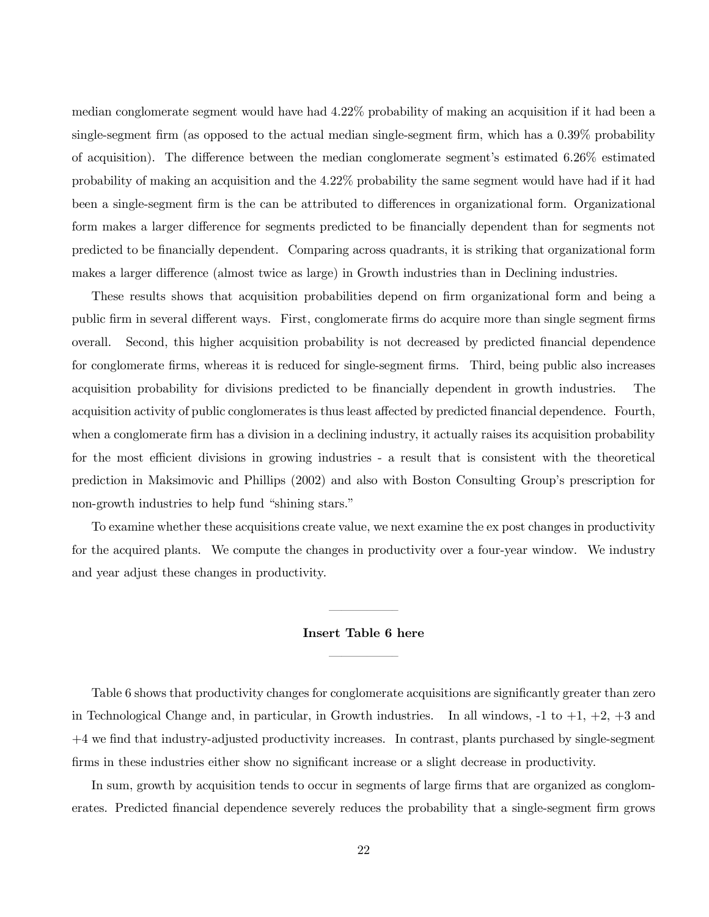median conglomerate segment would have had 4.22% probability of making an acquisition if it had been a single-segment firm (as opposed to the actual median single-segment firm, which has a 0.39% probability of acquisition). The difference between the median conglomerate segment's estimated 6.26% estimated probability of making an acquisition and the 4.22% probability the same segment would have had if it had been a single-segment firm is the can be attributed to differences in organizational form. Organizational form makes a larger difference for segments predicted to be financially dependent than for segments not predicted to be financially dependent. Comparing across quadrants, it is striking that organizational form makes a larger difference (almost twice as large) in Growth industries than in Declining industries.

These results shows that acquisition probabilities depend on firm organizational form and being a public firm in several different ways. First, conglomerate firms do acquire more than single segment firms overall. Second, this higher acquisition probability is not decreased by predicted financial dependence for conglomerate firms, whereas it is reduced for single-segment firms. Third, being public also increases acquisition probability for divisions predicted to be financially dependent in growth industries. The acquisition activity of public conglomerates is thus least affected by predicted financial dependence. Fourth, when a conglomerate firm has a division in a declining industry, it actually raises its acquisition probability for the most efficient divisions in growing industries - a result that is consistent with the theoretical prediction in Maksimovic and Phillips (2002) and also with Boston Consulting Group's prescription for non-growth industries to help fund "shining stars."

To examine whether these acquisitions create value, we next examine the ex post changes in productivity for the acquired plants. We compute the changes in productivity over a four-year window. We industry and year adjust these changes in productivity.

**Insert Table 6 here**

Table 6 shows that productivity changes for conglomerate acquisitions are significantly greater than zero in Technological Change and, in particular, in Growth industries. In all windows, -1 to +1, +2, +3 and +4 we find that industry-adjusted productivity increases. In contrast, plants purchased by single-segment firms in these industries either show no significant increase or a slight decrease in productivity.

In sum, growth by acquisition tends to occur in segments of large firms that are organized as conglomerates. Predicted financial dependence severely reduces the probability that a single-segment firm grows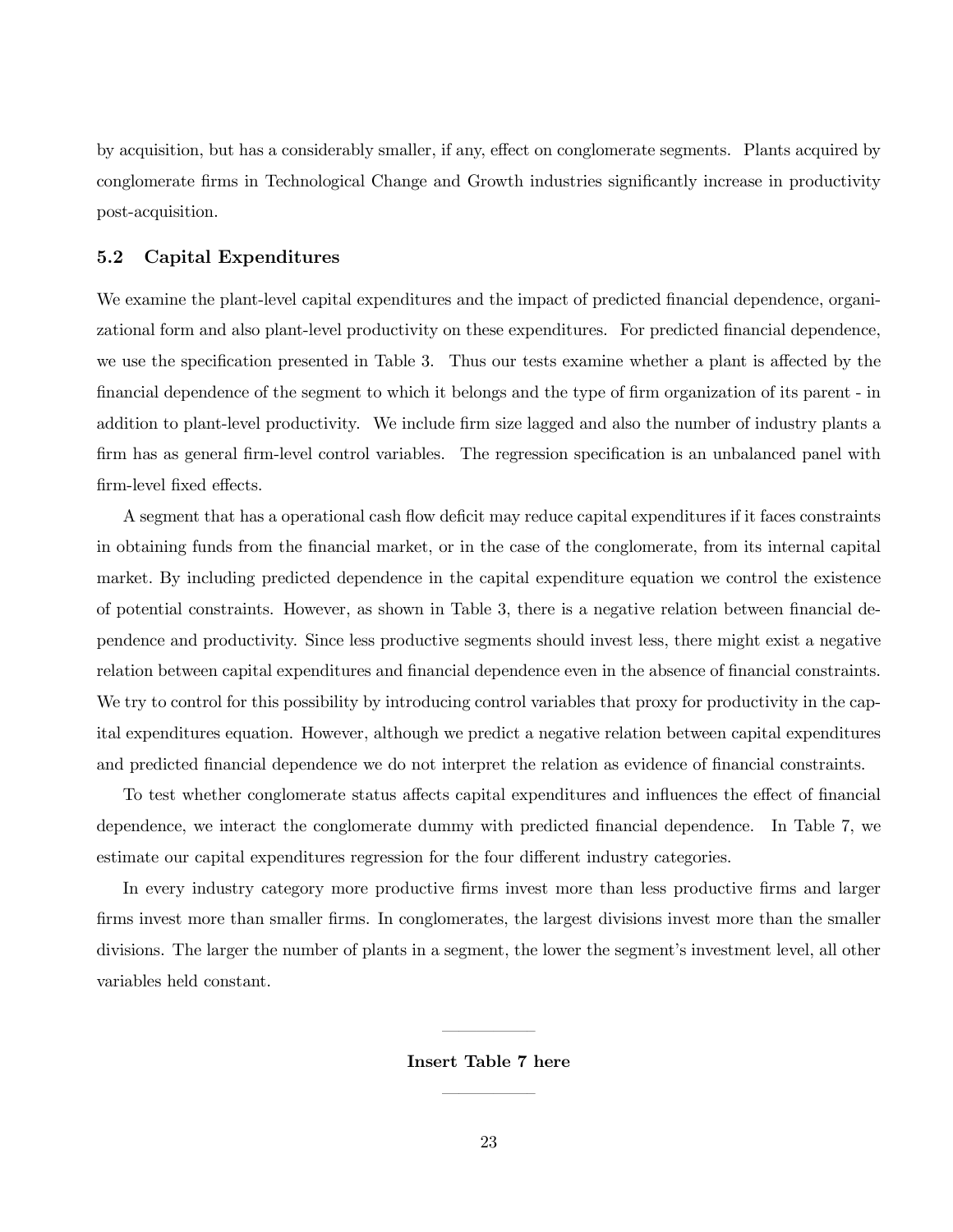by acquisition, but has a considerably smaller, if any, effect on conglomerate segments. Plants acquired by conglomerate firms in Technological Change and Growth industries significantly increase in productivity post-acquisition.

### 5.2 Capital Expenditures

We examine the plant-level capital expenditures and the impact of predicted financial dependence, organizational form and also plant-level productivity on these expenditures. For predicted financial dependence, we use the specification presented in Table 3. Thus our tests examine whether a plant is affected by the financial dependence of the segment to which it belongs and the type of firm organization of its parent - in addition to plant-level productivity. We include firm size lagged and also the number of industry plants a firm has as general firm-level control variables. The regression specification is an unbalanced panel with firm-level fixed effects.

A segment that has a operational cash flow deficit may reduce capital expenditures if it faces constraints in obtaining funds from the financial market, or in the case of the conglomerate, from its internal capital market. By including predicted dependence in the capital expenditure equation we control the existence of potential constraints. However, as shown in Table 3, there is a negative relation between financial dependence and productivity. Since less productive segments should invest less, there might exist a negative relation between capital expenditures and financial dependence even in the absence of financial constraints. We try to control for this possibility by introducing control variables that proxy for productivity in the capital expenditures equation. However, although we predict a negative relation between capital expenditures and predicted financial dependence we do not interpret the relation as evidence of financial constraints.

To test whether conglomerate status affects capital expenditures and influences the effect of financial dependence, we interact the conglomerate dummy with predicted financial dependence. In Table 7, we estimate our capital expenditures regression for the four different industry categories.

In every industry category more productive firms invest more than less productive firms and larger firms invest more than smaller firms. In conglomerates, the largest divisions invest more than the smaller divisions. The larger the number of plants in a segment, the lower the segment's investment level, all other variables held constant.

**Insert Table 7 here**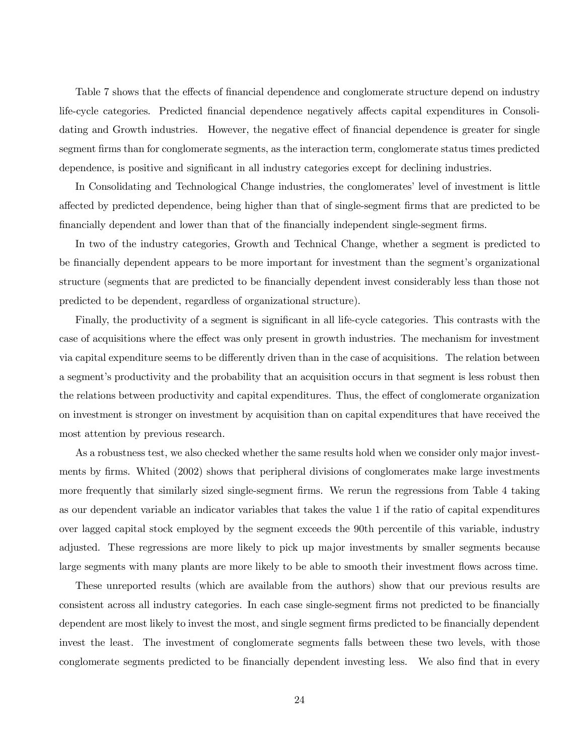Table 7 shows that the effects of financial dependence and conglomerate structure depend on industry life-cycle categories. Predicted financial dependence negatively affects capital expenditures in Consolidating and Growth industries. However, the negative effect of financial dependence is greater for single segment firms than for conglomerate segments, as the interaction term, conglomerate status times predicted dependence, is positive and significant in all industry categories except for declining industries.

In Consolidating and Technological Change industries, the conglomerates' level of investment is little affected by predicted dependence, being higher than that of single-segment firms that are predicted to be financially dependent and lower than that of the financially independent single-segment firms.

In two of the industry categories, Growth and Technical Change, whether a segment is predicted to be financially dependent appears to be more important for investment than the segment's organizational structure (segments that are predicted to be financially dependent invest considerably less than those not predicted to be dependent, regardless of organizational structure).

Finally, the productivity of a segment is significant in all life-cycle categories. This contrasts with the case of acquisitions where the effect was only present in growth industries. The mechanism for investment via capital expenditure seems to be differently driven than in the case of acquisitions. The relation between a segment's productivity and the probability that an acquisition occurs in that segment is less robust then the relations between productivity and capital expenditures. Thus, the effect of conglomerate organization on investment is stronger on investment by acquisition than on capital expenditures that have received the most attention by previous research.

As a robustness test, we also checked whether the same results hold when we consider only major investments by firms. Whited (2002) shows that peripheral divisions of conglomerates make large investments more frequently that similarly sized single-segment firms. We rerun the regressions from Table 4 taking as our dependent variable an indicator variables that takes the value 1 if the ratio of capital expenditures over lagged capital stock employed by the segment exceeds the 90th percentile of this variable, industry adjusted. These regressions are more likely to pick up major investments by smaller segments because large segments with many plants are more likely to be able to smooth their investment flows across time.

These unreported results (which are available from the authors) show that our previous results are consistent across all industry categories. In each case single-segment firms not predicted to be financially dependent are most likely to invest the most, and single segment firms predicted to be financially dependent invest the least. The investment of conglomerate segments falls between these two levels, with those conglomerate segments predicted to be financially dependent investing less. We also find that in every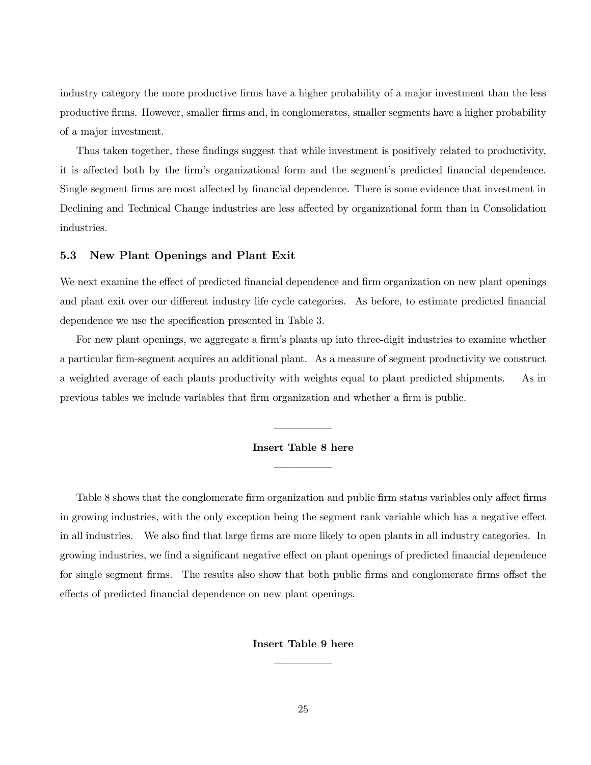industry category the more productive firms have a higher probability of a major investment than the less productive firms. However, smaller firms and, in conglomerates, smaller segments have a higher probability of a major investment.

Thus taken together, these findings suggest that while investment is positively related to productivity, it is affected both by the firm's organizational form and the segment's predicted financial dependence. Single-segment firms are most affected by financial dependence. There is some evidence that investment in Declining and Technical Change industries are less affected by organizational form than in Consolidation industries.

### 5.3 New Plant Openings and Plant Exit

We next examine the effect of predicted financial dependence and firm organization on new plant openings and plant exit over our different industry life cycle categories. As before, to estimate predicted financial dependence we use the specification presented in Table 3.

For new plant openings, we aggregate a firm's plants up into three-digit industries to examine whether a particular firm-segment acquires an additional plant. As a measure of segment productivity we construct a weighted average of each plants productivity with weights equal to plant predicted shipments. As in previous tables we include variables that firm organization and whether a firm is public.

---

**Insert Table 8 here**

---

Table 8 shows that the conglomerate firm organization and public firm status variables only affect firms in growing industries, with the only exception being the segment rank variable which has a negative effect in all industries. We also find that large firms are more likely to open plants in all industry categories. In growing industries, we find a significant negative effect on plant openings of predicted financial dependence for single segment firms. The results also show that both public firms and conglomerate firms offset the effects of predicted financial dependence on new plant openings.

---

**Insert Table 9 here**

---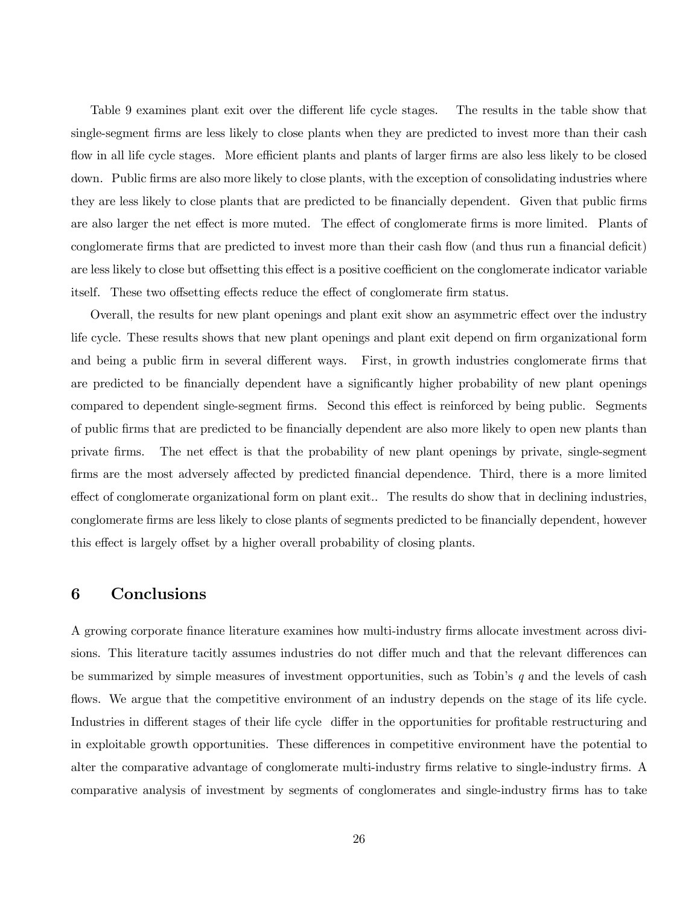Table 9 examines plant exit over the different life cycle stages. The results in the table show that single-segment firms are less likely to close plants when they are predicted to invest more than their cash flow in all life cycle stages. More efficient plants and plants of larger firms are also less likely to be closed down. Public firms are also more likely to close plants, with the exception of consolidating industries where they are less likely to close plants that are predicted to be financially dependent. Given that public firms are also larger the net effect is more muted. The effect of conglomerate firms is more limited. Plants of conglomerate firms that are predicted to invest more than their cash flow (and thus run a financial deficit) are less likely to close but offsetting this effect is a positive coefficient on the conglomerate indicator variable itself. These two offsetting effects reduce the effect of conglomerate firm status.

Overall, the results for new plant openings and plant exit show an asymmetric effect over the industry life cycle. These results shows that new plant openings and plant exit depend on firm organizational form and being a public firm in several different ways. First, in growth industries conglomerate firms that are predicted to be financially dependent have a significantly higher probability of new plant openings compared to dependent single-segment firms. Second this effect is reinforced by being public. Segments of public firms that are predicted to be financially dependent are also more likely to open new plants than private firms. The net effect is that the probability of new plant openings by private, single-segment firms are the most adversely affected by predicted financial dependence. Third, there is a more limited effect of conglomerate organizational form on plant exit.. The results do show that in declining industries, conglomerate firms are less likely to close plants of segments predicted to be financially dependent, however this effect is largely offset by a higher overall probability of closing plants.

# 6 Conclusions

A growing corporate finance literature examines how multi-industry firms allocate investment across divisions. This literature tacitly assumes industries do not differ much and that the relevant differences can be summarized by simple measures of investment opportunities, such as Tobin's $q$ and the levels of cash flows. We argue that the competitive environment of an industry depends on the stage of its life cycle. Industries in different stages of their life cycle differ in the opportunities for profitable restructuring and in exploitable growth opportunities. These differences in competitive environment have the potential to alter the comparative advantage of conglomerate multi-industry firms relative to single-industry firms. A comparative analysis of investment by segments of conglomerates and single-industry firms has to take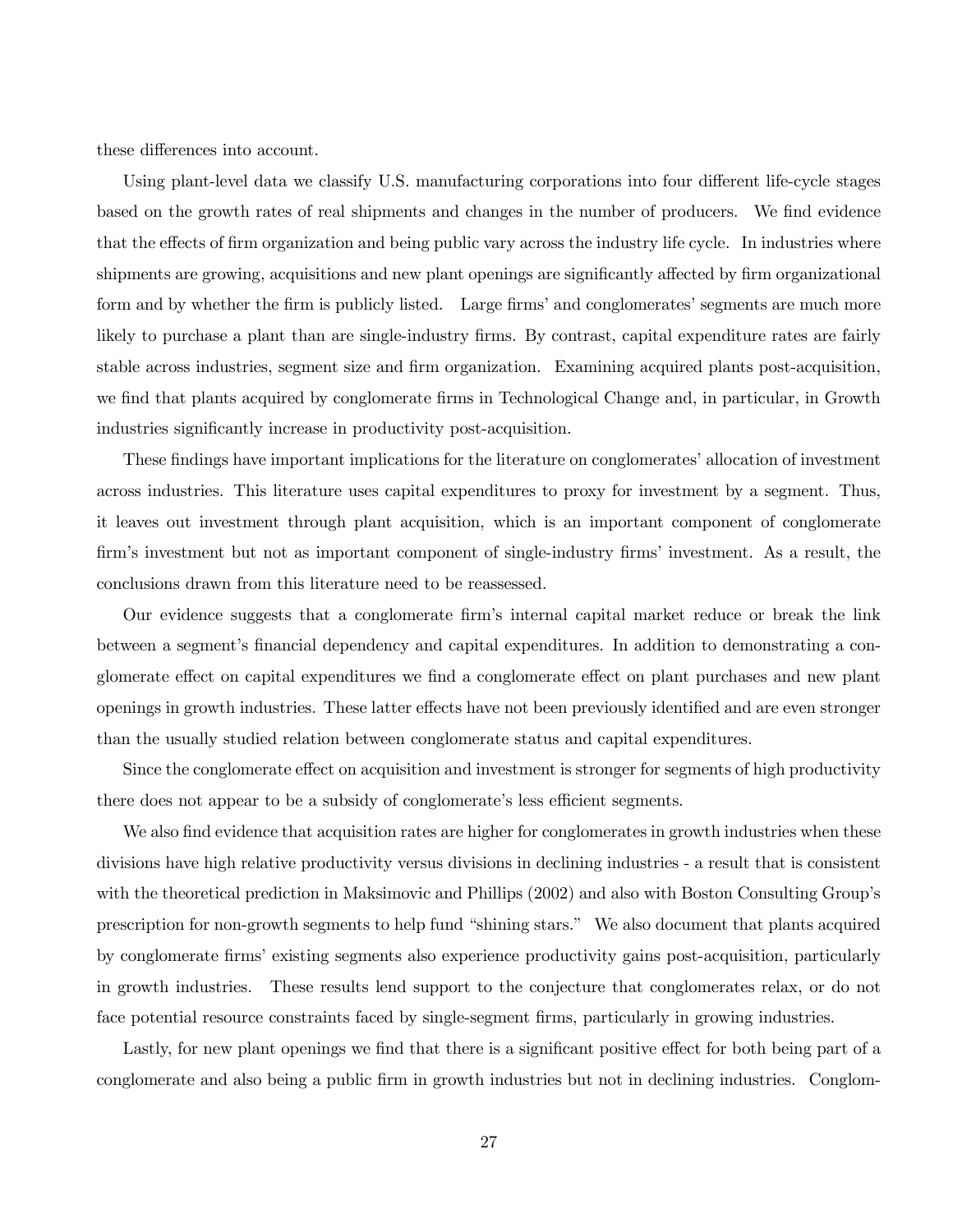these differences into account.

Using plant-level data we classify U.S. manufacturing corporations into four different life-cycle stages based on the growth rates of real shipments and changes in the number of producers. We find evidence that the effects of firm organization and being public vary across the industry life cycle. In industries where shipments are growing, acquisitions and new plant openings are significantly affected by firm organizational form and by whether the firm is publicly listed. Large firms' and conglomerates' segments are much more likely to purchase a plant than are single-industry firms. By contrast, capital expenditure rates are fairly stable across industries, segment size and firm organization. Examining acquired plants post-acquisition, we find that plants acquired by conglomerate firms in Technological Change and, in particular, in Growth industries significantly increase in productivity post-acquisition.

These findings have important implications for the literature on conglomerates' allocation of investment across industries. This literature uses capital expenditures to proxy for investment by a segment. Thus, it leaves out investment through plant acquisition, which is an important component of conglomerate firm's investment but not as important component of single-industry firms' investment. As a result, the conclusions drawn from this literature need to be reassessed.

Our evidence suggests that a conglomerate firm's internal capital market reduce or break the link between a segment's financial dependency and capital expenditures. In addition to demonstrating a conglomerate effect on capital expenditures we find a conglomerate effect on plant purchases and new plant openings in growth industries. These latter effects have not been previously identified and are even stronger than the usually studied relation between conglomerate status and capital expenditures.

Since the conglomerate effect on acquisition and investment is stronger for segments of high productivity there does not appear to be a subsidy of conglomerate's less efficient segments.

We also find evidence that acquisition rates are higher for conglomerates in growth industries when these divisions have high relative productivity versus divisions in declining industries - a result that is consistent with the theoretical prediction in Maksimovic and Phillips (2002) and also with Boston Consulting Group's prescription for non-growth segments to help fund "shining stars." We also document that plants acquired by conglomerate firms' existing segments also experience productivity gains post-acquisition, particularly in growth industries. These results lend support to the conjecture that conglomerates relax, or do not face potential resource constraints faced by single-segment firms, particularly in growing industries.

Lastly, for new plant openings we find that there is a significant positive effect for both being part of a conglomerate and also being a public firm in growth industries but not in declining industries. Conglom-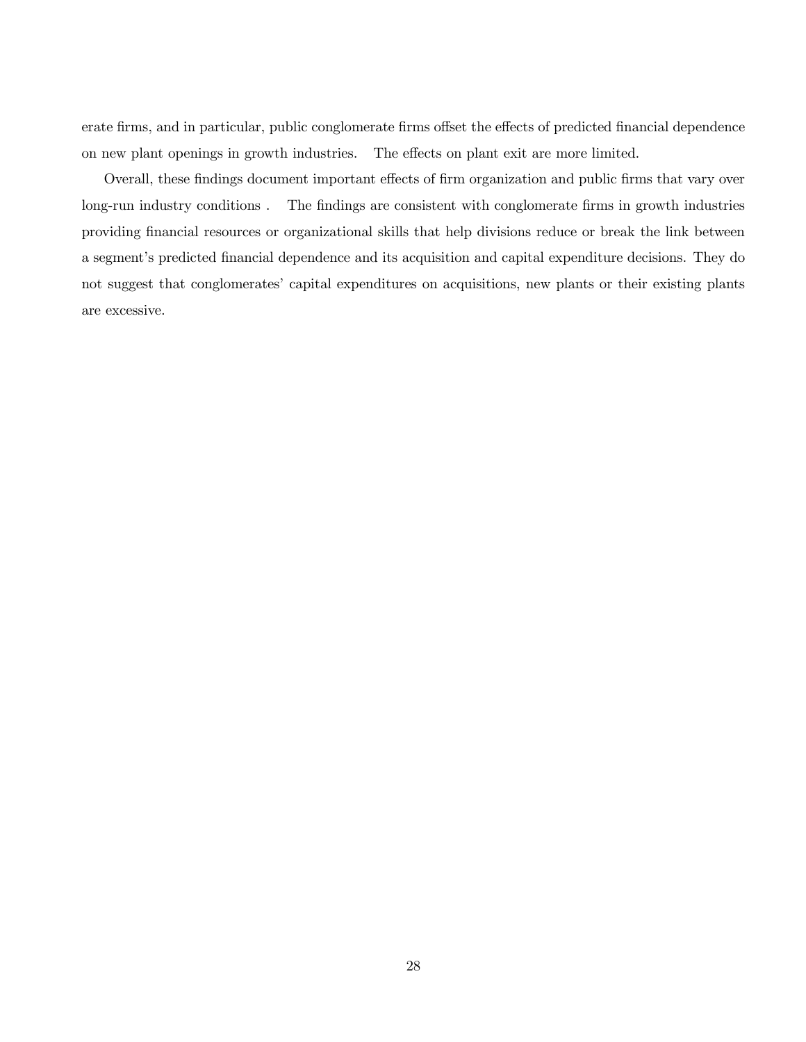erate firms, and in particular, public conglomerate firms offset the effects of predicted financial dependence on new plant openings in growth industries. The effects on plant exit are more limited.

Overall, these findings document important effects of firm organization and public firms that vary over long-run industry conditions . The findings are consistent with conglomerate firms in growth industries providing financial resources or organizational skills that help divisions reduce or break the link between a segment's predicted financial dependence and its acquisition and capital expenditure decisions. They do not suggest that conglomerates' capital expenditures on acquisitions, new plants or their existing plants are excessive.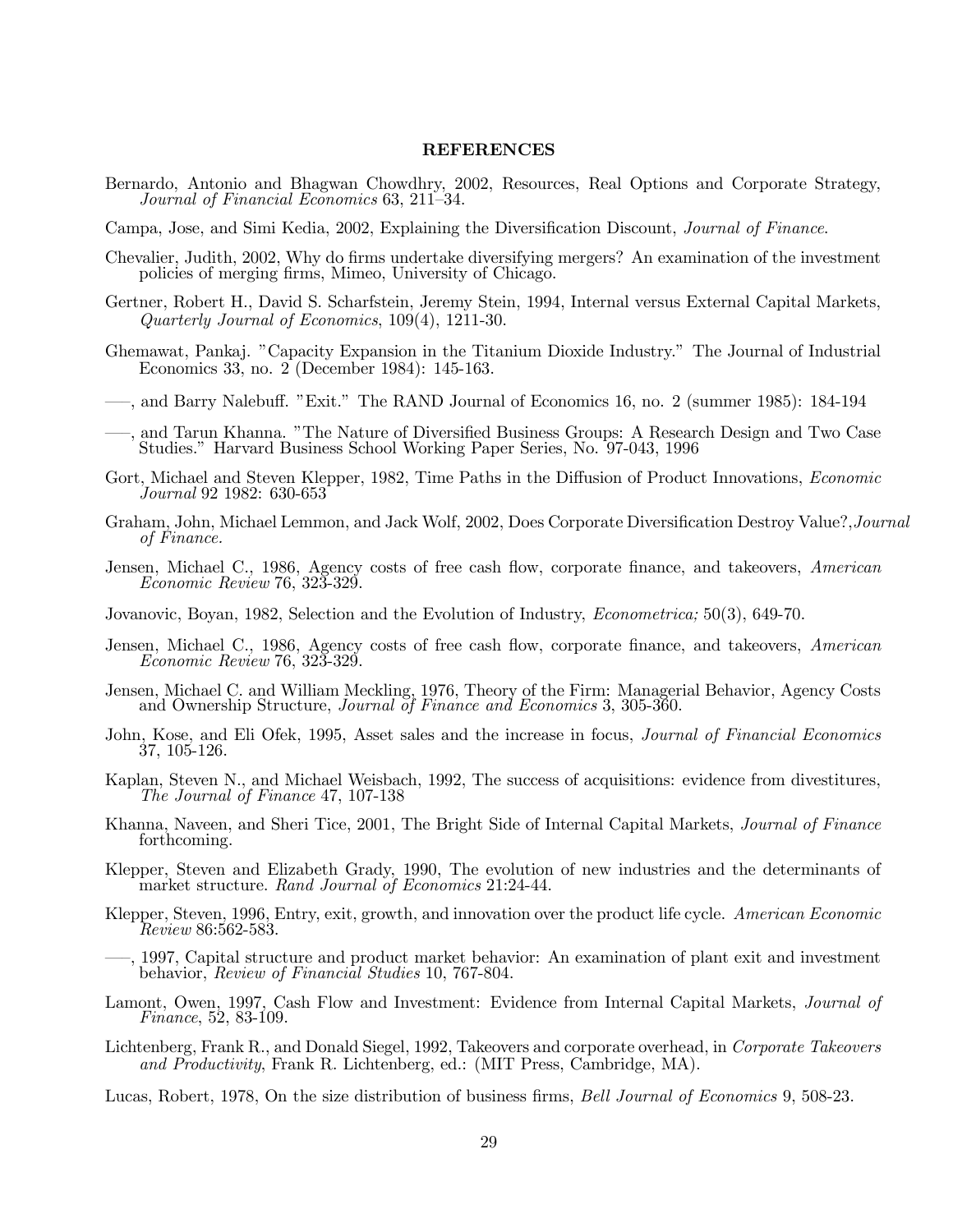## REFERENCES

Bernardo, Antonio and Bhagwan Chowdhry, 2002, Resources, Real Options and Corporate Strategy, *Journal of Financial Economics* 63, 211–34.

Campa, Jose, and Simi Kedia, 2002, Explaining the Diversification Discount, *Journal of Finance*.

Chevalier, Judith, 2002, Why do firms undertake diversifying mergers? An examination of the investment policies of merging firms, Mimeo, University of Chicago.

Gertner, Robert H., David S. Scharfstein, Jeremy Stein, 1994, Internal versus External Capital Markets, *Quarterly Journal of Economics*, 109(4), 1211-30.

Ghemawat, Pankaj. "Capacity Expansion in the Titanium Dioxide Industry." The Journal of Industrial Economics 33, no. 2 (December 1984): 145-163.

—–, and Barry Nalebuff. "Exit." The RAND Journal of Economics 16, no. 2 (summer 1985): 184-194

—–, and Tarun Khanna. "The Nature of Diversified Business Groups: A Research Design and Two Case Studies." Harvard Business School Working Paper Series, No. 97-043, 1996

Gort, Michael and Steven Klepper, 1982, Time Paths in the Diffusion of Product Innovations, *Economic Journal* 92 1982: 630-653

Graham, John, Michael Lemmon, and Jack Wolf, 2002, Does Corporate Diversification Destroy Value?,*Journal of Finance.*

Jensen, Michael C., 1986, Agency costs of free cash flow, corporate finance, and takeovers, *American Economic Review* 76, 323-329.

Jovanovic, Boyan, 1982, Selection and the Evolution of Industry, *Econometrica;* 50(3), 649-70.

Jensen, Michael C., 1986, Agency costs of free cash flow, corporate finance, and takeovers, *American Economic Review* 76, 323-329.

Jensen, Michael C. and William Meckling, 1976, Theory of the Firm: Managerial Behavior, Agency Costs and Ownership Structure, *Journal of Finance and Economics* 3, 305-360.

John, Kose, and Eli Ofek, 1995, Asset sales and the increase in focus, *Journal of Financial Economics* 37, 105-126.

Kaplan, Steven N., and Michael Weisbach, 1992, The success of acquisitions: evidence from divestitures, *The Journal of Finance* 47, 107-138

Khanna, Naveen, and Sheri Tice, 2001, The Bright Side of Internal Capital Markets, *Journal of Finance* forthcoming.

Klepper, Steven and Elizabeth Grady, 1990, The evolution of new industries and the determinants of market structure. *Rand Journal of Economics* 21:24-44.

Klepper, Steven, 1996, Entry, exit, growth, and innovation over the product life cycle. *American Economic Review* 86:562-583.

—–, 1997, Capital structure and product market behavior: An examination of plant exit and investment behavior, *Review of Financial Studies* 10, 767-804.

Lamont, Owen, 1997, Cash Flow and Investment: Evidence from Internal Capital Markets, *Journal of Finance*, 52, 83-109.

Lichtenberg, Frank R., and Donald Siegel, 1992, Takeovers and corporate overhead, in *Corporate Takeovers and Productivity*, Frank R. Lichtenberg, ed.: (MIT Press, Cambridge, MA).

Lucas, Robert, 1978, On the size distribution of business firms, *Bell Journal of Economics* 9, 508-23.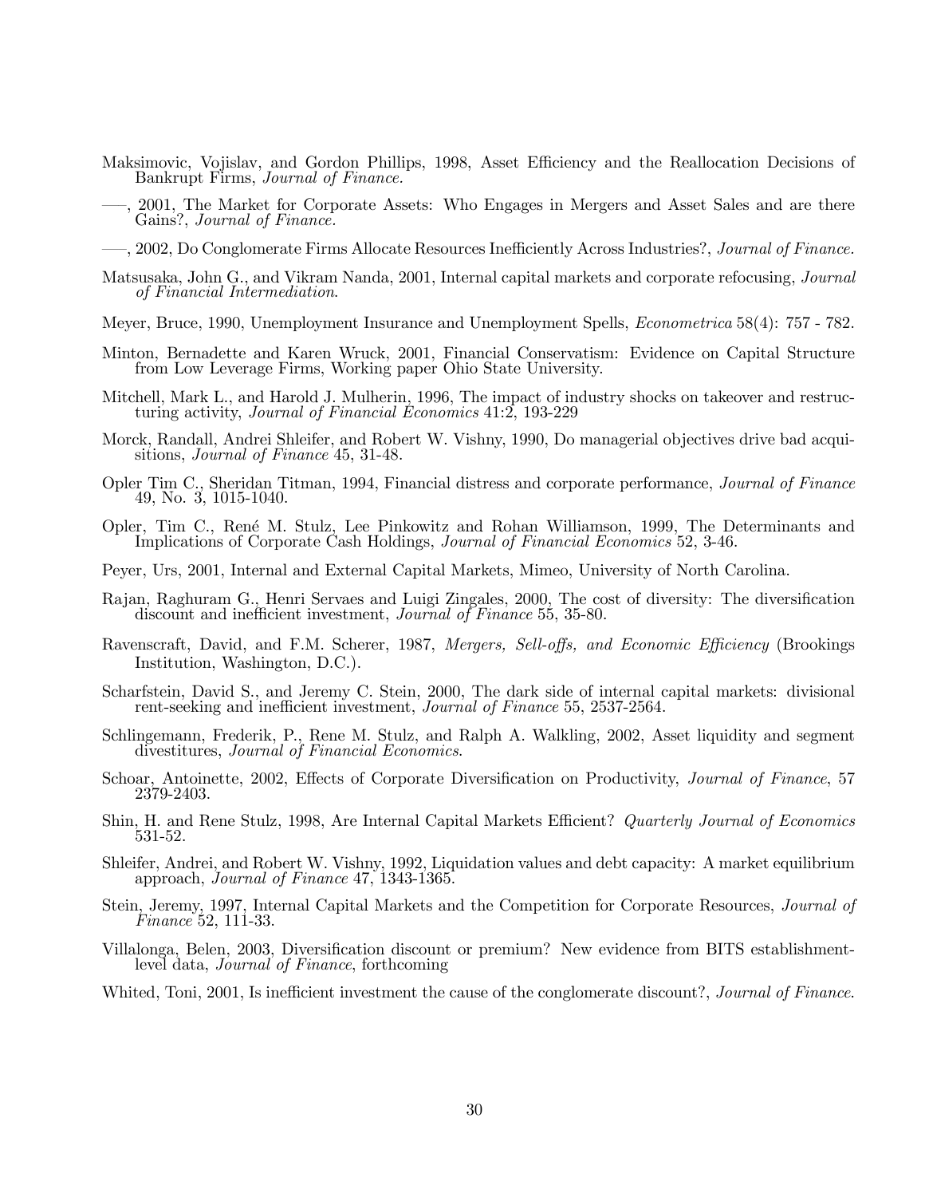Maksimovic, Vojislav, and Gordon Phillips, 1998, Asset Efficiency and the Reallocation Decisions of Bankrupt Firms, *Journal of Finance.*

—–, 2001, The Market for Corporate Assets: Who Engages in Mergers and Asset Sales and are there Gains?, *Journal of Finance.*

—–, 2002, Do Conglomerate Firms Allocate Resources Inefficiently Across Industries?, *Journal of Finance.*

Matsusaka, John G., and Vikram Nanda, 2001, Internal capital markets and corporate refocusing, *Journal of Financial Intermediation*.

Meyer, Bruce, 1990, Unemployment Insurance and Unemployment Spells, *Econometrica* 58(4): 757 - 782.

Minton, Bernadette and Karen Wruck, 2001, Financial Conservatism: Evidence on Capital Structure from Low Leverage Firms, Working paper Ohio State University.

Mitchell, Mark L., and Harold J. Mulherin, 1996, The impact of industry shocks on takeover and restructuring activity, *Journal of Financial Economics* 41:2, 193-229

Morck, Randall, Andrei Shleifer, and Robert W. Vishny, 1990, Do managerial objectives drive bad acquisitions, *Journal of Finance* 45, 31-48.

Opler Tim C., Sheridan Titman, 1994, Financial distress and corporate performance, *Journal of Finance* 49, No. 3, 1015-1040.

Opler, Tim C., René M. Stulz, Lee Pinkowitz and Rohan Williamson, 1999, The Determinants and Implications of Corporate Cash Holdings, *Journal of Financial Economics* 52, 3-46.

Peyer, Urs, 2001, Internal and External Capital Markets, Mimeo, University of North Carolina.

Rajan, Raghuram G., Henri Servaes and Luigi Zingales, 2000, The cost of diversity: The diversification discount and inefficient investment, *Journal of Finance* 55, 35-80.

Ravenscraft, David, and F.M. Scherer, 1987, *Mergers, Sell-offs, and Economic Efficiency* (Brookings Institution, Washington, D.C.).

Scharfstein, David S., and Jeremy C. Stein, 2000, The dark side of internal capital markets: divisional rent-seeking and inefficient investment, *Journal of Finance* 55, 2537-2564.

Schlingemann, Frederik, P., Rene M. Stulz, and Ralph A. Walkling, 2002, Asset liquidity and segment divestitures, *Journal of Financial Economics*.

Schoar, Antoinette, 2002, Effects of Corporate Diversification on Productivity, *Journal of Finance*, 57 2379-2403.

Shin, H. and Rene Stulz, 1998, Are Internal Capital Markets Efficient? *Quarterly Journal of Economics* 531-52.

Shleifer, Andrei, and Robert W. Vishny, 1992, Liquidation values and debt capacity: A market equilibrium approach, *Journal of Finance* 47, 1343-1365.

Stein, Jeremy, 1997, Internal Capital Markets and the Competition for Corporate Resources, *Journal of Finance* 52, 111-33.

Villalonga, Belen, 2003, Diversification discount or premium? New evidence from BITS establishment-level data, *Journal of Finance*, forthcoming

Whited, Toni, 2001, Is inefficient investment the cause of the conglomerate discount?, *Journal of Finance*.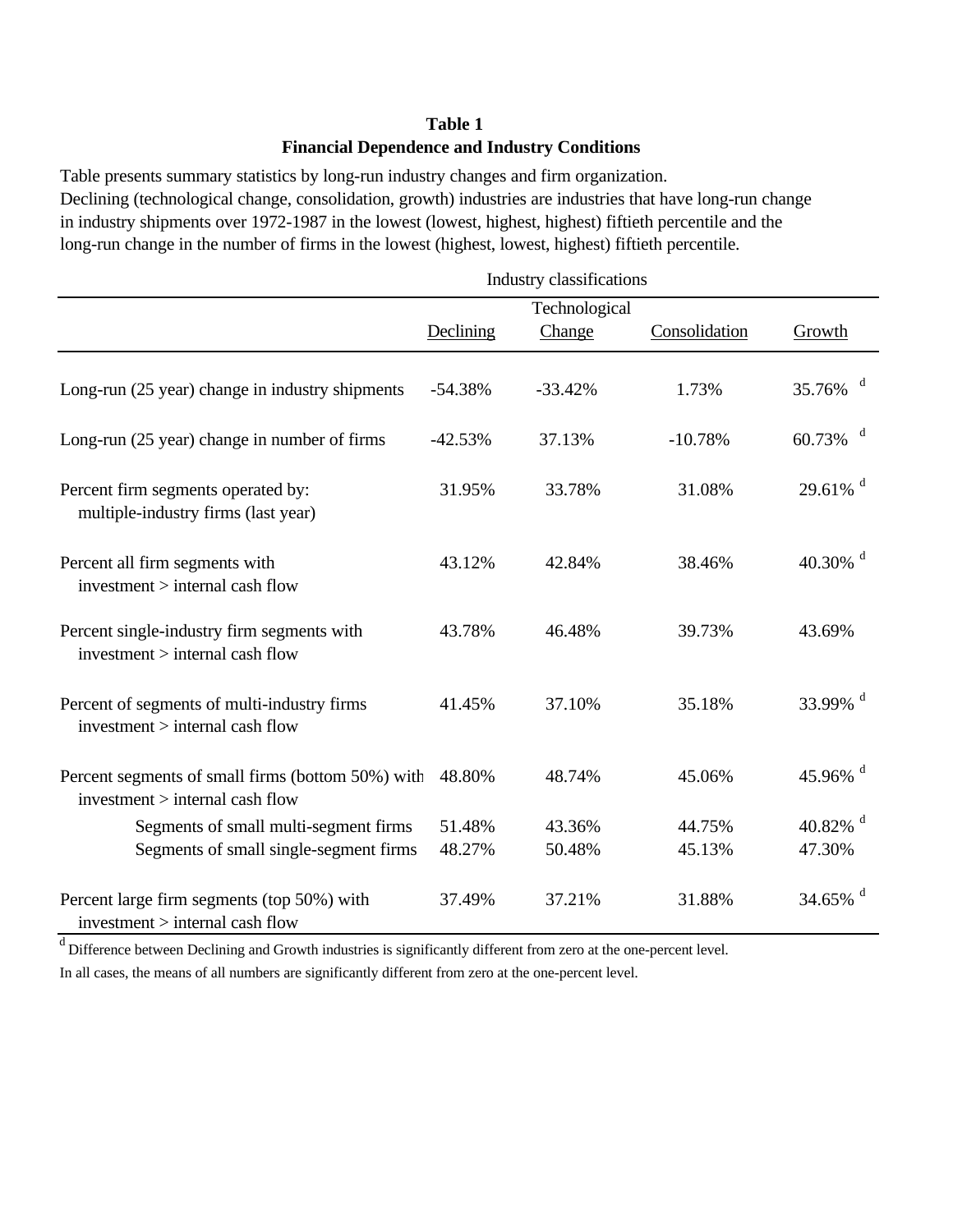**Table 1**
**Financial Dependence and Industry Conditions**

Table presents summary statistics by long-run industry changes and firm organization. Declining (technological change, consolidation, growth) industries are industries that have long-run change in industry shipments over 1972-1987 in the lowest (lowest, highest, highest) fiftieth percentile and the long-run change in the number of firms in the lowest (highest, lowest, highest) fiftieth percentile.

| | Industry classifications | | | |
|---|---|---|---|---|
| | Declining | Technological Change | Consolidation | Growth |
| Long-run (25 year) change in industry shipments | -54.38% | -33.42% | 1.73% | 35.76% [d] |
| Long-run (25 year) change in number of firms | -42.53% | 37.13% | -10.78% | 60.73% [d] |
| Percent firm segments operated by: multiple-industry firms (last year) | 31.95% | 33.78% | 31.08% | 29.61% [d] |
| Percent all firm segments with investment > internal cash flow | 43.12% | 42.84% | 38.46% | 40.30% [d] |
| Percent single-industry firm segments with investment > internal cash flow | 43.78% | 46.48% | 39.73% | 43.69% |
| Percent of segments of multi-industry firms investment > internal cash flow | 41.45% | 37.10% | 35.18% | 33.99% [d] |
| Percent segments of small firms (bottom 50%) with investment > internal cash flow | 48.80% | 48.74% | 45.06% | 45.96% [d] |
| Segments of small multi-segment firms | 51.48% | 43.36% | 44.75% | 40.82% [d] |
| Segments of small single-segment firms | 48.27% | 50.48% | 45.13% | 47.30% |
| Percent large firm segments (top 50%) with investment > internal cash flow | 37.49% | 37.21% | 31.88% | 34.65% [d] |

[d] Difference between Declining and Growth industries is significantly different from zero at the one-percent level.

In all cases, the means of all numbers are significantly different from zero at the one-percent level.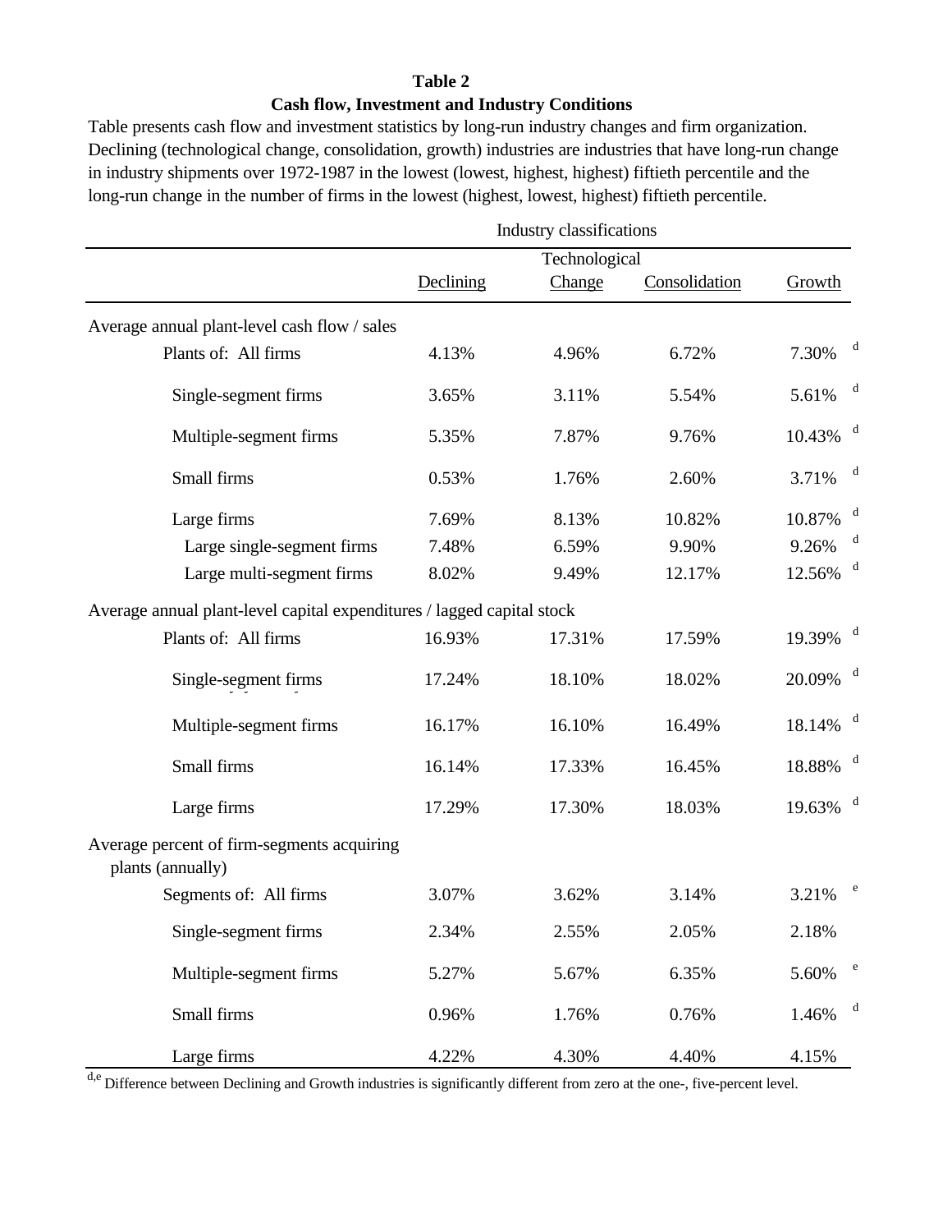**Table 2**

**Cash flow, Investment and Industry Conditions**

Table presents cash flow and investment statistics by long-run industry changes and firm organization. Declining (technological change, consolidation, growth) industries are industries that have long-run change in industry shipments over 1972-1987 in the lowest (lowest, highest, highest) fiftieth percentile and the long-run change in the number of firms in the lowest (highest, lowest, highest) fiftieth percentile.

| | Industry classifications | | | |
|---|---|---|---|---|
| | Declining | Technological Change | Consolidation | Growth |
| Average annual plant-level cash flow / sales | | | | |
| Plants of: All firms | 4.13% | 4.96% | 6.72% | 7.30% [d] |
| Single-segment firms | 3.65% | 3.11% | 5.54% | 5.61% [d] |
| Multiple-segment firms | 5.35% | 7.87% | 9.76% | 10.43% [d] |
| Small firms | 0.53% | 1.76% | 2.60% | 3.71% [d] |
| Large firms | 7.69% | 8.13% | 10.82% | 10.87% [d] |
| Large single-segment firms | 7.48% | 6.59% | 9.90% | 9.26% [d] |
| Large multi-segment firms | 8.02% | 9.49% | 12.17% | 12.56% [d] |
| Average annual plant-level capital expenditures / lagged capital stock | | | | |
| Plants of: All firms | 16.93% | 17.31% | 17.59% | 19.39% [d] |
| Single-segment firms | 17.24% | 18.10% | 18.02% | 20.09% [d] |
| Multiple-segment firms | 16.17% | 16.10% | 16.49% | 18.14% [d] |
| Small firms | 16.14% | 17.33% | 16.45% | 18.88% [d] |
| Large firms | 17.29% | 17.30% | 18.03% | 19.63% [d] |
| Average percent of firm-segments acquiring plants (annually) | | | | |
| Segments of: All firms | 3.07% | 3.62% | 3.14% | 3.21% [e] |
| Single-segment firms | 2.34% | 2.55% | 2.05% | 2.18% |
| Multiple-segment firms | 5.27% | 5.67% | 6.35% | 5.60% [e] |
| Small firms | 0.96% | 1.76% | 0.76% | 1.46% [d] |
| Large firms | 4.22% | 4.30% | 4.40% | 4.15% |

[d,e] Difference between Declining and Growth industries is significantly different from zero at the one-, five-percent level.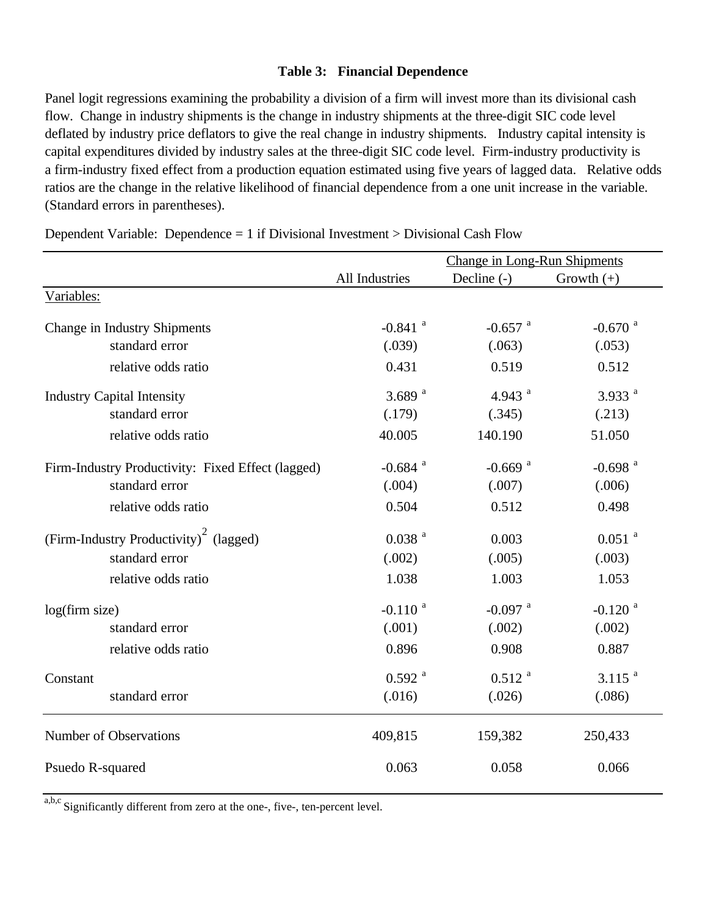**Table 3: Financial Dependence**

Panel logit regressions examining the probability a division of a firm will invest more than its divisional cash flow. Change in industry shipments is the change in industry shipments at the three-digit SIC code level deflated by industry price deflators to give the real change in industry shipments. Industry capital intensity is capital expenditures divided by industry sales at the three-digit SIC code level. Firm-industry productivity is a firm-industry fixed effect from a production equation estimated using five years of lagged data. Relative odds ratios are the change in the relative likelihood of financial dependence from a one unit increase in the variable. (Standard errors in parentheses).

Dependent Variable: Dependence = 1 if Divisional Investment > Divisional Cash Flow

| | | Change in Long-Run Shipments | |
|---|---|---|---|
| | All Industries | Decline (-) | Growth (+) |
| Variables: | | | |
| Change in Industry Shipments | -0.841 [a] | -0.657 [a] | -0.670 [a] |
| standard error | (.039) | (.063) | (.053) |
| relative odds ratio | 0.431 | 0.519 | 0.512 |
| Industry Capital Intensity | 3.689 [a] | 4.943 [a] | 3.933 [a] |
| standard error | (.179) | (.345) | (.213) |
| relative odds ratio | 40.005 | 140.190 | 51.050 |
| Firm-Industry Productivity: Fixed Effect (lagged) | -0.684 [a] | -0.669 [a] | -0.698 [a] |
| standard error | (.004) | (.007) | (.006) |
| relative odds ratio | 0.504 | 0.512 | 0.498 |
| $(\text{Firm-Industry Productivity})^2$ (lagged) | 0.038 [a] | 0.003 | 0.051 [a] |
| standard error | (.002) | (.005) | (.003) |
| relative odds ratio | 1.038 | 1.003 | 1.053 |
| log(firm size) | -0.110 [a] | -0.097 [a] | -0.120 [a] |
| standard error | (.001) | (.002) | (.002) |
| relative odds ratio | 0.896 | 0.908 | 0.887 |
| Constant | 0.592 [a] | 0.512 [a] | 3.115 [a] |
| standard error | (.016) | (.026) | (.086) |
| Number of Observations | 409,815 | 159,382 | 250,433 |
| Psuedo R-squared | 0.063 | 0.058 | 0.066 |

[a,b,c] Significantly different from zero at the one-, five-, ten-percent level.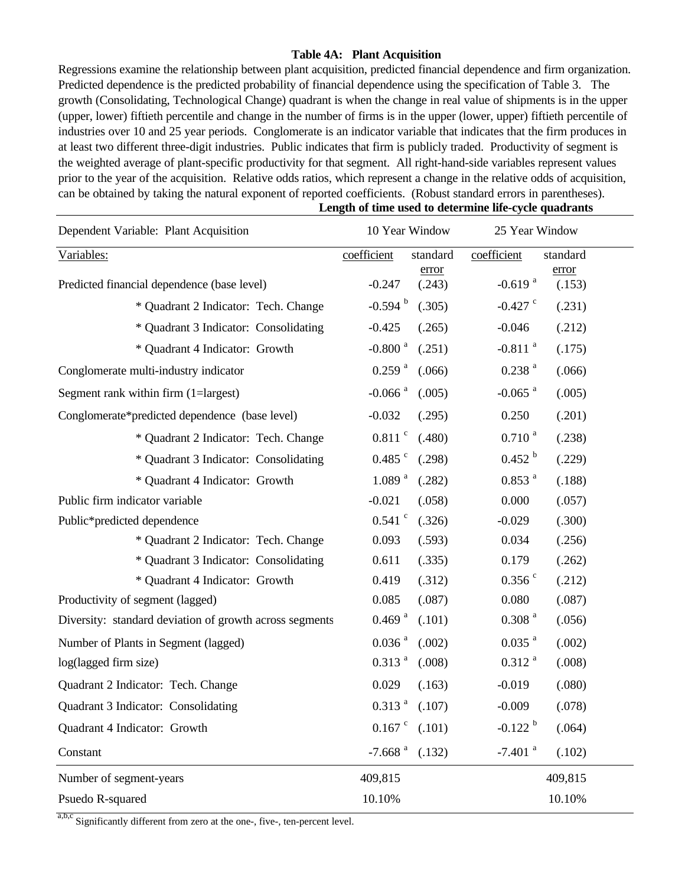**Table 4A: Plant Acquisition**

Regressions examine the relationship between plant acquisition, predicted financial dependence and firm organization. Predicted dependence is the predicted probability of financial dependence using the specification of Table 3. The growth (Consolidating, Technological Change) quadrant is when the change in real value of shipments is in the upper (upper, lower) fiftieth percentile and change in the number of firms is in the upper (lower, upper) fiftieth percentile of industries over 10 and 25 year periods. Conglomerate is an indicator variable that indicates that the firm produces in at least two different three-digit industries. Public indicates that firm is publicly traded. Productivity of segment is the weighted average of plant-specific productivity for that segment. All right-hand-side variables represent values prior to the year of the acquisition. Relative odds ratios, which represent a change in the relative odds of acquisition, can be obtained by taking the natural exponent of reported coefficients. (Robust standard errors in parentheses).

| | Length of time used to determine life-cycle quadrants | | | |
|---|---|---|---|---|
| Dependent Variable: Plant Acquisition | 10 Year Window | | 25 Year Window | |
| Variables: | coefficient | standard error | coefficient | standard error |
| Predicted financial dependence (base level) | -0.247 | (.243) | -0.619 [a] | (.153) |
| * Quadrant 2 Indicator: Tech. Change | -0.594 [b] | (.305) | -0.427 [c] | (.231) |
| * Quadrant 3 Indicator: Consolidating | -0.425 | (.265) | -0.046 | (.212) |
| * Quadrant 4 Indicator: Growth | -0.800 [a] | (.251) | -0.811 [a] | (.175) |
| Conglomerate multi-industry indicator | 0.259 [a] | (.066) | 0.238 [a] | (.066) |
| Segment rank within firm (1=largest) | -0.066 [a] | (.005) | -0.065 [a] | (.005) |
| Conglomerate*predicted dependence (base level) | -0.032 | (.295) | 0.250 | (.201) |
| * Quadrant 2 Indicator: Tech. Change | 0.811 [c] | (.480) | 0.710 [a] | (.238) |
| * Quadrant 3 Indicator: Consolidating | 0.485 [c] | (.298) | 0.452 [b] | (.229) |
| * Quadrant 4 Indicator: Growth | 1.089 [a] | (.282) | 0.853 [a] | (.188) |
| Public firm indicator variable | -0.021 | (.058) | 0.000 | (.057) |
| Public*predicted dependence | 0.541 [c] | (.326) | -0.029 | (.300) |
| * Quadrant 2 Indicator: Tech. Change | 0.093 | (.593) | 0.034 | (.256) |
| * Quadrant 3 Indicator: Consolidating | 0.611 | (.335) | 0.179 | (.262) |
| * Quadrant 4 Indicator: Growth | 0.419 | (.312) | 0.356 [c] | (.212) |
| Productivity of segment (lagged) | 0.085 | (.087) | 0.080 | (.087) |
| Diversity: standard deviation of growth across segments | 0.469 [a] | (.101) | 0.308 [a] | (.056) |
| Number of Plants in Segment (lagged) | 0.036 [a] | (.002) | 0.035 [a] | (.002) |
| log(lagged firm size) | 0.313 [a] | (.008) | 0.312 [a] | (.008) |
| Quadrant 2 Indicator: Tech. Change | 0.029 | (.163) | -0.019 | (.080) |
| Quadrant 3 Indicator: Consolidating | 0.313 [a] | (.107) | -0.009 | (.078) |
| Quadrant 4 Indicator: Growth | 0.167 [c] | (.101) | -0.122 [b] | (.064) |
| Constant | -7.668 [a] | (.132) | -7.401 [a] | (.102) |
| Number of segment-years | 409,815 | | | 409,815 |
| Psuedo R-squared | 10.10% | | | 10.10% |

[a,b,c] Significantly different from zero at the one-, five-, ten-percent level.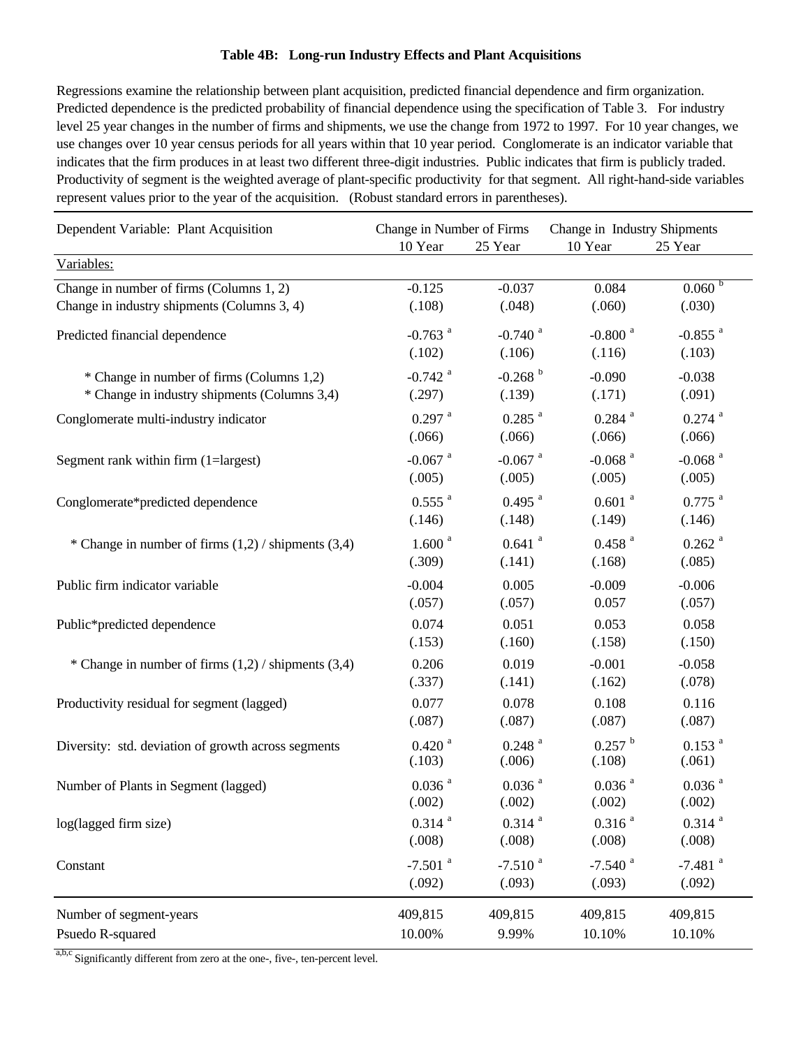**Table 4B: Long-run Industry Effects and Plant Acquisitions**

Regressions examine the relationship between plant acquisition, predicted financial dependence and firm organization. Predicted dependence is the predicted probability of financial dependence using the specification of Table 3. For industry level 25 year changes in the number of firms and shipments, we use the change from 1972 to 1997. For 10 year changes, we use changes over 10 year census periods for all years within that 10 year period. Conglomerate is an indicator variable that indicates that the firm produces in at least two different three-digit industries. Public indicates that firm is publicly traded. Productivity of segment is the weighted average of plant-specific productivity for that segment. All right-hand-side variables represent values prior to the year of the acquisition. (Robust standard errors in parentheses).

| Dependent Variable: Plant Acquisition | Change in Number of Firms | | Change in Industry Shipments | |
|---|---|---|---|---|
| | 10 Year | 25 Year | 10 Year | 25 Year |
| Variables: | | | | |
| Change in number of firms (Columns 1, 2) | -0.125 | -0.037 | 0.084 | 0.060 [b] |
| Change in industry shipments (Columns 3, 4) | (.108) | (.048) | (.060) | (.030) |
| Predicted financial dependence | -0.763 [a] | -0.740 [a] | -0.800 [a] | -0.855 [a] |
| | (.102) | (.106) | (.116) | (.103) |
| * Change in number of firms (Columns 1,2) | -0.742 [a] | -0.268 [b] | -0.090 | -0.038 |
| * Change in industry shipments (Columns 3,4) | (.297) | (.139) | (.171) | (.091) |
| Conglomerate multi-industry indicator | 0.297 [a] | 0.285 [a] | 0.284 [a] | 0.274 [a] |
| | (.066) | (.066) | (.066) | (.066) |
| Segment rank within firm (1=largest) | -0.067 [a] | -0.067 [a] | -0.068 [a] | -0.068 [a] |
| | (.005) | (.005) | (.005) | (.005) |
| Conglomerate*predicted dependence | 0.555 [a] | 0.495 [a] | 0.601 [a] | 0.775 [a] |
| | (.146) | (.148) | (.149) | (.146) |
| * Change in number of firms (1,2) / shipments (3,4) | 1.600 [a] | 0.641 [a] | 0.458 [a] | 0.262 [a] |
| | (.309) | (.141) | (.168) | (.085) |
| Public firm indicator variable | -0.004 | 0.005 | -0.009 | -0.006 |
| | (.057) | (.057) | 0.057 | (.057) |
| Public*predicted dependence | 0.074 | 0.051 | 0.053 | 0.058 |
| | (.153) | (.160) | (.158) | (.150) |
| * Change in number of firms (1,2) / shipments (3,4) | 0.206 | 0.019 | -0.001 | -0.058 |
| | (.337) | (.141) | (.162) | (.078) |
| Productivity residual for segment (lagged) | 0.077 | 0.078 | 0.108 | 0.116 |
| | (.087) | (.087) | (.087) | (.087) |
| Diversity: std. deviation of growth across segments | 0.420 [a] | 0.248 [a] | 0.257 [b] | 0.153 [a] |
| | (.103) | (.006) | (.108) | (.061) |
| Number of Plants in Segment (lagged) | 0.036 [a] | 0.036 [a] | 0.036 [a] | 0.036 [a] |
| | (.002) | (.002) | (.002) | (.002) |
| log(lagged firm size) | 0.314 [a] | 0.314 [a] | 0.316 [a] | 0.314 [a] |
| | (.008) | (.008) | (.008) | (.008) |
| Constant | -7.501 [a] | -7.510 [a] | -7.540 [a] | -7.481 [a] |
| | (.092) | (.093) | (.093) | (.092) |
| Number of segment-years | 409,815 | 409,815 | 409,815 | 409,815 |
| Psuedo R-squared | 10.00% | 9.99% | 10.10% | 10.10% |

[a,b,c] Significantly different from zero at the one-, five-, ten-percent level.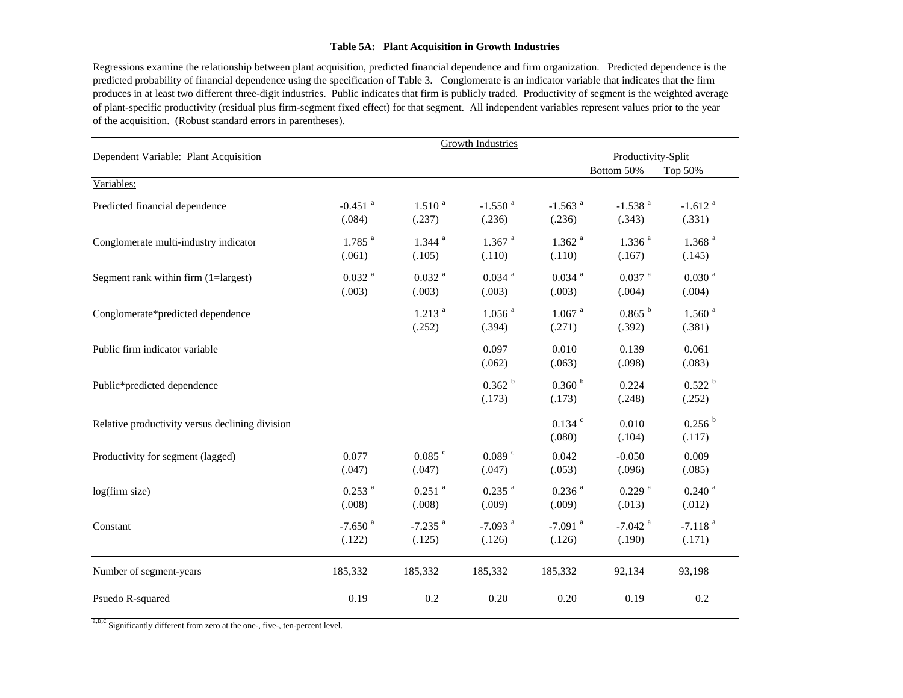**Table 5A: Plant Acquisition in Growth Industries**

Regressions examine the relationship between plant acquisition, predicted financial dependence and firm organization. Predicted dependence is the predicted probability of financial dependence using the specification of Table 3. Conglomerate is an indicator variable that indicates that the firm produces in at least two different three-digit industries. Public indicates that firm is publicly traded. Productivity of segment is the weighted average of plant-specific productivity (residual plus firm-segment fixed effect) for that segment. All independent variables represent values prior to the year of the acquisition. (Robust standard errors in parentheses).

| | Growth Industries | | | | | |
|---|---|---|---|---|---|---|
| Dependent Variable: Plant Acquisition | | | | | Productivity-Split | |
| | | | | | Bottom 50% | Top 50% |
| Variables: | | | | | | |
| Predicted financial dependence | -0.451 [a] | 1.510 [a] | -1.550 [a] | -1.563 [a] | -1.538 [a] | -1.612 [a] |
| | (.084) | (.237) | (.236) | (.236) | (.343) | (.331) |
| Conglomerate multi-industry indicator | 1.785 [a] | 1.344 [a] | 1.367 [a] | 1.362 [a] | 1.336 [a] | 1.368 [a] |
| | (.061) | (.105) | (.110) | (.110) | (.167) | (.145) |
| Segment rank within firm (1=largest) | 0.032 [a] | 0.032 [a] | 0.034 [a] | 0.034 [a] | 0.037 [a] | 0.030 [a] |
| | (.003) | (.003) | (.003) | (.003) | (.004) | (.004) |
| Conglomerate*predicted dependence | | 1.213 [a] | 1.056 [a] | 1.067 [a] | 0.865 [b] | 1.560 [a] |
| | | (.252) | (.394) | (.271) | (.392) | (.381) |
| Public firm indicator variable | | | 0.097 | 0.010 | 0.139 | 0.061 |
| | | | (.062) | (.063) | (.098) | (.083) |
| Public*predicted dependence | | | 0.362 [b] | 0.360 [b] | 0.224 | 0.522 [b] |
| | | | (.173) | (.173) | (.248) | (.252) |
| Relative productivity versus declining division | | | | 0.134 [c] | 0.010 | 0.256 [b] |
| | | | | (.080) | (.104) | (.117) |
| Productivity for segment (lagged) | 0.077 | 0.085 [c] | 0.089 [c] | 0.042 | -0.050 | 0.009 |
| | (.047) | (.047) | (.047) | (.053) | (.096) | (.085) |
| log(firm size) | 0.253 [a] | 0.251 [a] | 0.235 [a] | 0.236 [a] | 0.229 [a] | 0.240 [a] |
| | (.008) | (.008) | (.009) | (.009) | (.013) | (.012) |
| Constant | -7.650 [a] | -7.235 [a] | -7.093 [a] | -7.091 [a] | -7.042 [a] | -7.118 [a] |
| | (.122) | (.125) | (.126) | (.126) | (.190) | (.171) |
| Number of segment-years | 185,332 | 185,332 | 185,332 | 185,332 | 92,134 | 93,198 |
| Psuedo R-squared | 0.19 | 0.2 | 0.20 | 0.20 | 0.19 | 0.2 |

[a,b,c] Significantly different from zero at the one-, five-, ten-percent level.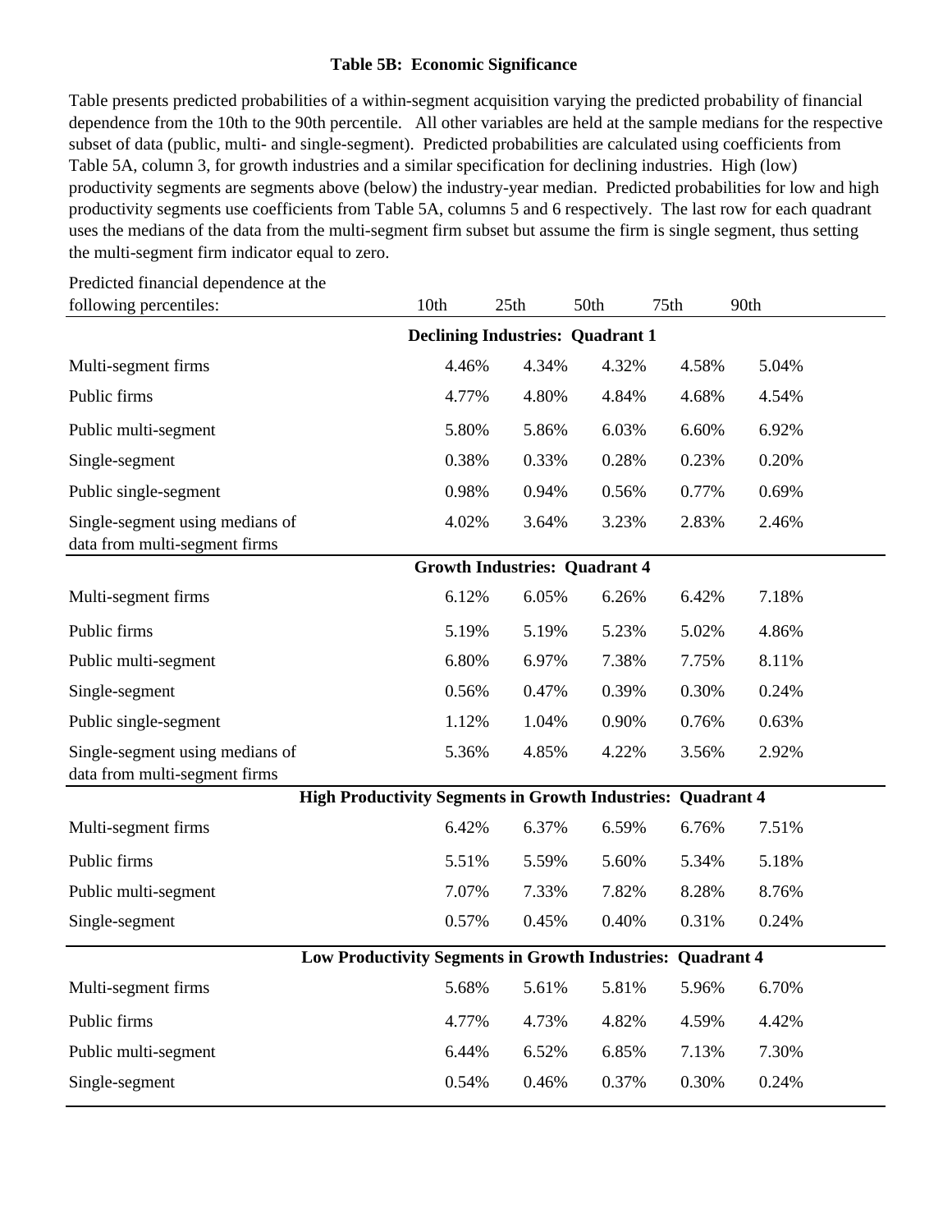**Table 5B: Economic Significance**

Table presents predicted probabilities of a within-segment acquisition varying the predicted probability of financial dependence from the 10th to the 90th percentile. All other variables are held at the sample medians for the respective subset of data (public, multi- and single-segment). Predicted probabilities are calculated using coefficients from Table 5A, column 3, for growth industries and a similar specification for declining industries. High (low) productivity segments are segments above (below) the industry-year median. Predicted probabilities for low and high productivity segments use coefficients from Table 5A, columns 5 and 6 respectively. The last row for each quadrant uses the medians of the data from the multi-segment firm subset but assume the firm is single segment, thus setting the multi-segment firm indicator equal to zero.

| Predicted financial dependence at the following percentiles: | 10th | 25th | 50th | 75th | 90th |
|---|---|---|---|---|---|
| **Declining Industries: Quadrant 1** | | | | | |
| Multi-segment firms | 4.46% | 4.34% | 4.32% | 4.58% | 5.04% |
| Public firms | 4.77% | 4.80% | 4.84% | 4.68% | 4.54% |
| Public multi-segment | 5.80% | 5.86% | 6.03% | 6.60% | 6.92% |
| Single-segment | 0.38% | 0.33% | 0.28% | 0.23% | 0.20% |
| Public single-segment | 0.98% | 0.94% | 0.56% | 0.77% | 0.69% |
| Single-segment using medians of data from multi-segment firms | 4.02% | 3.64% | 3.23% | 2.83% | 2.46% |
| **Growth Industries: Quadrant 4** | | | | | |
| Multi-segment firms | 6.12% | 6.05% | 6.26% | 6.42% | 7.18% |
| Public firms | 5.19% | 5.19% | 5.23% | 5.02% | 4.86% |
| Public multi-segment | 6.80% | 6.97% | 7.38% | 7.75% | 8.11% |
| Single-segment | 0.56% | 0.47% | 0.39% | 0.30% | 0.24% |
| Public single-segment | 1.12% | 1.04% | 0.90% | 0.76% | 0.63% |
| Single-segment using medians of data from multi-segment firms | 5.36% | 4.85% | 4.22% | 3.56% | 2.92% |
| **High Productivity Segments in Growth Industries: Quadrant 4** | | | | | |
| Multi-segment firms | 6.42% | 6.37% | 6.59% | 6.76% | 7.51% |
| Public firms | 5.51% | 5.59% | 5.60% | 5.34% | 5.18% |
| Public multi-segment | 7.07% | 7.33% | 7.82% | 8.28% | 8.76% |
| Single-segment | 0.57% | 0.45% | 0.40% | 0.31% | 0.24% |
| **Low Productivity Segments in Growth Industries: Quadrant 4** | | | | | |
| Multi-segment firms | 5.68% | 5.61% | 5.81% | 5.96% | 6.70% |
| Public firms | 4.77% | 4.73% | 4.82% | 4.59% | 4.42% |
| Public multi-segment | 6.44% | 6.52% | 6.85% | 7.13% | 7.30% |
| Single-segment | 0.54% | 0.46% | 0.37% | 0.30% | 0.24% |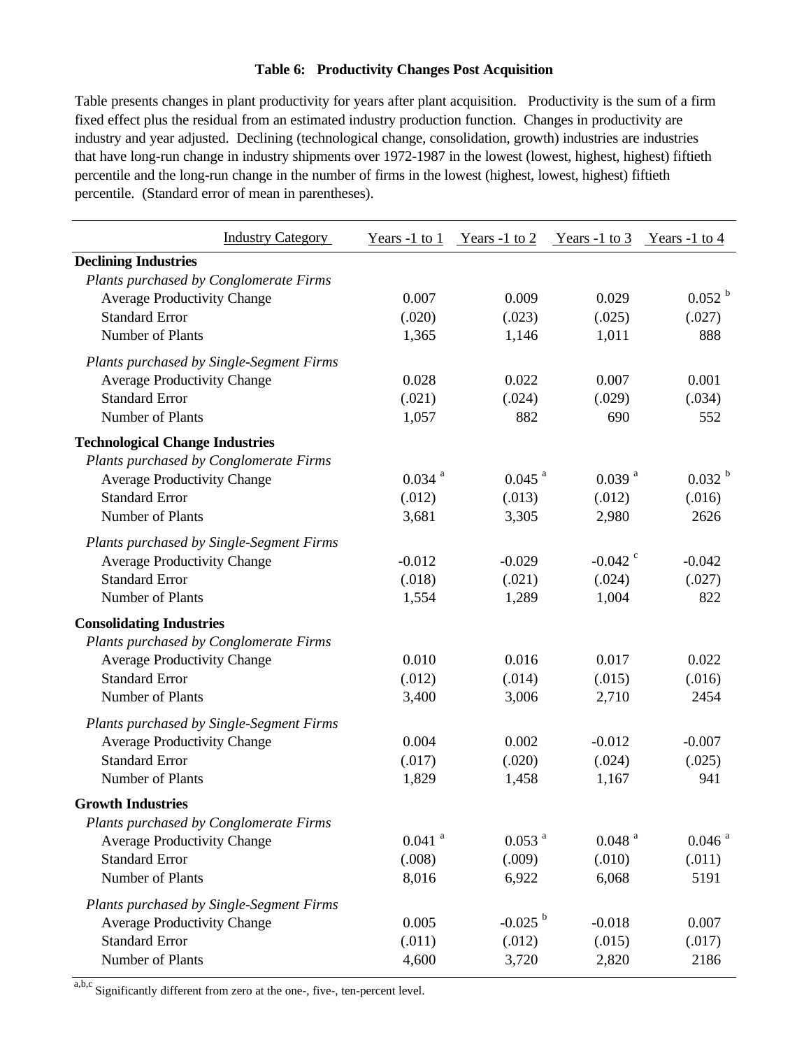**Table 6: Productivity Changes Post Acquisition**

Table presents changes in plant productivity for years after plant acquisition. Productivity is the sum of a firm fixed effect plus the residual from an estimated industry production function. Changes in productivity are industry and year adjusted. Declining (technological change, consolidation, growth) industries are industries that have long-run change in industry shipments over 1972-1987 in the lowest (lowest, highest, highest) fiftieth percentile and the long-run change in the number of firms in the lowest (highest, lowest, highest) fiftieth percentile. (Standard error of mean in parentheses).

| Industry Category | Years -1 to 1 | Years -1 to 2 | Years -1 to 3 | Years -1 to 4 |
|---|---|---|---|---|
| **Declining Industries** | | | | |
| *Plants purchased by Conglomerate Firms* | | | | |
| Average Productivity Change | 0.007 | 0.009 | 0.029 | 0.052 [b] |
| Standard Error | (.020) | (.023) | (.025) | (.027) |
| Number of Plants | 1,365 | 1,146 | 1,011 | 888 |
| *Plants purchased by Single-Segment Firms* | | | | |
| Average Productivity Change | 0.028 | 0.022 | 0.007 | 0.001 |
| Standard Error | (.021) | (.024) | (.029) | (.034) |
| Number of Plants | 1,057 | 882 | 690 | 552 |
| **Technological Change Industries** | | | | |
| *Plants purchased by Conglomerate Firms* | | | | |
| Average Productivity Change | 0.034 [a] | 0.045 [a] | 0.039 [a] | 0.032 [b] |
| Standard Error | (.012) | (.013) | (.012) | (.016) |
| Number of Plants | 3,681 | 3,305 | 2,980 | 2626 |
| *Plants purchased by Single-Segment Firms* | | | | |
| Average Productivity Change | -0.012 | -0.029 | -0.042 [c] | -0.042 |
| Standard Error | (.018) | (.021) | (.024) | (.027) |
| Number of Plants | 1,554 | 1,289 | 1,004 | 822 |
| **Consolidating Industries** | | | | |
| *Plants purchased by Conglomerate Firms* | | | | |
| Average Productivity Change | 0.010 | 0.016 | 0.017 | 0.022 |
| Standard Error | (.012) | (.014) | (.015) | (.016) |
| Number of Plants | 3,400 | 3,006 | 2,710 | 2454 |
| *Plants purchased by Single-Segment Firms* | | | | |
| Average Productivity Change | 0.004 | 0.002 | -0.012 | -0.007 |
| Standard Error | (.017) | (.020) | (.024) | (.025) |
| Number of Plants | 1,829 | 1,458 | 1,167 | 941 |
| **Growth Industries** | | | | |
| *Plants purchased by Conglomerate Firms* | | | | |
| Average Productivity Change | 0.041 [a] | 0.053 [a] | 0.048 [a] | 0.046 [a] |
| Standard Error | (.008) | (.009) | (.010) | (.011) |
| Number of Plants | 8,016 | 6,922 | 6,068 | 5191 |
| *Plants purchased by Single-Segment Firms* | | | | |
| Average Productivity Change | 0.005 | -0.025 [b] | -0.018 | 0.007 |
| Standard Error | (.011) | (.012) | (.015) | (.017) |
| Number of Plants | 4,600 | 3,720 | 2,820 | 2186 |

[a,b,c] Significantly different from zero at the one-, five-, ten-percent level.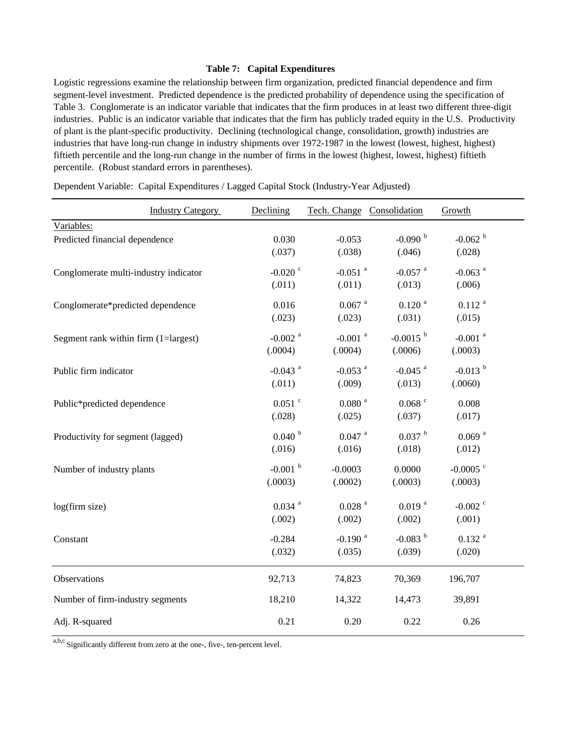**Table 7: Capital Expenditures**

Logistic regressions examine the relationship between firm organization, predicted financial dependence and firm segment-level investment. Predicted dependence is the predicted probability of dependence using the specification of Table 3. Conglomerate is an indicator variable that indicates that the firm produces in at least two different three-digit industries. Public is an indicator variable that indicates that the firm has publicly traded equity in the U.S. Productivity of plant is the plant-specific productivity. Declining (technological change, consolidation, growth) industries are industries that have long-run change in industry shipments over 1972-1987 in the lowest (lowest, highest, highest) fiftieth percentile and the long-run change in the number of firms in the lowest (highest, lowest, highest) fiftieth percentile. (Robust standard errors in parentheses).

Dependent Variable: Capital Expenditures / Lagged Capital Stock (Industry-Year Adjusted)

| Industry Category | Declining | Tech. Change | Consolidation | Growth |
|---|---|---|---|---|
| Variables: | | | | |
| Predicted financial dependence | 0.030 | -0.053 | -0.090 [b] | -0.062 [b] |
| | (.037) | (.038) | (.046) | (.028) |
| Conglomerate multi-industry indicator | -0.020 [c] | -0.051 [a] | -0.057 [a] | -0.063 [a] |
| | (.011) | (.011) | (.013) | (.006) |
| Conglomerate*predicted dependence | 0.016 | 0.067 [a] | 0.120 [a] | 0.112 [a] |
| | (.023) | (.023) | (.031) | (.015) |
| Segment rank within firm (1=largest) | -0.002 [a] | -0.001 [a] | -0.0015 [b] | -0.001 [a] |
| | (.0004) | (.0004) | (.0006) | (.0003) |
| Public firm indicator | -0.043 [a] | -0.053 [a] | -0.045 [a] | -0.013 [b] |
| | (.011) | (.009) | (.013) | (.0060) |
| Public*predicted dependence | 0.051 [c] | 0.080 [a] | 0.068 [c] | 0.008 |
| | (.028) | (.025) | (.037) | (.017) |
| Productivity for segment (lagged) | 0.040 [b] | 0.047 [a] | 0.037 [b] | 0.069 [a] |
| | (.016) | (.016) | (.018) | (.012) |
| Number of industry plants | -0.001 [b] | -0.0003 | 0.0000 | -0.0005 [c] |
| | (.0003) | (.0002) | (.0003) | (.0003) |
| log(firm size) | 0.034 [a] | 0.028 [a] | 0.019 [a] | -0.002 [c] |
| | (.002) | (.002) | (.002) | (.001) |
| Constant | -0.284 | -0.190 [a] | -0.083 [b] | 0.132 [a] |
| | (.032) | (.035) | (.039) | (.020) |
| Observations | 92,713 | 74,823 | 70,369 | 196,707 |
| Number of firm-industry segments | 18,210 | 14,322 | 14,473 | 39,891 |
| Adj. R-squared | 0.21 | 0.20 | 0.22 | 0.26 |

[a,b,c] Significantly different from zero at the one-, five-, ten-percent level.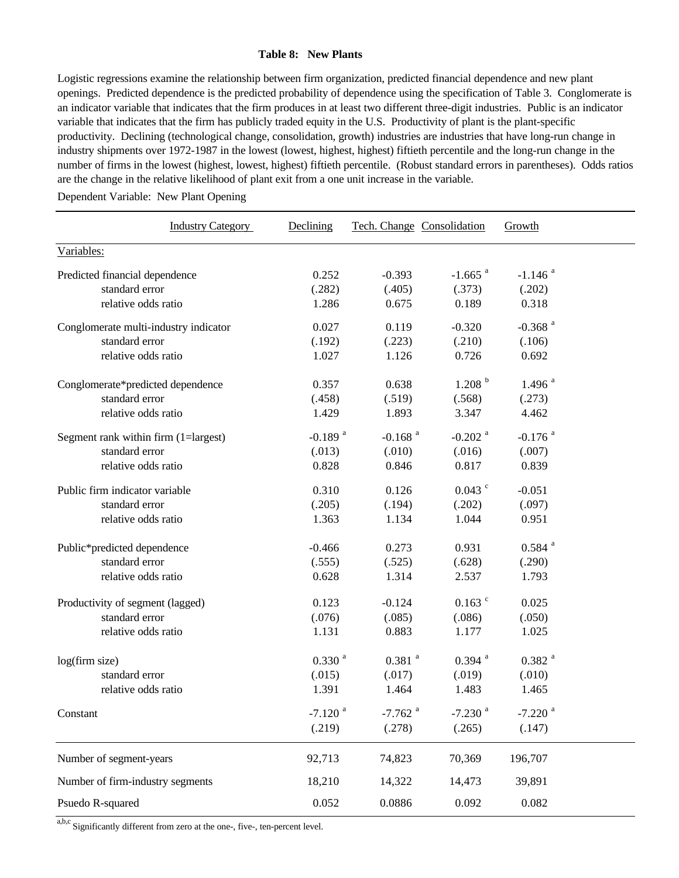**Table 8: New Plants**

Logistic regressions examine the relationship between firm organization, predicted financial dependence and new plant openings. Predicted dependence is the predicted probability of dependence using the specification of Table 3. Conglomerate is an indicator variable that indicates that the firm produces in at least two different three-digit industries. Public is an indicator variable that indicates that the firm has publicly traded equity in the U.S. Productivity of plant is the plant-specific productivity. Declining (technological change, consolidation, growth) industries are industries that have long-run change in industry shipments over 1972-1987 in the lowest (lowest, highest, highest) fiftieth percentile and the long-run change in the number of firms in the lowest (highest, lowest, highest) fiftieth percentile. (Robust standard errors in parentheses). Odds ratios are the change in the relative likelihood of plant exit from a one unit increase in the variable.

Dependent Variable: New Plant Opening

| Industry Category | Declining | Tech. Change | Consolidation | Growth |
|---|---|---|---|---|
| Variables: | | | | |
| Predicted financial dependence | 0.252 | -0.393 | -1.665 [a] | -1.146 [a] |
| standard error | (.282) | (.405) | (.373) | (.202) |
| relative odds ratio | 1.286 | 0.675 | 0.189 | 0.318 |
| Conglomerate multi-industry indicator | 0.027 | 0.119 | -0.320 | -0.368 [a] |
| standard error | (.192) | (.223) | (.210) | (.106) |
| relative odds ratio | 1.027 | 1.126 | 0.726 | 0.692 |
| Conglomerate*predicted dependence | 0.357 | 0.638 | 1.208 [b] | 1.496 [a] |
| standard error | (.458) | (.519) | (.568) | (.273) |
| relative odds ratio | 1.429 | 1.893 | 3.347 | 4.462 |
| Segment rank within firm (1=largest) | -0.189 [a] | -0.168 [a] | -0.202 [a] | -0.176 [a] |
| standard error | (.013) | (.010) | (.016) | (.007) |
| relative odds ratio | 0.828 | 0.846 | 0.817 | 0.839 |
| Public firm indicator variable | 0.310 | 0.126 | 0.043 [c] | -0.051 |
| standard error | (.205) | (.194) | (.202) | (.097) |
| relative odds ratio | 1.363 | 1.134 | 1.044 | 0.951 |
| Public*predicted dependence | -0.466 | 0.273 | 0.931 | 0.584 [a] |
| standard error | (.555) | (.525) | (.628) | (.290) |
| relative odds ratio | 0.628 | 1.314 | 2.537 | 1.793 |
| Productivity of segment (lagged) | 0.123 | -0.124 | 0.163 [c] | 0.025 |
| standard error | (.076) | (.085) | (.086) | (.050) |
| relative odds ratio | 1.131 | 0.883 | 1.177 | 1.025 |
| log(firm size) | 0.330 [a] | 0.381 [a] | 0.394 [a] | 0.382 [a] |
| standard error | (.015) | (.017) | (.019) | (.010) |
| relative odds ratio | 1.391 | 1.464 | 1.483 | 1.465 |
| Constant | -7.120 [a] | -7.762 [a] | -7.230 [a] | -7.220 [a] |
| | (.219) | (.278) | (.265) | (.147) |
| Number of segment-years | 92,713 | 74,823 | 70,369 | 196,707 |
| Number of firm-industry segments | 18,210 | 14,322 | 14,473 | 39,891 |
| Psuedo R-squared | 0.052 | 0.0886 | 0.092 | 0.082 |

[a,b,c] Significantly different from zero at the one-, five-, ten-percent level.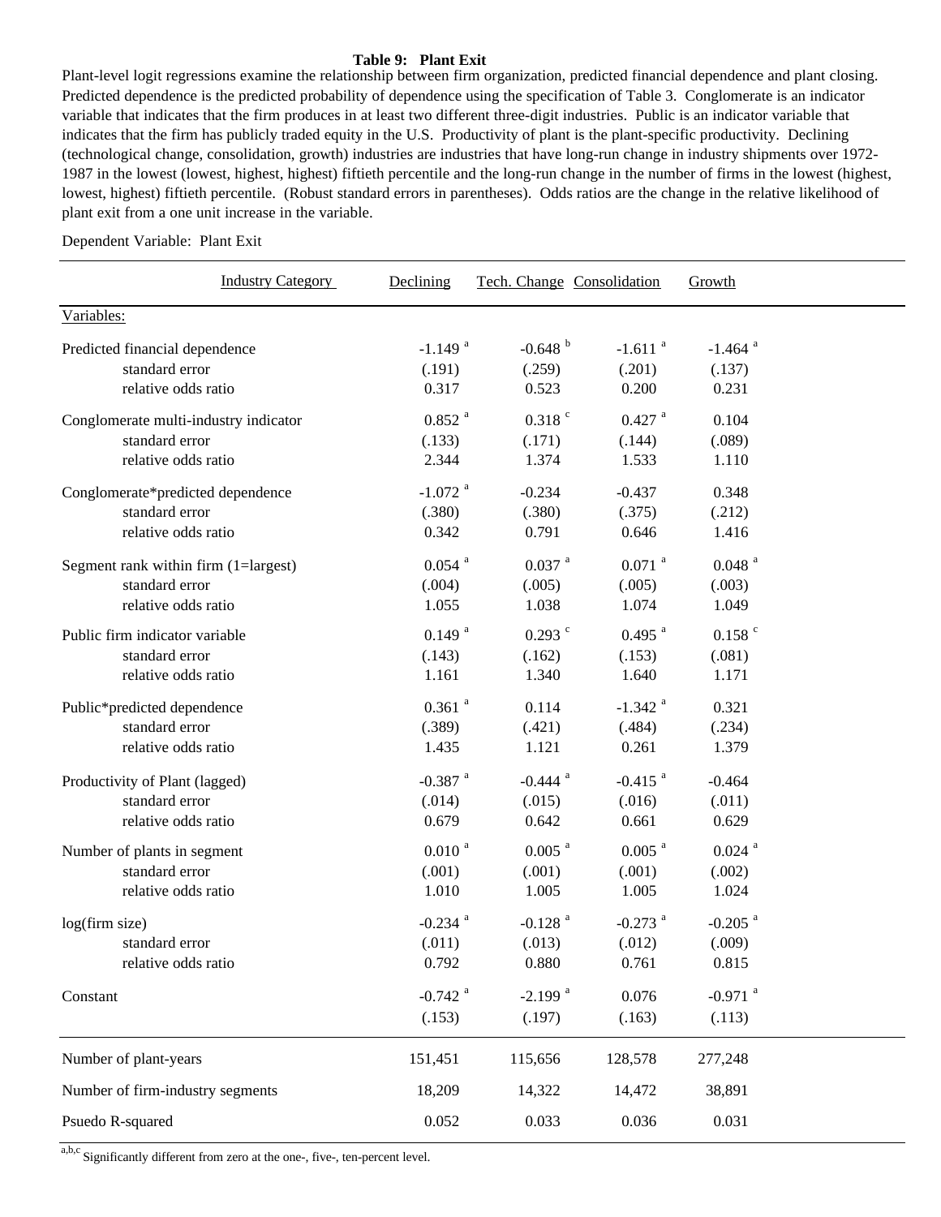**Table 9: Plant Exit**

Plant-level logit regressions examine the relationship between firm organization, predicted financial dependence and plant closing. Predicted dependence is the predicted probability of dependence using the specification of Table 3. Conglomerate is an indicator variable that indicates that the firm produces in at least two different three-digit industries. Public is an indicator variable that indicates that the firm has publicly traded equity in the U.S. Productivity of plant is the plant-specific productivity. Declining (technological change, consolidation, growth) industries are industries that have long-run change in industry shipments over 1972-1987 in the lowest (lowest, highest, highest) fiftieth percentile and the long-run change in the number of firms in the lowest (highest, lowest, highest) fiftieth percentile. (Robust standard errors in parentheses). Odds ratios are the change in the relative likelihood of plant exit from a one unit increase in the variable.

Dependent Variable: Plant Exit

| Industry Category | Declining | Tech. Change | Consolidation | Growth |
|---|---|---|---|---|
| Variables: | | | | |
| Predicted financial dependence | -1.149 [a] | -0.648 [b] | -1.611 [a] | -1.464 [a] |
| standard error | (.191) | (.259) | (.201) | (.137) |
| relative odds ratio | 0.317 | 0.523 | 0.200 | 0.231 |
| Conglomerate multi-industry indicator | 0.852 [a] | 0.318 [c] | 0.427 [a] | 0.104 |
| standard error | (.133) | (.171) | (.144) | (.089) |
| relative odds ratio | 2.344 | 1.374 | 1.533 | 1.110 |
| Conglomerate*predicted dependence | -1.072 [a] | -0.234 | -0.437 | 0.348 |
| standard error | (.380) | (.380) | (.375) | (.212) |
| relative odds ratio | 0.342 | 0.791 | 0.646 | 1.416 |
| Segment rank within firm (1=largest) | 0.054 [a] | 0.037 [a] | 0.071 [a] | 0.048 [a] |
| standard error | (.004) | (.005) | (.005) | (.003) |
| relative odds ratio | 1.055 | 1.038 | 1.074 | 1.049 |
| Public firm indicator variable | 0.149 [a] | 0.293 [c] | 0.495 [a] | 0.158 [c] |
| standard error | (.143) | (.162) | (.153) | (.081) |
| relative odds ratio | 1.161 | 1.340 | 1.640 | 1.171 |
| Public*predicted dependence | 0.361 [a] | 0.114 | -1.342 [a] | 0.321 |
| standard error | (.389) | (.421) | (.484) | (.234) |
| relative odds ratio | 1.435 | 1.121 | 0.261 | 1.379 |
| Productivity of Plant (lagged) | -0.387 [a] | -0.444 [a] | -0.415 [a] | -0.464 |
| standard error | (.014) | (.015) | (.016) | (.011) |
| relative odds ratio | 0.679 | 0.642 | 0.661 | 0.629 |
| Number of plants in segment | 0.010 [a] | 0.005 [a] | 0.005 [a] | 0.024 [a] |
| standard error | (.001) | (.001) | (.001) | (.002) |
| relative odds ratio | 1.010 | 1.005 | 1.005 | 1.024 |
| log(firm size) | -0.234 [a] | -0.128 [a] | -0.273 [a] | -0.205 [a] |
| standard error | (.011) | (.013) | (.012) | (.009) |
| relative odds ratio | 0.792 | 0.880 | 0.761 | 0.815 |
| Constant | -0.742 [a] | -2.199 [a] | 0.076 | -0.971 [a] |
| | (.153) | (.197) | (.163) | (.113) |
| Number of plant-years | 151,451 | 115,656 | 128,578 | 277,248 |
| Number of firm-industry segments | 18,209 | 14,322 | 14,472 | 38,891 |
| Psuedo R-squared | 0.052 | 0.033 | 0.036 | 0.031 |

[a,b,c] Significantly different from zero at the one-, five-, ten-percent level.